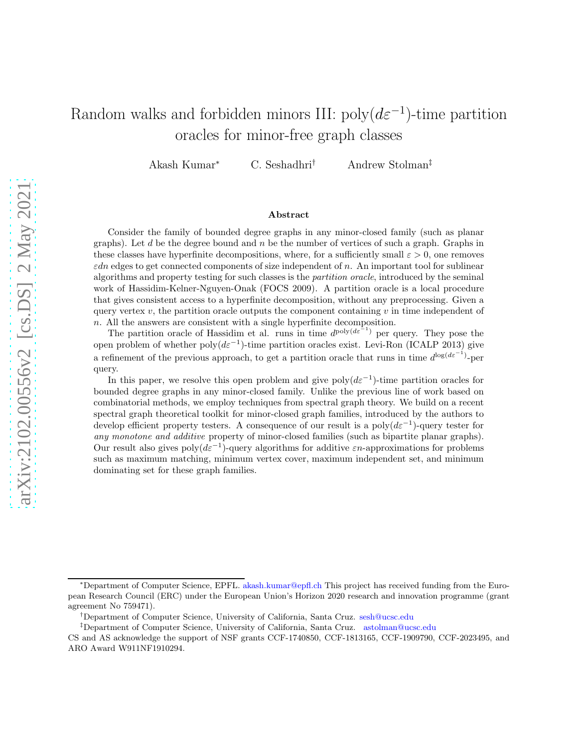# Random walks and forbidden minors III: poly($d\varepsilon^{-1}$)-time partition oracles for minor-free graph classes

Akash Kumar[*] C. Seshadhri[†] Andrew Stolman[‡]

## Abstract

Consider the family of bounded degree graphs in any minor-closed family (such as planar graphs). Let $d$ be the degree bound and $n$ be the number of vertices of such a graph. Graphs in these classes have hyperfinite decompositions, where, for a sufficiently small $\varepsilon > 0$, one removes $\varepsilon dn$ edges to get connected components of size independent of $n$. An important tool for sublinear algorithms and property testing for such classes is the *partition oracle*, introduced by the seminal work of Hassidim-Kelner-Nguyen-Onak (FOCS 2009). A partition oracle is a local procedure that gives consistent access to a hyperfinite decomposition, without any preprocessing. Given a query vertex $v$, the partition oracle outputs the component containing $v$ in time independent of $n$. All the answers are consistent with a single hyperfinite decomposition.

The partition oracle of Hassidim et al. runs in time $d^{\text{poly}(d\varepsilon^{-1})}$ per query. They pose the open problem of whether poly($d\varepsilon^{-1}$)-time partition oracles exist. Levi-Ron (ICALP 2013) give a refinement of the previous approach, to get a partition oracle that runs in time $d^{\log(d\varepsilon^{-1})}$-per query.

In this paper, we resolve this open problem and give poly($d\varepsilon^{-1}$)-time partition oracles for bounded degree graphs in any minor-closed family. Unlike the previous line of work based on combinatorial methods, we employ techniques from spectral graph theory. We build on a recent spectral graph theoretical toolkit for minor-closed graph families, introduced by the authors to develop efficient property testers. A consequence of our result is a poly($d\varepsilon^{-1}$)-query tester for *any monotone and additive* property of minor-closed families (such as bipartite planar graphs). Our result also gives poly($d\varepsilon^{-1}$)-query algorithms for additive $\varepsilon n$-approximations for problems such as maximum matching, minimum vertex cover, maximum independent set, and minimum dominating set for these graph families.

---

[*] Department of Computer Science, EPFL. akash.kumar@epfl.ch This project has received funding from the European Research Council (ERC) under the European Union's Horizon 2020 research and innovation programme (grant agreement No 759471).

[†] Department of Computer Science, University of California, Santa Cruz. sesh@ucsc.edu

[‡] Department of Computer Science, University of California, Santa Cruz. astolman@ucsc.edu

CS and AS acknowledge the support of NSF grants CCF-1740850, CCF-1813165, CCF-1909790, CCF-2023495, and ARO Award W911NF1910294.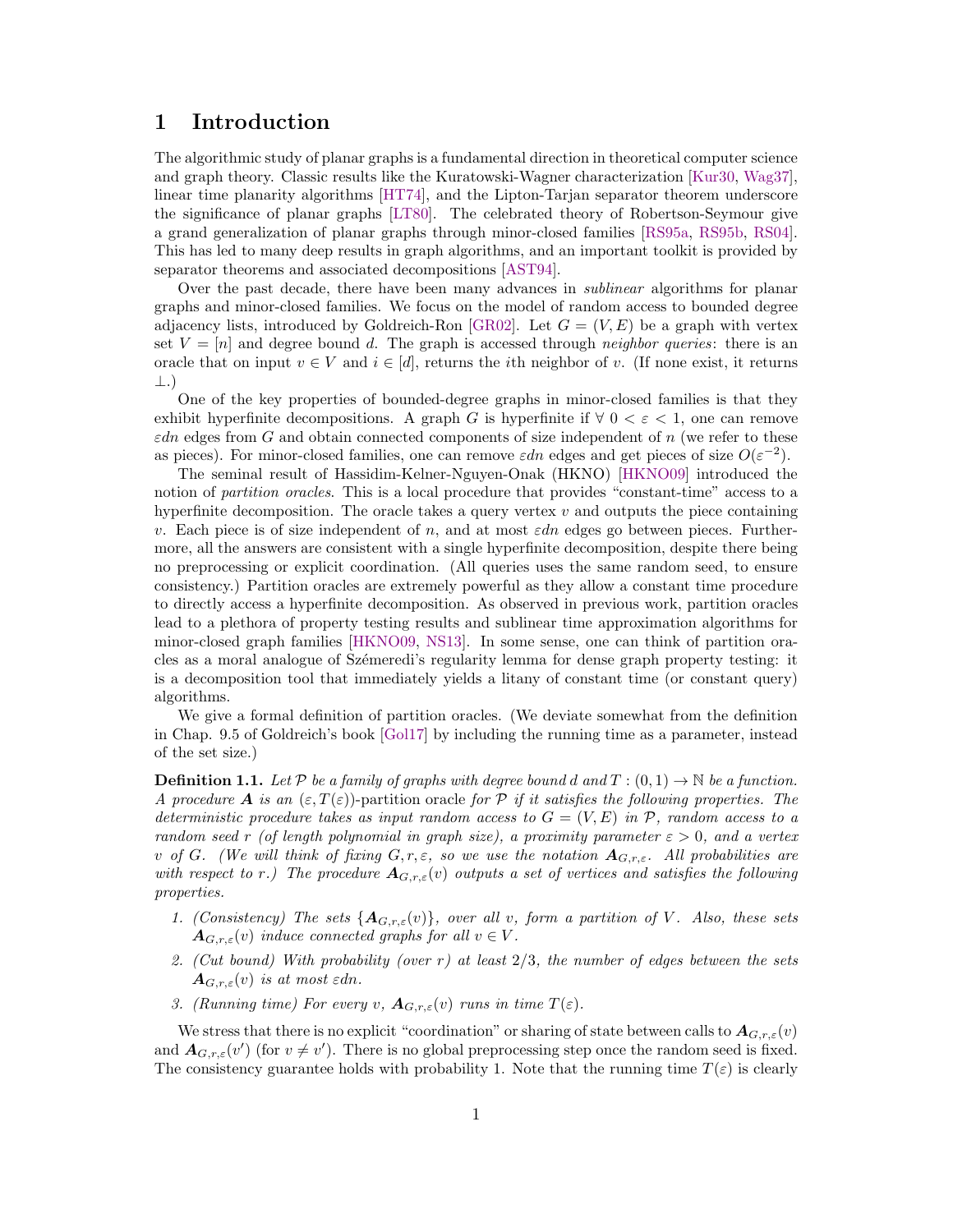# 1 Introduction

The algorithmic study of planar graphs is a fundamental direction in theoretical computer science and graph theory. Classic results like the Kuratowski-Wagner characterization [Kur30, Wag37], linear time planarity algorithms [HT74], and the Lipton-Tarjan separator theorem underscore the significance of planar graphs [LT80]. The celebrated theory of Robertson-Seymour give a grand generalization of planar graphs through minor-closed families [RS95a, RS95b, RS04]. This has led to many deep results in graph algorithms, and an important toolkit is provided by separator theorems and associated decompositions [AST94].

Over the past decade, there have been many advances in *sublinear* algorithms for planar graphs and minor-closed families. We focus on the model of random access to bounded degree adjacency lists, introduced by Goldreich-Ron [GR02]. Let $G = (V, E)$ be a graph with vertex set $V = [n]$ and degree bound $d$. The graph is accessed through *neighbor queries*: there is an oracle that on input $v \in V$ and $i \in [d]$, returns the $i$th neighbor of $v$. (If none exist, it returns $\bot$.)

One of the key properties of bounded-degree graphs in minor-closed families is that they exhibit hyperfinite decompositions. A graph $G$ is hyperfinite if $\forall\ 0 < \varepsilon < 1$, one can remove $\varepsilon dn$ edges from $G$ and obtain connected components of size independent of $n$ (we refer to these as pieces). For minor-closed families, one can remove $\varepsilon dn$ edges and get pieces of size $O(\varepsilon^{-2})$.

The seminal result of Hassidim-Kelner-Nguyen-Onak (HKNO) [HKNO09] introduced the notion of *partition oracles*. This is a local procedure that provides "constant-time" access to a hyperfinite decomposition. The oracle takes a query vertex $v$ and outputs the piece containing $v$. Each piece is of size independent of $n$, and at most $\varepsilon dn$ edges go between pieces. Furthermore, all the answers are consistent with a single hyperfinite decomposition, despite there being no preprocessing or explicit coordination. (All queries uses the same random seed, to ensure consistency.) Partition oracles are extremely powerful as they allow a constant time procedure to directly access a hyperfinite decomposition. As observed in previous work, partition oracles lead to a plethora of property testing results and sublinear time approximation algorithms for minor-closed graph families [HKNO09, NS13]. In some sense, one can think of partition oracles as a moral analogue of Sźemeredi's regularity lemma for dense graph property testing: it is a decomposition tool that immediately yields a litany of constant time (or constant query) algorithms.

We give a formal definition of partition oracles. (We deviate somewhat from the definition in Chap. 9.5 of Goldreich's book [Gol17] by including the running time as a parameter, instead of the set size.)

**Definition 1.1.** *Let $\mathcal{P}$ be a family of graphs with degree bound $d$ and $T : (0, 1) \to \mathbb{N}$ be a function. A procedure $\boldsymbol{A}$ is an $(\varepsilon, T(\varepsilon))$-partition oracle for $\mathcal{P}$ if it satisfies the following properties. The deterministic procedure takes as input random access to $G = (V, E)$ in $\mathcal{P}$, random access to a random seed $r$ (of length polynomial in graph size), a proximity parameter $\varepsilon > 0$, and a vertex $v$ of $G$. (We will think of fixing $G, r, \varepsilon$, so we use the notation $\boldsymbol{A}_{G,r,\varepsilon}$. All probabilities are with respect to $r$.) The procedure $\boldsymbol{A}_{G,r,\varepsilon}(v)$ outputs a set of vertices and satisfies the following properties.*

1. *(Consistency) The sets $\{\boldsymbol{A}_{G,r,\varepsilon}(v)\}$, over all $v$, form a partition of $V$. Also, these sets $\boldsymbol{A}_{G,r,\varepsilon}(v)$ induce connected graphs for all $v \in V$.*
2. *(Cut bound) With probability (over $r$) at least $2/3$, the number of edges between the sets $\boldsymbol{A}_{G,r,\varepsilon}(v)$ is at most $\varepsilon dn$.*
3. *(Running time) For every $v$, $\boldsymbol{A}_{G,r,\varepsilon}(v)$ runs in time $T(\varepsilon)$.*

We stress that there is no explicit "coordination" or sharing of state between calls to $\boldsymbol{A}_{G,r,\varepsilon}(v)$ and $\boldsymbol{A}_{G,r,\varepsilon}(v')$ (for $v \neq v'$). There is no global preprocessing step once the random seed is fixed. The consistency guarantee holds with probability 1. Note that the running time $T(\varepsilon)$ is clearly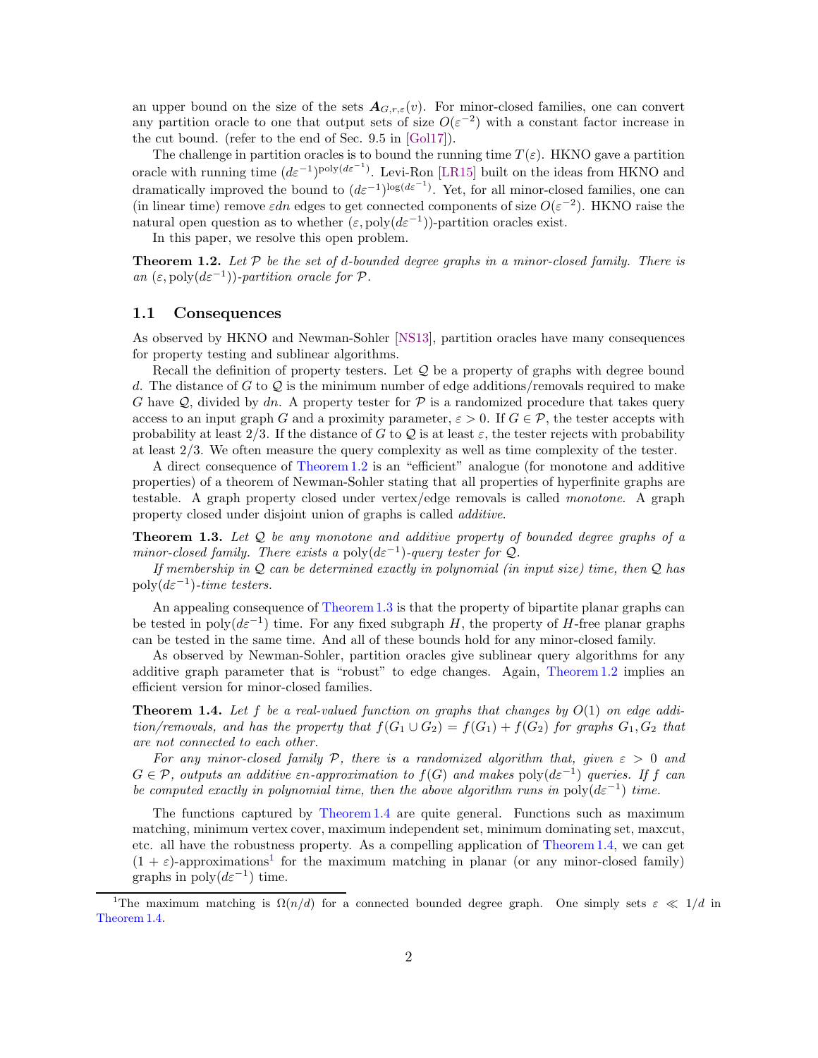an upper bound on the size of the sets $\boldsymbol{A}_{G,r,\varepsilon}(v)$. For minor-closed families, one can convert any partition oracle to one that output sets of size $O(\varepsilon^{-2})$ with a constant factor increase in the cut bound. (refer to the end of Sec. 9.5 in [Gol17]).

The challenge in partition oracles is to bound the running time $T(\varepsilon)$. HKNO gave a partition oracle with running time $(d\varepsilon^{-1})^{\mathrm{poly}(d\varepsilon^{-1})}$. Levi-Ron [LR15] built on the ideas from HKNO and dramatically improved the bound to $(d\varepsilon^{-1})^{\log(d\varepsilon^{-1})}$. Yet, for all minor-closed families, one can (in linear time) remove $\varepsilon dn$ edges to get connected components of size $O(\varepsilon^{-2})$. HKNO raise the natural open question as to whether $(\varepsilon, \mathrm{poly}(d\varepsilon^{-1}))$-partition oracles exist.

In this paper, we resolve this open problem.

**Theorem 1.2.** *Let $\mathcal{P}$ be the set of $d$-bounded degree graphs in a minor-closed family. There is an $(\varepsilon, \mathrm{poly}(d\varepsilon^{-1}))$-partition oracle for $\mathcal{P}$.*

## 1.1 Consequences

As observed by HKNO and Newman-Sohler [NS13], partition oracles have many consequences for property testing and sublinear algorithms.

Recall the definition of property testers. Let $\mathcal{Q}$ be a property of graphs with degree bound $d$. The distance of $G$ to $\mathcal{Q}$ is the minimum number of edge additions/removals required to make $G$ have $\mathcal{Q}$, divided by $dn$. A property tester for $\mathcal{P}$ is a randomized procedure that takes query access to an input graph $G$ and a proximity parameter, $\varepsilon > 0$. If $G \in \mathcal{P}$, the tester accepts with probability at least 2/3. If the distance of $G$ to $\mathcal{Q}$ is at least $\varepsilon$, the tester rejects with probability at least 2/3. We often measure the query complexity as well as time complexity of the tester.

A direct consequence of Theorem 1.2 is an "efficient" analogue (for monotone and additive properties) of a theorem of Newman-Sohler stating that all properties of hyperfinite graphs are testable. A graph property closed under vertex/edge removals is called *monotone*. A graph property closed under disjoint union of graphs is called *additive*.

**Theorem 1.3.** *Let $\mathcal{Q}$ be any monotone and additive property of bounded degree graphs of a minor-closed family. There exists a $\mathrm{poly}(d\varepsilon^{-1})$-query tester for $\mathcal{Q}$.*

*If membership in $\mathcal{Q}$ can be determined exactly in polynomial (in input size) time, then $\mathcal{Q}$ has $\mathrm{poly}(d\varepsilon^{-1})$-time testers.*

An appealing consequence of Theorem 1.3 is that the property of bipartite planar graphs can be tested in $\mathrm{poly}(d\varepsilon^{-1})$ time. For any fixed subgraph $H$, the property of $H$-free planar graphs can be tested in the same time. And all of these bounds hold for any minor-closed family.

As observed by Newman-Sohler, partition oracles give sublinear query algorithms for any additive graph parameter that is "robust" to edge changes. Again, Theorem 1.2 implies an efficient version for minor-closed families.

**Theorem 1.4.** *Let $f$ be a real-valued function on graphs that changes by $O(1)$ on edge addition/removals, and has the property that $f(G_1 \cup G_2) = f(G_1) + f(G_2)$ for graphs $G_1, G_2$ that are not connected to each other.*

*For any minor-closed family $\mathcal{P}$, there is a randomized algorithm that, given $\varepsilon > 0$ and $G \in \mathcal{P}$, outputs an additive $\varepsilon n$-approximation to $f(G)$ and makes $\mathrm{poly}(d\varepsilon^{-1})$ queries. If $f$ can be computed exactly in polynomial time, then the above algorithm runs in $\mathrm{poly}(d\varepsilon^{-1})$ time.*

The functions captured by Theorem 1.4 are quite general. Functions such as maximum matching, minimum vertex cover, maximum independent set, minimum dominating set, maxcut, etc. all have the robustness property. As a compelling application of Theorem 1.4, we can get $(1+\varepsilon)$-approximations[1] for the maximum matching in planar (or any minor-closed family) graphs in $\mathrm{poly}(d\varepsilon^{-1})$ time.

[1] The maximum matching is $\Omega(n/d)$ for a connected bounded degree graph. One simply sets $\varepsilon \ll 1/d$ in Theorem 1.4.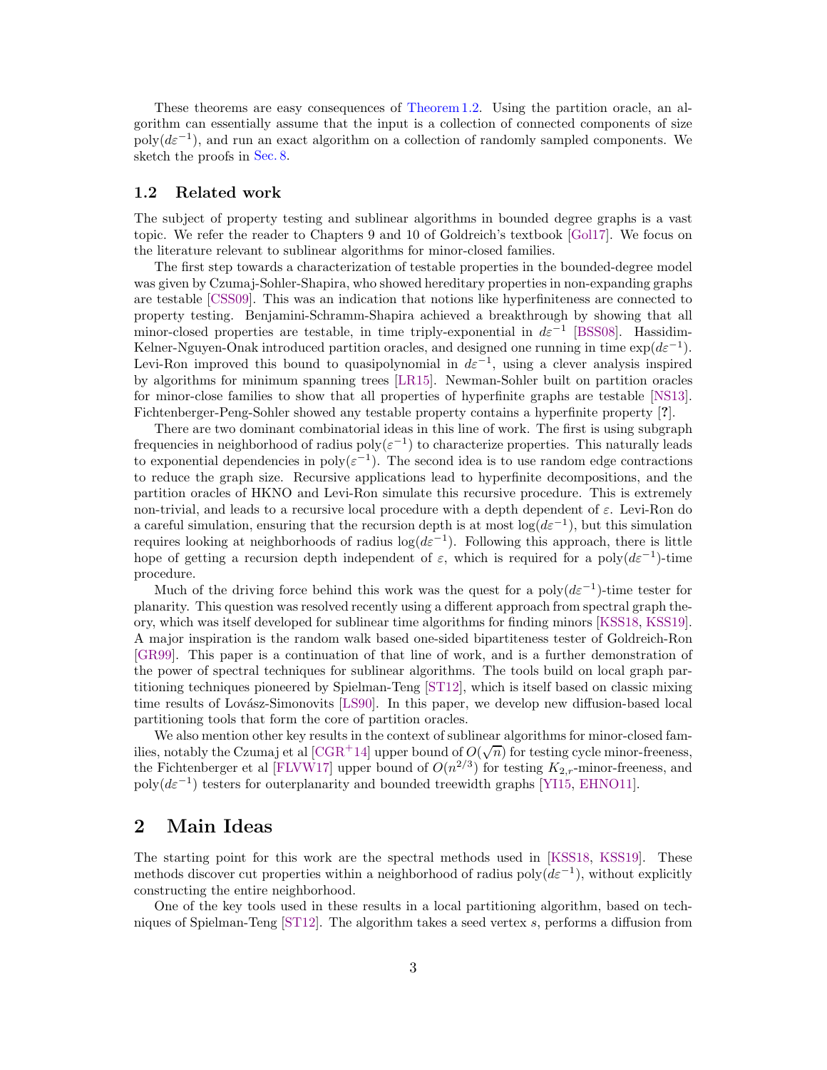These theorems are easy consequences of Theorem 1.2. Using the partition oracle, an algorithm can essentially assume that the input is a collection of connected components of size $\mathrm{poly}(d\varepsilon^{-1})$, and run an exact algorithm on a collection of randomly sampled components. We sketch the proofs in Sec. 8.

### 1.2 Related work

The subject of property testing and sublinear algorithms in bounded degree graphs is a vast topic. We refer the reader to Chapters 9 and 10 of Goldreich's textbook [Gol17]. We focus on the literature relevant to sublinear algorithms for minor-closed families.

The first step towards a characterization of testable properties in the bounded-degree model was given by Czumaj-Sohler-Shapira, who showed hereditary properties in non-expanding graphs are testable [CSS09]. This was an indication that notions like hyperfiniteness are connected to property testing. Benjamini-Schramm-Shapira achieved a breakthrough by showing that all minor-closed properties are testable, in time triply-exponential in $d\varepsilon^{-1}$ [BSS08]. Hassidim-Kelner-Nguyen-Onak introduced partition oracles, and designed one running in time $\exp(d\varepsilon^{-1})$. Levi-Ron improved this bound to quasipolynomial in $d\varepsilon^{-1}$, using a clever analysis inspired by algorithms for minimum spanning trees [LR15]. Newman-Sohler built on partition oracles for minor-close families to show that all properties of hyperfinite graphs are testable [NS13]. Fichtenberger-Peng-Sohler showed any testable property contains a hyperfinite property [?].

There are two dominant combinatorial ideas in this line of work. The first is using subgraph frequencies in neighborhood of radius $\mathrm{poly}(\varepsilon^{-1})$ to characterize properties. This naturally leads to exponential dependencies in $\mathrm{poly}(\varepsilon^{-1})$. The second idea is to use random edge contractions to reduce the graph size. Recursive applications lead to hyperfinite decompositions, and the partition oracles of HKNO and Levi-Ron simulate this recursive procedure. This is extremely non-trivial, and leads to a recursive local procedure with a depth dependent of $\varepsilon$. Levi-Ron do a careful simulation, ensuring that the recursion depth is at most $\log(d\varepsilon^{-1})$, but this simulation requires looking at neighborhoods of radius $\log(d\varepsilon^{-1})$. Following this approach, there is little hope of getting a recursion depth independent of $\varepsilon$, which is required for a $\mathrm{poly}(d\varepsilon^{-1})$-time procedure.

Much of the driving force behind this work was the quest for a $\mathrm{poly}(d\varepsilon^{-1})$-time tester for planarity. This question was resolved recently using a different approach from spectral graph theory, which was itself developed for sublinear time algorithms for finding minors [KSS18, KSS19]. A major inspiration is the random walk based one-sided bipartiteness tester of Goldreich-Ron [GR99]. This paper is a continuation of that line of work, and is a further demonstration of the power of spectral techniques for sublinear algorithms. The tools build on local graph partitioning techniques pioneered by Spielman-Teng [ST12], which is itself based on classic mixing time results of Lovász-Simonovits [LS90]. In this paper, we develop new diffusion-based local partitioning tools that form the core of partition oracles.

We also mention other key results in the context of sublinear algorithms for minor-closed families, notably the Czumaj et al [CGR+14] upper bound of $O(\sqrt{n})$ for testing cycle minor-freeness, the Fichtenberger et al [FLVW17] upper bound of $O(n^{2/3})$ for testing $K_{2,r}$-minor-freeness, and $\mathrm{poly}(d\varepsilon^{-1})$ testers for outerplanarity and bounded treewidth graphs [YI15, EHNO11].

## 2 Main Ideas

The starting point for this work are the spectral methods used in [KSS18, KSS19]. These methods discover cut properties within a neighborhood of radius $\mathrm{poly}(d\varepsilon^{-1})$, without explicitly constructing the entire neighborhood.

One of the key tools used in these results in a local partitioning algorithm, based on techniques of Spielman-Teng [ST12]. The algorithm takes a seed vertex $s$, performs a diffusion from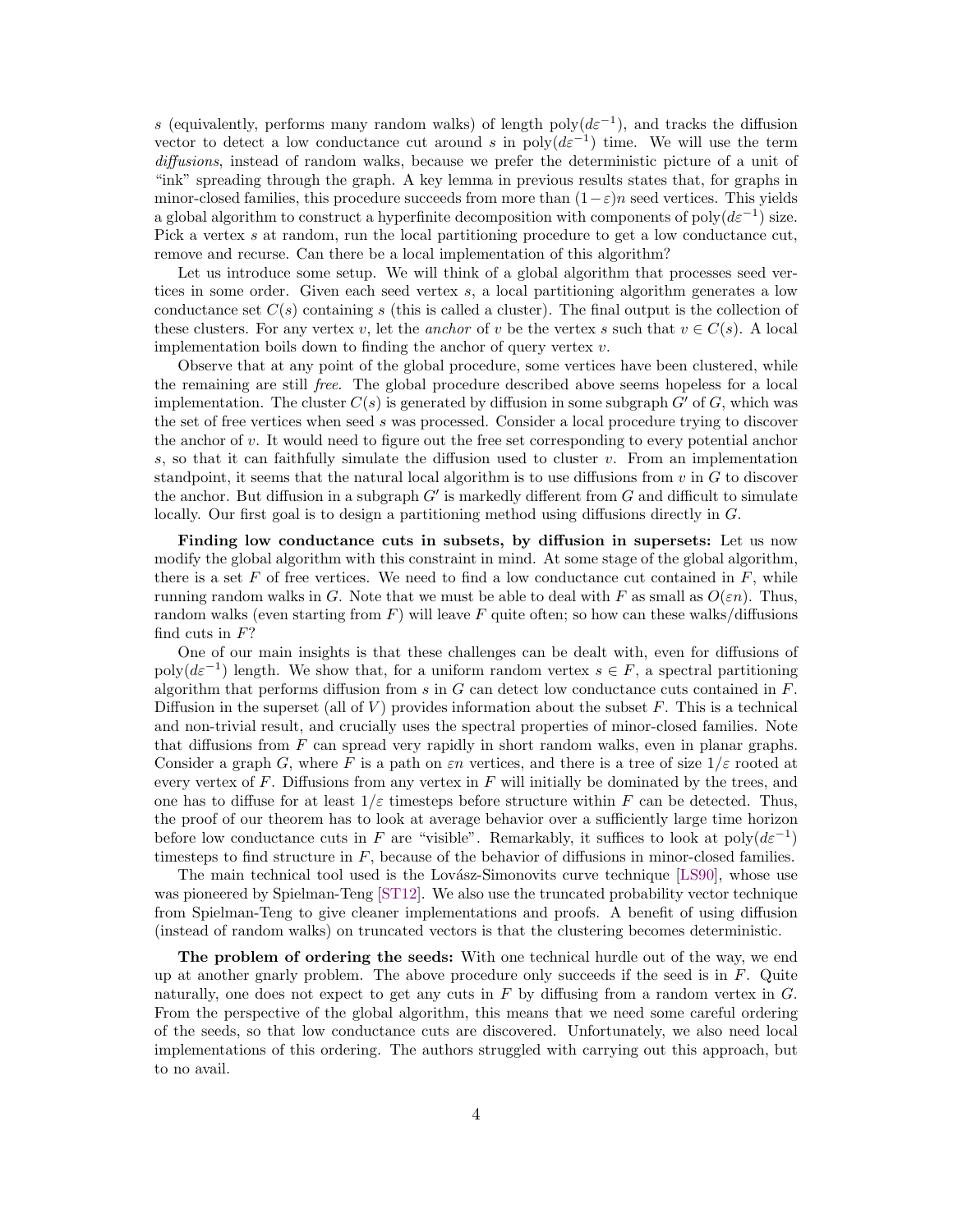$s$ (equivalently, performs many random walks) of length $\mathrm{poly}(d\varepsilon^{-1})$, and tracks the diffusion vector to detect a low conductance cut around $s$ in $\mathrm{poly}(d\varepsilon^{-1})$ time. We will use the term *diffusions*, instead of random walks, because we prefer the deterministic picture of a unit of "ink" spreading through the graph. A key lemma in previous results states that, for graphs in minor-closed families, this procedure succeeds from more than $(1-\varepsilon)n$ seed vertices. This yields a global algorithm to construct a hyperfinite decomposition with components of $\mathrm{poly}(d\varepsilon^{-1})$ size. Pick a vertex $s$ at random, run the local partitioning procedure to get a low conductance cut, remove and recurse. Can there be a local implementation of this algorithm?

Let us introduce some setup. We will think of a global algorithm that processes seed vertices in some order. Given each seed vertex $s$, a local partitioning algorithm generates a low conductance set $C(s)$ containing $s$ (this is called a cluster). The final output is the collection of these clusters. For any vertex $v$, let the *anchor* of $v$ be the vertex $s$ such that $v \in C(s)$. A local implementation boils down to finding the anchor of query vertex $v$.

Observe that at any point of the global procedure, some vertices have been clustered, while the remaining are still *free*. The global procedure described above seems hopeless for a local implementation. The cluster $C(s)$ is generated by diffusion in some subgraph $G'$ of $G$, which was the set of free vertices when seed $s$ was processed. Consider a local procedure trying to discover the anchor of $v$. It would need to figure out the free set corresponding to every potential anchor $s$, so that it can faithfully simulate the diffusion used to cluster $v$. From an implementation standpoint, it seems that the natural local algorithm is to use diffusions from $v$ in $G$ to discover the anchor. But diffusion in a subgraph $G'$ is markedly different from $G$ and difficult to simulate locally. Our first goal is to design a partitioning method using diffusions directly in $G$.

**Finding low conductance cuts in subsets, by diffusion in supersets:** Let us now modify the global algorithm with this constraint in mind. At some stage of the global algorithm, there is a set $F$ of free vertices. We need to find a low conductance cut contained in $F$, while running random walks in $G$. Note that we must be able to deal with $F$ as small as $O(\varepsilon n)$. Thus, random walks (even starting from $F$) will leave $F$ quite often; so how can these walks/diffusions find cuts in $F$?

One of our main insights is that these challenges can be dealt with, even for diffusions of $\mathrm{poly}(d\varepsilon^{-1})$ length. We show that, for a uniform random vertex $s \in F$, a spectral partitioning algorithm that performs diffusion from $s$ in $G$ can detect low conductance cuts contained in $F$. Diffusion in the superset (all of $V$) provides information about the subset $F$. This is a technical and non-trivial result, and crucially uses the spectral properties of minor-closed families. Note that diffusions from $F$ can spread very rapidly in short random walks, even in planar graphs. Consider a graph $G$, where $F$ is a path on $\varepsilon n$ vertices, and there is a tree of size $1/\varepsilon$ rooted at every vertex of $F$. Diffusions from any vertex in $F$ will initially be dominated by the trees, and one has to diffuse for at least $1/\varepsilon$ timesteps before structure within $F$ can be detected. Thus, the proof of our theorem has to look at average behavior over a sufficiently large time horizon before low conductance cuts in $F$ are "visible". Remarkably, it suffices to look at $\mathrm{poly}(d\varepsilon^{-1})$ timesteps to find structure in $F$, because of the behavior of diffusions in minor-closed families.

The main technical tool used is the Lovász-Simonovits curve technique [LS90], whose use was pioneered by Spielman-Teng [ST12]. We also use the truncated probability vector technique from Spielman-Teng to give cleaner implementations and proofs. A benefit of using diffusion (instead of random walks) on truncated vectors is that the clustering becomes deterministic.

**The problem of ordering the seeds:** With one technical hurdle out of the way, we end up at another gnarly problem. The above procedure only succeeds if the seed is in $F$. Quite naturally, one does not expect to get any cuts in $F$ by diffusing from a random vertex in $G$. From the perspective of the global algorithm, this means that we need some careful ordering of the seeds, so that low conductance cuts are discovered. Unfortunately, we also need local implementations of this ordering. The authors struggled with carrying out this approach, but to no avail.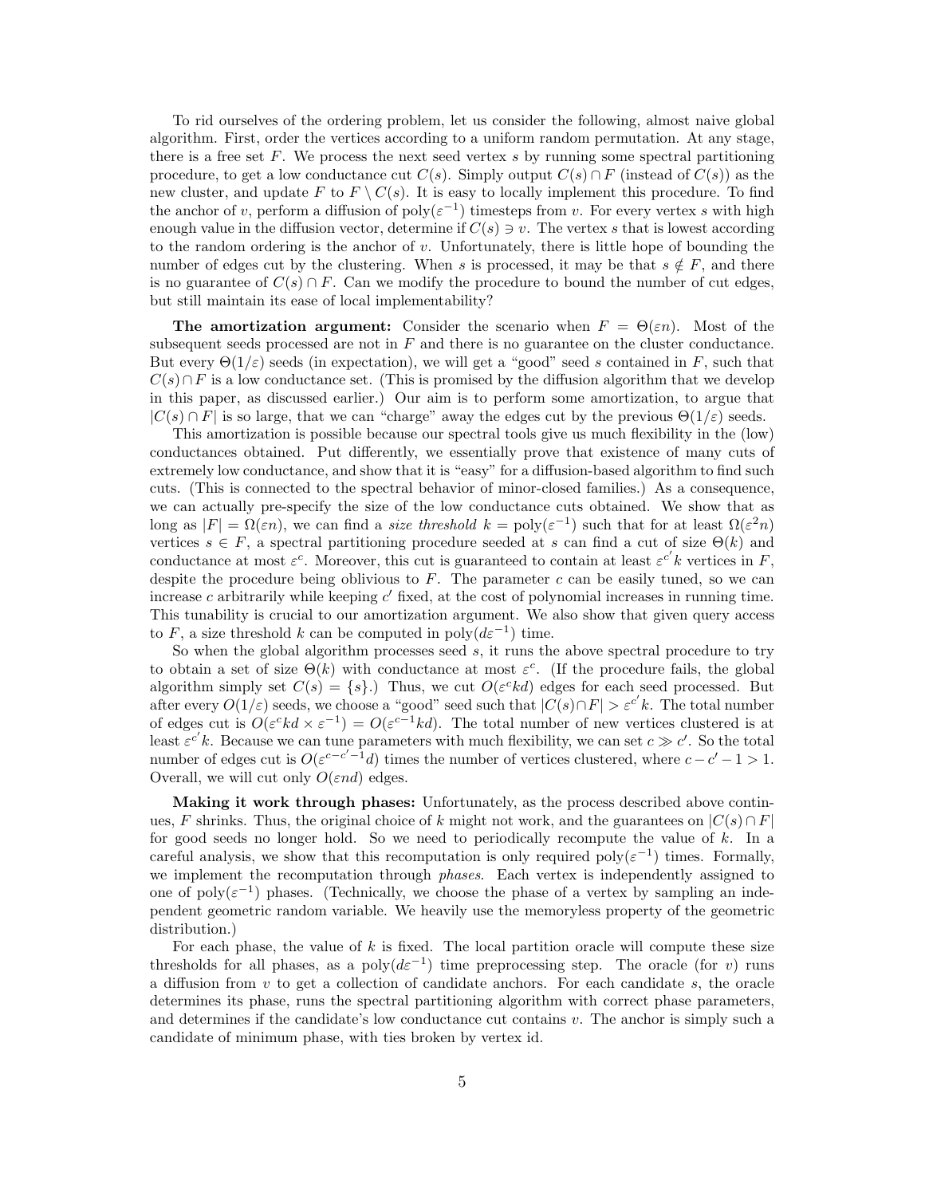To rid ourselves of the ordering problem, let us consider the following, almost naive global algorithm. First, order the vertices according to a uniform random permutation. At any stage, there is a free set $F$. We process the next seed vertex $s$ by running some spectral partitioning procedure, to get a low conductance cut $C(s)$. Simply output $C(s) \cap F$ (instead of $C(s)$) as the new cluster, and update $F$ to $F \setminus C(s)$. It is easy to locally implement this procedure. To find the anchor of $v$, perform a diffusion of $\mathrm{poly}(\varepsilon^{-1})$ timesteps from $v$. For every vertex $s$ with high enough value in the diffusion vector, determine if $C(s) \ni v$. The vertex $s$ that is lowest according to the random ordering is the anchor of $v$. Unfortunately, there is little hope of bounding the number of edges cut by the clustering. When $s$ is processed, it may be that $s \notin F$, and there is no guarantee of $C(s) \cap F$. Can we modify the procedure to bound the number of cut edges, but still maintain its ease of local implementability?

**The amortization argument:** Consider the scenario when $F = \Theta(\varepsilon n)$. Most of the subsequent seeds processed are not in $F$ and there is no guarantee on the cluster conductance. But every $\Theta(1/\varepsilon)$ seeds (in expectation), we will get a "good" seed $s$ contained in $F$, such that $C(s) \cap F$ is a low conductance set. (This is promised by the diffusion algorithm that we develop in this paper, as discussed earlier.) Our aim is to perform some amortization, to argue that $|C(s) \cap F|$ is so large, that we can "charge" away the edges cut by the previous $\Theta(1/\varepsilon)$ seeds.

This amortization is possible because our spectral tools give us much flexibility in the (low) conductances obtained. Put differently, we essentially prove that existence of many cuts of extremely low conductance, and show that it is "easy" for a diffusion-based algorithm to find such cuts. (This is connected to the spectral behavior of minor-closed families.) As a consequence, we can actually pre-specify the size of the low conductance cuts obtained. We show that as long as $|F| = \Omega(\varepsilon n)$, we can find a *size threshold* $k = \mathrm{poly}(\varepsilon^{-1})$ such that for at least $\Omega(\varepsilon^2 n)$ vertices $s \in F$, a spectral partitioning procedure seeded at $s$ can find a cut of size $\Theta(k)$ and conductance at most $\varepsilon^c$. Moreover, this cut is guaranteed to contain at least $\varepsilon^{c'} k$ vertices in $F$, despite the procedure being oblivious to $F$. The parameter $c$ can be easily tuned, so we can increase $c$ arbitrarily while keeping $c'$ fixed, at the cost of polynomial increases in running time. This tunability is crucial to our amortization argument. We also show that given query access to $F$, a size threshold $k$ can be computed in $\mathrm{poly}(d\varepsilon^{-1})$ time.

So when the global algorithm processes seed $s$, it runs the above spectral procedure to try to obtain a set of size $\Theta(k)$ with conductance at most $\varepsilon^c$. (If the procedure fails, the global algorithm simply set $C(s) = \{s\}$.) Thus, we cut $O(\varepsilon^c kd)$ edges for each seed processed. But after every $O(1/\varepsilon)$ seeds, we choose a "good" seed such that $|C(s) \cap F| > \varepsilon^{c'} k$. The total number of edges cut is $O(\varepsilon^c kd \times \varepsilon^{-1}) = O(\varepsilon^{c-1} kd)$. The total number of new vertices clustered is at least $\varepsilon^{c'} k$. Because we can tune parameters with much flexibility, we can set $c \gg c'$. So the total number of edges cut is $O(\varepsilon^{c-c'-1} d)$ times the number of vertices clustered, where $c - c' - 1 > 1$. Overall, we will cut only $O(\varepsilon nd)$ edges.

**Making it work through phases:** Unfortunately, as the process described above continues, $F$ shrinks. Thus, the original choice of $k$ might not work, and the guarantees on $|C(s) \cap F|$ for good seeds no longer hold. So we need to periodically recompute the value of $k$. In a careful analysis, we show that this recomputation is only required $\mathrm{poly}(\varepsilon^{-1})$ times. Formally, we implement the recomputation through *phases*. Each vertex is independently assigned to one of $\mathrm{poly}(\varepsilon^{-1})$ phases. (Technically, we choose the phase of a vertex by sampling an independent geometric random variable. We heavily use the memoryless property of the geometric distribution.)

For each phase, the value of $k$ is fixed. The local partition oracle will compute these size thresholds for all phases, as a $\mathrm{poly}(d\varepsilon^{-1})$ time preprocessing step. The oracle (for $v$) runs a diffusion from $v$ to get a collection of candidate anchors. For each candidate $s$, the oracle determines its phase, runs the spectral partitioning algorithm with correct phase parameters, and determines if the candidate's low conductance cut contains $v$. The anchor is simply such a candidate of minimum phase, with ties broken by vertex id.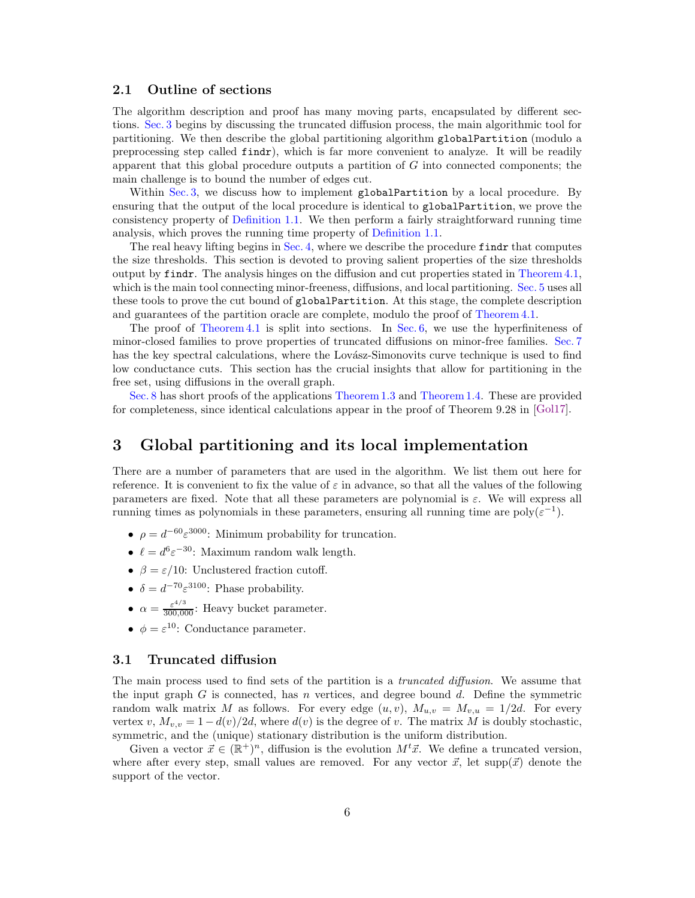## 2.1 Outline of sections

The algorithm description and proof has many moving parts, encapsulated by different sections. Sec. 3 begins by discussing the truncated diffusion process, the main algorithmic tool for partitioning. We then describe the global partitioning algorithm `globalPartition` (modulo a preprocessing step called `findr`), which is far more convenient to analyze. It will be readily apparent that this global procedure outputs a partition of $G$ into connected components; the main challenge is to bound the number of edges cut.

Within Sec. 3, we discuss how to implement `globalPartition` by a local procedure. By ensuring that the output of the local procedure is identical to `globalPartition`, we prove the consistency property of Definition 1.1. We then perform a fairly straightforward running time analysis, which proves the running time property of Definition 1.1.

The real heavy lifting begins in Sec. 4, where we describe the procedure `findr` that computes the size thresholds. This section is devoted to proving salient properties of the size thresholds output by `findr`. The analysis hinges on the diffusion and cut properties stated in Theorem 4.1, which is the main tool connecting minor-freeness, diffusions, and local partitioning. Sec. 5 uses all these tools to prove the cut bound of `globalPartition`. At this stage, the complete description and guarantees of the partition oracle are complete, modulo the proof of Theorem 4.1.

The proof of Theorem 4.1 is split into sections. In Sec. 6, we use the hyperfiniteness of minor-closed families to prove properties of truncated diffusions on minor-free families. Sec. 7 has the key spectral calculations, where the Lovász-Simonovits curve technique is used to find low conductance cuts. This section has the crucial insights that allow for partitioning in the free set, using diffusions in the overall graph.

Sec. 8 has short proofs of the applications Theorem 1.3 and Theorem 1.4. These are provided for completeness, since identical calculations appear in the proof of Theorem 9.28 in [Gol17].

# 3 Global partitioning and its local implementation

There are a number of parameters that are used in the algorithm. We list them out here for reference. It is convenient to fix the value of $\varepsilon$ in advance, so that all the values of the following parameters are fixed. Note that all these parameters are polynomial is $\varepsilon$. We will express all running times as polynomials in these parameters, ensuring all running time are $\text{poly}(\varepsilon^{-1})$.

- $\rho = d^{-60}\varepsilon^{3000}$: Minimum probability for truncation.
- $\ell = d^{6}\varepsilon^{-30}$: Maximum random walk length.
- $\beta = \varepsilon/10$: Unclustered fraction cutoff.
- $\delta = d^{-70}\varepsilon^{3100}$: Phase probability.
- $\alpha = \frac{\varepsilon^{4/3}}{300{,}000}$: Heavy bucket parameter.
- $\phi = \varepsilon^{10}$: Conductance parameter.

## 3.1 Truncated diffusion

The main process used to find sets of the partition is a *truncated diffusion*. We assume that the input graph $G$ is connected, has $n$ vertices, and degree bound $d$. Define the symmetric random walk matrix $M$ as follows. For every edge $(u, v)$, $M_{u,v} = M_{v,u} = 1/2d$. For every vertex $v$, $M_{v,v} = 1 - d(v)/2d$, where $d(v)$ is the degree of $v$. The matrix $M$ is doubly stochastic, symmetric, and the (unique) stationary distribution is the uniform distribution.

Given a vector $\vec{x} \in (\mathbb{R}^+)^n$, diffusion is the evolution $M^t\vec{x}$. We define a truncated version, where after every step, small values are removed. For any vector $\vec{x}$, let $\text{supp}(\vec{x})$ denote the support of the vector.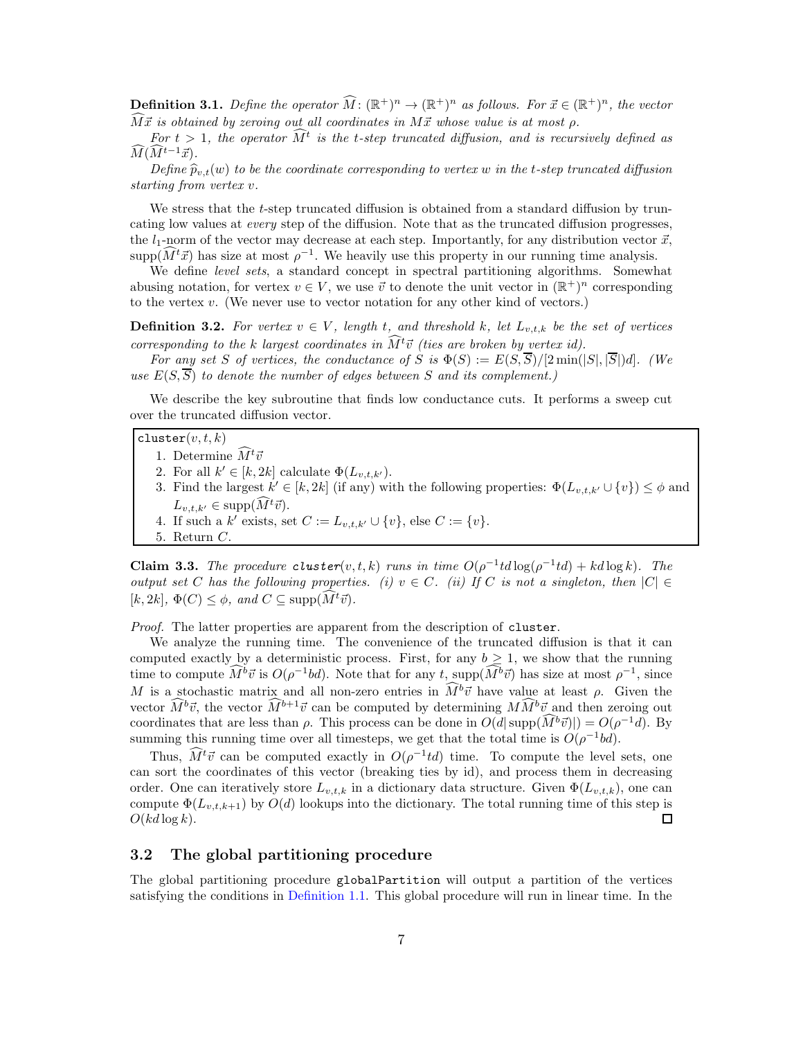**Definition 3.1.** *Define the operator $\widehat{M}\colon (\mathbb{R}^+)^n \to (\mathbb{R}^+)^n$ as follows. For $\vec{x} \in (\mathbb{R}^+)^n$, the vector $\widehat{M}\vec{x}$ is obtained by zeroing out all coordinates in $M\vec{x}$ whose value is at most $\rho$.*

*For $t > 1$, the operator $\widehat{M}^t$ is the $t$-step truncated diffusion, and is recursively defined as $\widehat{M}(\widehat{M}^{t-1}\vec{x})$.*

*Define $\widehat{p}_{v,t}(w)$ to be the coordinate corresponding to vertex $w$ in the $t$-step truncated diffusion starting from vertex $v$.*

We stress that the $t$-step truncated diffusion is obtained from a standard diffusion by truncating low values at *every* step of the diffusion. Note that as the truncated diffusion progresses, the $l_1$-norm of the vector may decrease at each step. Importantly, for any distribution vector $\vec{x}$, $\mathrm{supp}(\widehat{M}^t\vec{x})$ has size at most $\rho^{-1}$. We heavily use this property in our running time analysis.

We define *level sets*, a standard concept in spectral partitioning algorithms. Somewhat abusing notation, for vertex $v \in V$, we use $\vec{v}$ to denote the unit vector in $(\mathbb{R}^+)^n$ corresponding to the vertex $v$. (We never use to vector notation for any other kind of vectors.)

**Definition 3.2.** *For vertex $v \in V$, length $t$, and threshold $k$, let $L_{v,t,k}$ be the set of vertices corresponding to the $k$ largest coordinates in $\widehat{M}^t\vec{v}$ (ties are broken by vertex id).*

*For any set $S$ of vertices, the conductance of $S$ is $\Phi(S) := E(S, \overline{S})/[2\min(|S|, |\overline{S}|)d]$. (We use $E(S, \overline{S})$ to denote the number of edges between $S$ and its complement.)*

We describe the key subroutine that finds low conductance cuts. It performs a sweep cut over the truncated diffusion vector.

```
cluster(v, t, k)
```

1. Determine $\widehat{M}^t\vec{v}$
2. For all $k' \in [k, 2k]$ calculate $\Phi(L_{v,t,k'})$.
3. Find the largest $k' \in [k, 2k]$ (if any) with the following properties: $\Phi(L_{v,t,k'} \cup \{v\}) \leq \phi$ and $L_{v,t,k'} \in \mathrm{supp}(\widehat{M}^t\vec{v})$.
4. If such a $k'$ exists, set $C := L_{v,t,k'} \cup \{v\}$, else $C := \{v\}$.
5. Return $C$.

**Claim 3.3.** *The procedure* `cluster`$(v, t, k)$ *runs in time $O(\rho^{-1}td\log(\rho^{-1}td) + kd\log k)$. The output set $C$ has the following properties. (i) $v \in C$. (ii) If $C$ is not a singleton, then $|C| \in [k, 2k]$, $\Phi(C) \leq \phi$, and $C \subseteq \mathrm{supp}(\widehat{M}^t\vec{v})$.*

*Proof.* The latter properties are apparent from the description of `cluster`.

We analyze the running time. The convenience of the truncated diffusion is that it can computed exactly by a deterministic process. First, for any $b \geq 1$, we show that the running time to compute $\widehat{M}^b\vec{v}$ is $O(\rho^{-1}bd)$. Note that for any $t$, $\mathrm{supp}(\widehat{M}^b\vec{v})$ has size at most $\rho^{-1}$, since $M$ is a stochastic matrix and all non-zero entries in $\widehat{M}^b\vec{v}$ have value at least $\rho$. Given the vector $\widehat{M}^b\vec{v}$, the vector $\widehat{M}^{b+1}\vec{v}$ can be computed by determining $M\widehat{M}^b\vec{v}$ and then zeroing out coordinates that are less than $\rho$. This process can be done in $O(d|\mathrm{supp}(\widehat{M}^b\vec{v})|) = O(\rho^{-1}d)$. By summing this running time over all timesteps, we get that the total time is $O(\rho^{-1}bd)$.

Thus, $\widehat{M}^t\vec{v}$ can be computed exactly in $O(\rho^{-1}td)$ time. To compute the level sets, one can sort the coordinates of this vector (breaking ties by id), and process them in decreasing order. One can iteratively store $L_{v,t,k}$ in a dictionary data structure. Given $\Phi(L_{v,t,k})$, one can compute $\Phi(L_{v,t,k+1})$ by $O(d)$ lookups into the dictionary. The total running time of this step is $O(kd\log k)$. ∎

## 3.2 The global partitioning procedure

The global partitioning procedure `globalPartition` will output a partition of the vertices satisfying the conditions in Definition 1.1. This global procedure will run in linear time. In the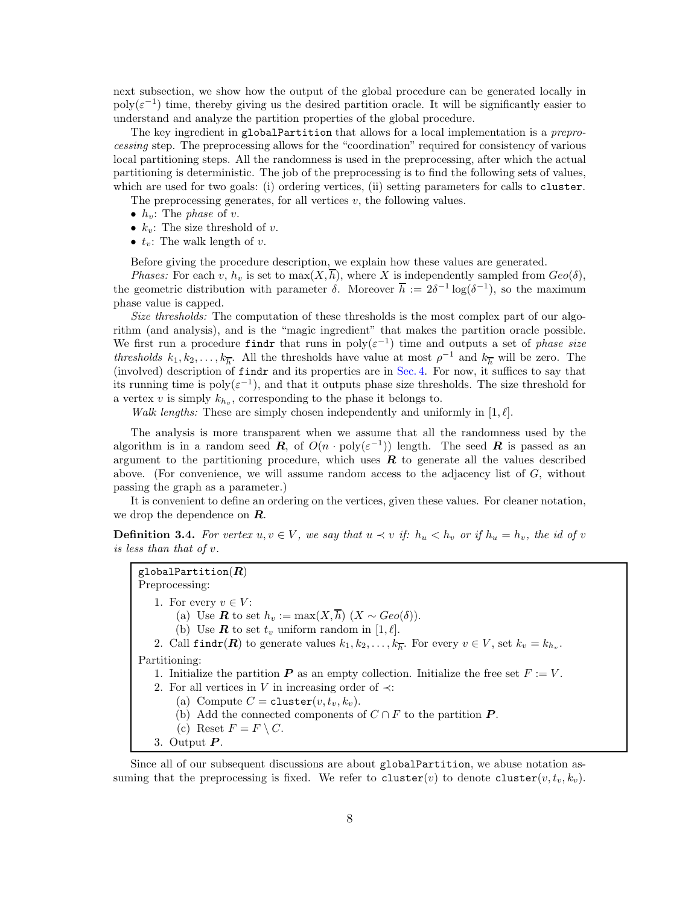next subsection, we show how the output of the global procedure can be generated locally in $\text{poly}(\varepsilon^{-1})$ time, thereby giving us the desired partition oracle. It will be significantly easier to understand and analyze the partition properties of the global procedure.

The key ingredient in `globalPartition` that allows for a local implementation is a *preprocessing* step. The preprocessing allows for the "coordination" required for consistency of various local partitioning steps. All the randomness is used in the preprocessing, after which the actual partitioning is deterministic. The job of the preprocessing is to find the following sets of values, which are used for two goals: (i) ordering vertices, (ii) setting parameters for calls to `cluster`.

The preprocessing generates, for all vertices $v$, the following values.

- $h_v$: The *phase* of $v$.
- $k_v$: The size threshold of $v$.
- $t_v$: The walk length of $v$.

Before giving the procedure description, we explain how these values are generated.

*Phases:* For each $v$, $h_v$ is set to $\max(X, \overline{h})$, where $X$ is independently sampled from $Geo(\delta)$, the geometric distribution with parameter $\delta$. Moreover $\overline{h} := 2\delta^{-1}\log(\delta^{-1})$, so the maximum phase value is capped.

*Size thresholds:* The computation of these thresholds is the most complex part of our algorithm (and analysis), and is the "magic ingredient" that makes the partition oracle possible. We first run a procedure `findr` that runs in $\text{poly}(\varepsilon^{-1})$ time and outputs a set of *phase size thresholds* $k_1, k_2, \ldots, k_{\overline{h}}$. All the thresholds have value at most $\rho^{-1}$ and $k_{\overline{h}}$ will be zero. The (involved) description of `findr` and its properties are in Sec. 4. For now, it suffices to say that its running time is $\text{poly}(\varepsilon^{-1})$, and that it outputs phase size thresholds. The size threshold for a vertex $v$ is simply $k_{h_v}$, corresponding to the phase it belongs to.

*Walk lengths:* These are simply chosen independently and uniformly in $[1, \ell]$.

The analysis is more transparent when we assume that all the randomness used by the algorithm is in a random seed $\boldsymbol{R}$, of $O(n \cdot \text{poly}(\varepsilon^{-1}))$ length. The seed $\boldsymbol{R}$ is passed as an argument to the partitioning procedure, which uses $\boldsymbol{R}$ to generate all the values described above. (For convenience, we will assume random access to the adjacency list of $G$, without passing the graph as a parameter.)

It is convenient to define an ordering on the vertices, given these values. For cleaner notation, we drop the dependence on $\boldsymbol{R}$.

**Definition 3.4.** *For vertex $u, v \in V$, we say that $u \prec v$ if: $h_u < h_v$ or if $h_u = h_v$, the id of $v$ is less than that of $v$.*

```
globalPartition(R)
Preprocessing:
  1. For every v ∈ V:
     (a) Use R to set h_v := max(X, h̄) (X ~ Geo(δ)).
     (b) Use R to set t_v uniform random in [1, ℓ].
  2. Call findr(R) to generate values k_1, k_2, ..., k_h̄. For every v ∈ V, set k_v = k_{h_v}.
Partitioning:
  1. Initialize the partition P as an empty collection. Initialize the free set F := V.
  2. For all vertices in V in increasing order of ≺:
     (a) Compute C = cluster(v, t_v, k_v).
     (b) Add the connected components of C ∩ F to the partition P.
     (c) Reset F = F \ C.
  3. Output P.
```

Since all of our subsequent discussions are about `globalPartition`, we abuse notation assuming that the preprocessing is fixed. We refer to `cluster`$(v)$ to denote `cluster`$(v, t_v, k_v)$.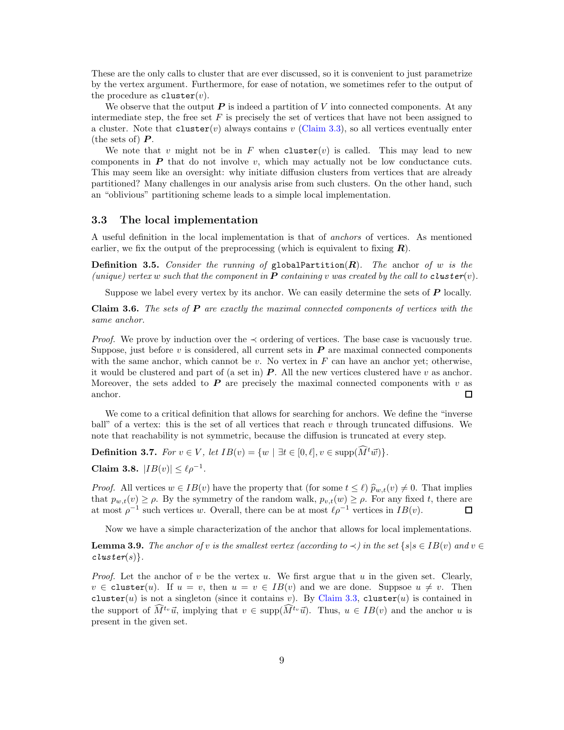These are the only calls to cluster that are ever discussed, so it is convenient to just parametrize by the vertex argument. Furthermore, for ease of notation, we sometimes refer to the output of the procedure as `cluster`$(v)$.

We observe that the output $\boldsymbol{P}$ is indeed a partition of $V$ into connected components. At any intermediate step, the free set $F$ is precisely the set of vertices that have not been assigned to a cluster. Note that `cluster`$(v)$ always contains $v$ (Claim 3.3), so all vertices eventually enter (the sets of) $\boldsymbol{P}$.

We note that $v$ might not be in $F$ when `cluster`$(v)$ is called. This may lead to new components in $\boldsymbol{P}$ that do not involve $v$, which may actually not be low conductance cuts. This may seem like an oversight: why initiate diffusion clusters from vertices that are already partitioned? Many challenges in our analysis arise from such clusters. On the other hand, such an "oblivious" partitioning scheme leads to a simple local implementation.

## 3.3 The local implementation

A useful definition in the local implementation is that of *anchors* of vertices. As mentioned earlier, we fix the output of the preprocessing (which is equivalent to fixing $\boldsymbol{R}$).

**Definition 3.5.** *Consider the running of* `globalPartition`$(\boldsymbol{R})$*. The* anchor *of $w$ is the (unique) vertex $w$ such that the component in $\boldsymbol{P}$ containing $v$ was created by the call to* `cluster`$(v)$*.*

Suppose we label every vertex by its anchor. We can easily determine the sets of $\boldsymbol{P}$ locally.

**Claim 3.6.** *The sets of $\boldsymbol{P}$ are exactly the maximal connected components of vertices with the same anchor.*

*Proof.* We prove by induction over the $\prec$ ordering of vertices. The base case is vacuously true. Suppose, just before $v$ is considered, all current sets in $\boldsymbol{P}$ are maximal connected components with the same anchor, which cannot be $v$. No vertex in $F$ can have an anchor yet; otherwise, it would be clustered and part of (a set in) $\boldsymbol{P}$. All the new vertices clustered have $v$ as anchor. Moreover, the sets added to $\boldsymbol{P}$ are precisely the maximal connected components with $v$ as anchor. $\square$

We come to a critical definition that allows for searching for anchors. We define the "inverse ball" of a vertex: this is the set of all vertices that reach $v$ through truncated diffusions. We note that reachability is not symmetric, because the diffusion is truncated at every step.

**Definition 3.7.** *For $v \in V$, let $IB(v) = \{w \mid \exists t \in [0, \ell], v \in \text{supp}(\widehat{M}^t \vec{w})\}$.*

**Claim 3.8.** $|IB(v)| \leq \ell\rho^{-1}$*.*

*Proof.* All vertices $w \in IB(v)$ have the property that (for some $t \leq \ell$) $\widehat{p}_{w,t}(v) \neq 0$. That implies that $p_{w,t}(v) \geq \rho$. By the symmetry of the random walk, $p_{v,t}(w) \geq \rho$. For any fixed $t$, there are at most $\rho^{-1}$ such vertices $w$. Overall, there can be at most $\ell\rho^{-1}$ vertices in $IB(v)$. $\square$

Now we have a simple characterization of the anchor that allows for local implementations.

**Lemma 3.9.** *The anchor of $v$ is the smallest vertex (according to $\prec$) in the set $\{s | s \in IB(v)$ and $v \in$* `cluster`$(s)\}$*.*

*Proof.* Let the anchor of $v$ be the vertex $u$. We first argue that $u$ in the given set. Clearly, $v \in$ `cluster`$(u)$. If $u = v$, then $u = v \in IB(v)$ and we are done. Suppsoe $u \neq v$. Then `cluster`$(u)$ is not a singleton (since it contains $v$). By Claim 3.3, `cluster`$(u)$ is contained in the support of $\widehat{M}^{t_v}\vec{u}$, implying that $v \in \text{supp}(\widehat{M}^{t_v}\vec{u})$. Thus, $u \in IB(v)$ and the anchor $u$ is present in the given set.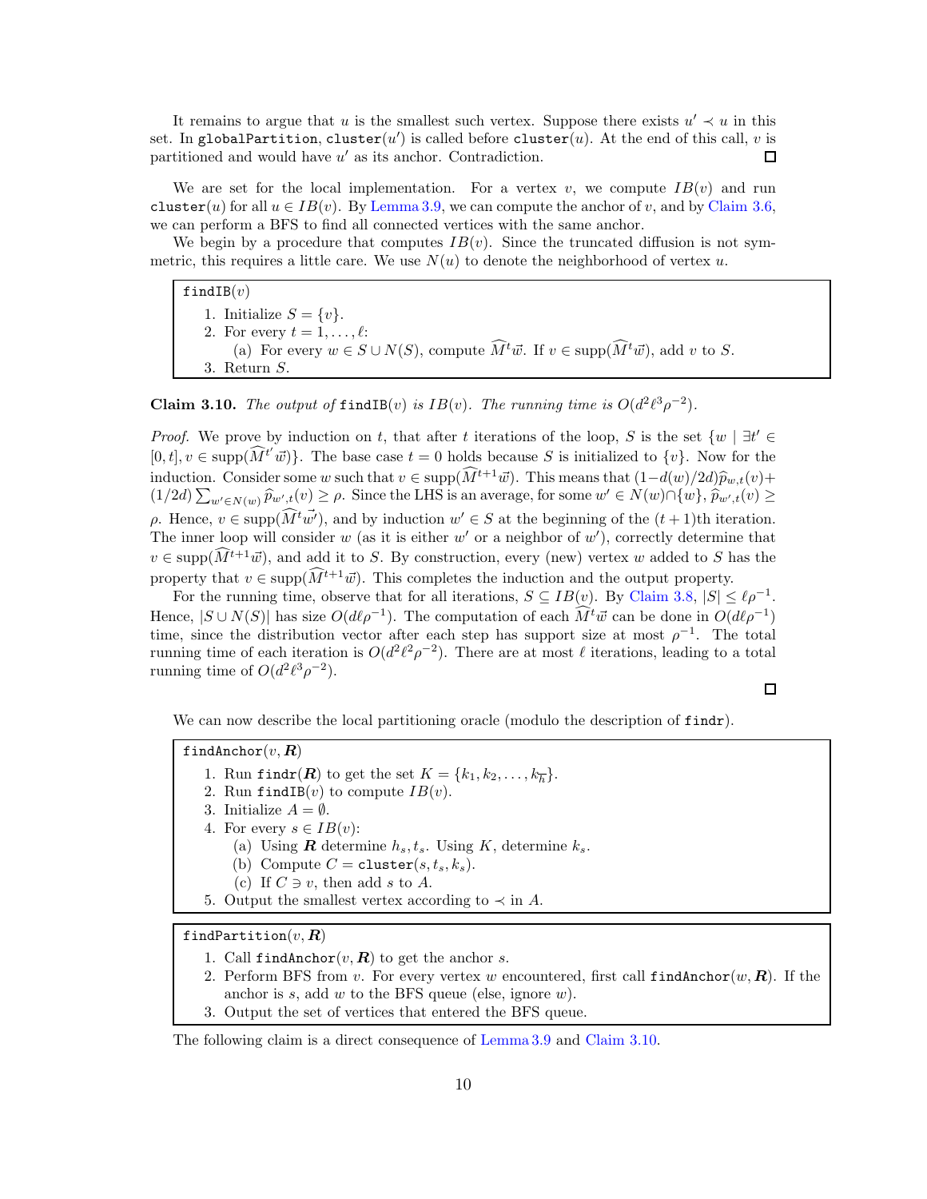It remains to argue that $u$ is the smallest such vertex. Suppose there exists $u' \prec u$ in this set. In globalPartition, cluster($u'$) is called before cluster($u$). At the end of this call, $v$ is partitioned and would have $u'$ as its anchor. Contradiction. □

We are set for the local implementation. For a vertex $v$, we compute $IB(v)$ and run cluster($u$) for all $u \in IB(v)$. By Lemma 3.9, we can compute the anchor of $v$, and by Claim 3.6, we can perform a BFS to find all connected vertices with the same anchor.

We begin by a procedure that computes $IB(v)$. Since the truncated diffusion is not symmetric, this requires a little care. We use $N(u)$ to denote the neighborhood of vertex $u$.

```
findIB(v)
  1. Initialize S = {v}.
  2. For every t = 1, ..., ℓ:
     (a) For every w ∈ S ∪ N(S), compute \hat{M}^t \vec{w}. If v ∈ supp(\hat{M}^t \vec{w}), add v to S.
  3. Return S.
```

**Claim 3.10.** *The output of* findIB($v$) *is* $IB(v)$*. The running time is* $O(d^2\ell^3\rho^{-2})$*.*

*Proof.* We prove by induction on $t$, that after $t$ iterations of the loop, $S$ is the set $\{w \mid \exists t' \in [0,t], v \in \text{supp}(\widehat{M}^{t'}\vec{w})\}$. The base case $t = 0$ holds because $S$ is initialized to $\{v\}$. Now for the induction. Consider some $w$ such that $v \in \text{supp}(\widehat{M}^{t+1}\vec{w})$. This means that $(1-d(w)/2d)\widehat{p}_{w,t}(v) + (1/2d)\sum_{w' \in N(w)} \widehat{p}_{w',t}(v) \geq \rho$. Since the LHS is an average, for some $w' \in N(w) \cap \{w\}$, $\widehat{p}_{w',t}(v) \geq \rho$. Hence, $v \in \text{supp}(\widehat{M}^t \vec{w'})$, and by induction $w' \in S$ at the beginning of the $(t+1)$th iteration. The inner loop will consider $w$ (as it is either $w'$ or a neighbor of $w'$), correctly determine that $v \in \text{supp}(\widehat{M}^{t+1}\vec{w})$, and add it to $S$. By construction, every (new) vertex $w$ added to $S$ has the property that $v \in \text{supp}(\widehat{M}^{t+1}\vec{w})$. This completes the induction and the output property.

For the running time, observe that for all iterations, $S \subseteq IB(v)$. By Claim 3.8, $|S| \leq \ell\rho^{-1}$. Hence, $|S \cup N(S)|$ has size $O(d\ell\rho^{-1})$. The computation of each $\widehat{M}^t\vec{w}$ can be done in $O(d\ell\rho^{-1})$ time, since the distribution vector after each step has support size at most $\rho^{-1}$. The total running time of each iteration is $O(d^2\ell^2\rho^{-2})$. There are at most $\ell$ iterations, leading to a total running time of $O(d^2\ell^3\rho^{-2})$. □

We can now describe the local partitioning oracle (modulo the description of findr).

```
findAnchor(v, R)
  1. Run findr(R) to get the set K = {k_1, k_2, ..., k_{\bar{h}}}.
  2. Run findIB(v) to compute IB(v).
  3. Initialize A = ∅.
  4. For every s ∈ IB(v):
     (a) Using R determine h_s, t_s. Using K, determine k_s.
     (b) Compute C = cluster(s, t_s, k_s).
     (c) If C ∋ v, then add s to A.
  5. Output the smallest vertex according to ≺ in A.
```

```
findPartition(v, R)
  1. Call findAnchor(v, R) to get the anchor s.
  2. Perform BFS from v. For every vertex w encountered, first call findAnchor(w, R). If the
     anchor is s, add w to the BFS queue (else, ignore w).
  3. Output the set of vertices that entered the BFS queue.
```

The following claim is a direct consequence of Lemma 3.9 and Claim 3.10.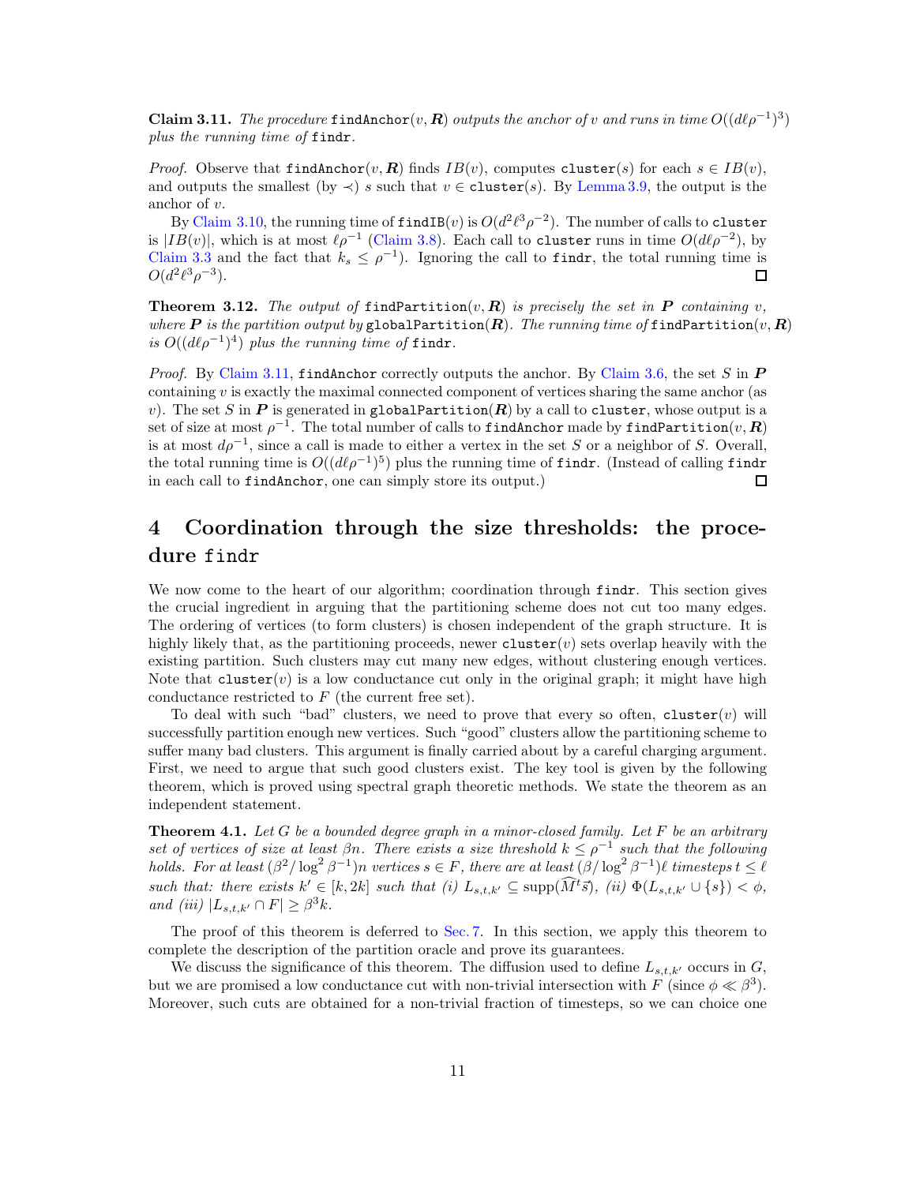**Claim 3.11.** *The procedure* `findAnchor`$(v, \boldsymbol{R})$ *outputs the anchor of* $v$ *and runs in time* $O((d\ell\rho^{-1})^3)$ *plus the running time of* `findr`.

*Proof.* Observe that `findAnchor`$(v, \boldsymbol{R})$ finds $IB(v)$, computes `cluster`$(s)$ for each $s \in IB(v)$, and outputs the smallest (by $\prec$) $s$ such that $v \in$ `cluster`$(s)$. By Lemma 3.9, the output is the anchor of $v$.

By Claim 3.10, the running time of `findIB`$(v)$ is $O(d^2\ell^3\rho^{-2})$. The number of calls to `cluster` is $|IB(v)|$, which is at most $\ell\rho^{-1}$ (Claim 3.8). Each call to `cluster` runs in time $O(d\ell\rho^{-2})$, by Claim 3.3 and the fact that $k_s \leq \rho^{-1}$). Ignoring the call to `findr`, the total running time is $O(d^2\ell^3\rho^{-3})$. □

**Theorem 3.12.** *The output of* `findPartition`$(v, \boldsymbol{R})$ *is precisely the set in* $\boldsymbol{P}$ *containing* $v$*, where* $\boldsymbol{P}$ *is the partition output by* `globalPartition`$(\boldsymbol{R})$*. The running time of* `findPartition`$(v, \boldsymbol{R})$ *is* $O((d\ell\rho^{-1})^4)$ *plus the running time of* `findr`.

*Proof.* By Claim 3.11, `findAnchor` correctly outputs the anchor. By Claim 3.6, the set $S$ in $\boldsymbol{P}$ containing $v$ is exactly the maximal connected component of vertices sharing the same anchor (as $v$). The set $S$ in $\boldsymbol{P}$ is generated in `globalPartition`$(\boldsymbol{R})$ by a call to `cluster`, whose output is a set of size at most $\rho^{-1}$. The total number of calls to `findAnchor` made by `findPartition`$(v, \boldsymbol{R})$ is at most $d\rho^{-1}$, since a call is made to either a vertex in the set $S$ or a neighbor of $S$. Overall, the total running time is $O((d\ell\rho^{-1})^5)$ plus the running time of `findr`. (Instead of calling `findr` in each call to `findAnchor`, one can simply store its output.) □

# 4 Coordination through the size thresholds: the procedure `findr`

We now come to the heart of our algorithm; coordination through `findr`. This section gives the crucial ingredient in arguing that the partitioning scheme does not cut too many edges. The ordering of vertices (to form clusters) is chosen independent of the graph structure. It is highly likely that, as the partitioning proceeds, newer `cluster`$(v)$ sets overlap heavily with the existing partition. Such clusters may cut many new edges, without clustering enough vertices. Note that `cluster`$(v)$ is a low conductance cut only in the original graph; it might have high conductance restricted to $F$ (the current free set).

To deal with such "bad" clusters, we need to prove that every so often, `cluster`$(v)$ will successfully partition enough new vertices. Such "good" clusters allow the partitioning scheme to suffer many bad clusters. This argument is finally carried about by a careful charging argument. First, we need to argue that such good clusters exist. The key tool is given by the following theorem, which is proved using spectral graph theoretic methods. We state the theorem as an independent statement.

**Theorem 4.1.** *Let* $G$ *be a bounded degree graph in a minor-closed family. Let* $F$ *be an arbitrary set of vertices of size at least* $\beta n$*. There exists a size threshold* $k \leq \rho^{-1}$ *such that the following holds. For at least* $(\beta^2/\log^2\beta^{-1})n$ *vertices* $s \in F$*, there are at least* $(\beta/\log^2\beta^{-1})\ell$ *timesteps* $t \leq \ell$ *such that: there exists* $k' \in [k, 2k]$ *such that (i)* $L_{s,t,k'} \subseteq \mathrm{supp}(\widehat{M}^t\vec{s})$*, (ii)* $\Phi(L_{s,t,k'} \cup \{s\}) < \phi$*, and (iii)* $|L_{s,t,k'} \cap F| \geq \beta^3 k$.

The proof of this theorem is deferred to Sec. 7. In this section, we apply this theorem to complete the description of the partition oracle and prove its guarantees.

We discuss the significance of this theorem. The diffusion used to define $L_{s,t,k'}$ occurs in $G$, but we are promised a low conductance cut with non-trivial intersection with $F$ (since $\phi \ll \beta^3$). Moreover, such cuts are obtained for a non-trivial fraction of timesteps, so we can choice one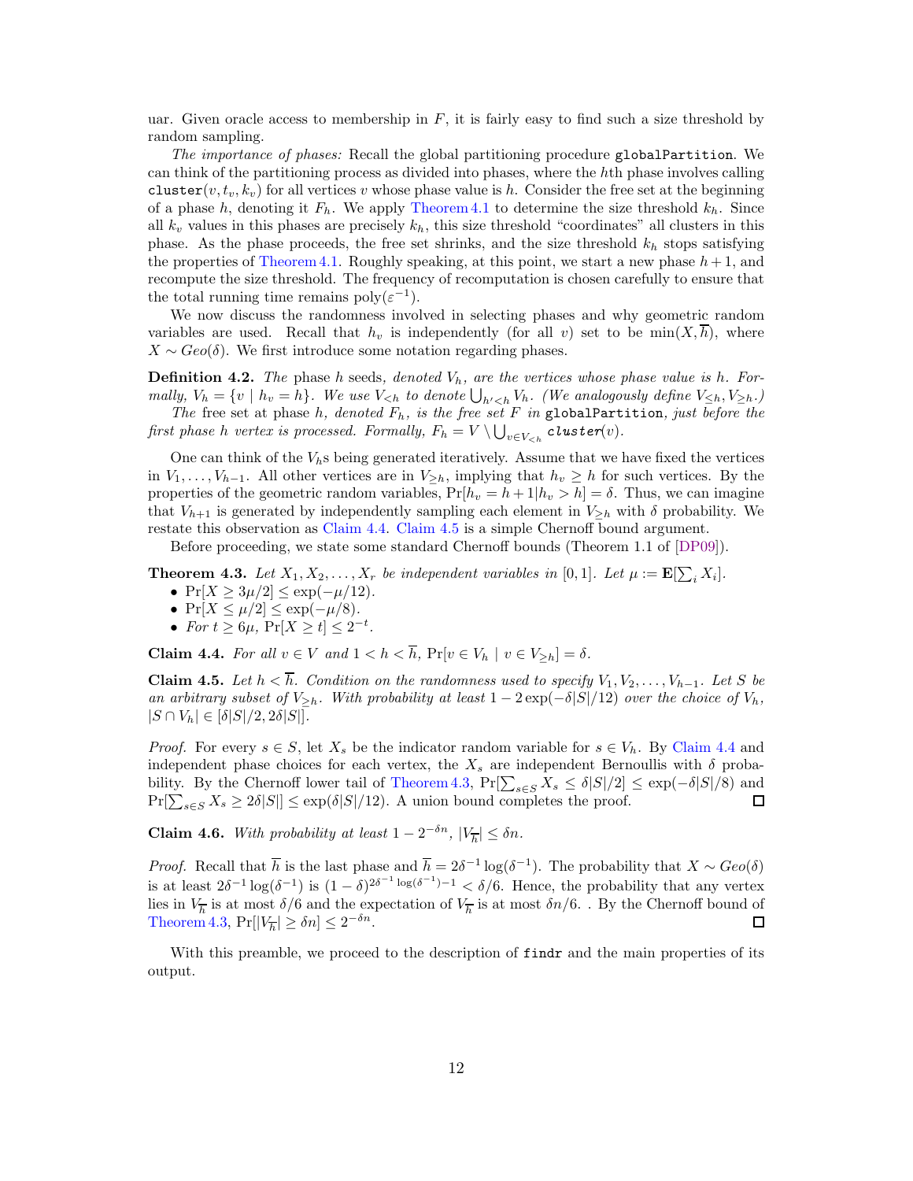uar. Given oracle access to membership in $F$, it is fairly easy to find such a size threshold by random sampling.

*The importance of phases:* Recall the global partitioning procedure `globalPartition`. We can think of the partitioning process as divided into phases, where the $h$th phase involves calling `cluster`$(v, t_v, k_v)$ for all vertices $v$ whose phase value is $h$. Consider the free set at the beginning of a phase $h$, denoting it $F_h$. We apply Theorem 4.1 to determine the size threshold $k_h$. Since all $k_v$ values in this phases are precisely $k_h$, this size threshold "coordinates" all clusters in this phase. As the phase proceeds, the free set shrinks, and the size threshold $k_h$ stops satisfying the properties of Theorem 4.1. Roughly speaking, at this point, we start a new phase $h+1$, and recompute the size threshold. The frequency of recomputation is chosen carefully to ensure that the total running time remains $\text{poly}(\varepsilon^{-1})$.

We now discuss the randomness involved in selecting phases and why geometric random variables are used. Recall that $h_v$ is independently (for all $v$) set to be $\min(X, \overline{h})$, where $X \sim Geo(\delta)$. We first introduce some notation regarding phases.

**Definition 4.2.** *The* phase $h$ seeds*, denoted $V_h$, are the vertices whose phase value is $h$. Formally, $V_h = \{v \mid h_v = h\}$. We use $V_{<h}$ to denote $\bigcup_{h'<h} V_h$. (We analogously define $V_{\leq h}, V_{\geq h}$.)*

*The* free set at phase $h$*, denoted $F_h$, is the free set $F$ in* `globalPartition`*, just before the first phase $h$ vertex is processed. Formally, $F_h = V \setminus \bigcup_{v \in V_{<h}}$* `cluster`*$(v)$.*

One can think of the $V_h$s being generated iteratively. Assume that we have fixed the vertices in $V_1, \ldots, V_{h-1}$. All other vertices are in $V_{\geq h}$, implying that $h_v \geq h$ for such vertices. By the properties of the geometric random variables, $\Pr[h_v = h+1 | h_v > h] = \delta$. Thus, we can imagine that $V_{h+1}$ is generated by independently sampling each element in $V_{\geq h}$ with $\delta$ probability. We restate this observation as Claim 4.4. Claim 4.5 is a simple Chernoff bound argument.

Before proceeding, we state some standard Chernoff bounds (Theorem 1.1 of [DP09]).

**Theorem 4.3.** *Let $X_1, X_2, \ldots, X_r$ be independent variables in $[0,1]$. Let $\mu := \mathbf{E}[\sum_i X_i]$.*
- *$\Pr[X \geq 3\mu/2] \leq \exp(-\mu/12)$.*
- *$\Pr[X \leq \mu/2] \leq \exp(-\mu/8)$.*
- *For $t \geq 6\mu$, $\Pr[X \geq t] \leq 2^{-t}$.*

**Claim 4.4.** *For all $v \in V$ and $1 < h < \overline{h}$, $\Pr[v \in V_h \mid v \in V_{\geq h}] = \delta$.*

**Claim 4.5.** *Let $h < \overline{h}$. Condition on the randomness used to specify $V_1, V_2, \ldots, V_{h-1}$. Let $S$ be an arbitrary subset of $V_{\geq h}$. With probability at least $1 - 2\exp(-\delta|S|/12)$ over the choice of $V_h$, $|S \cap V_h| \in [\delta|S|/2, 2\delta|S|]$.*

*Proof.* For every $s \in S$, let $X_s$ be the indicator random variable for $s \in V_h$. By Claim 4.4 and independent phase choices for each vertex, the $X_s$ are independent Bernoullis with $\delta$ probability. By the Chernoff lower tail of Theorem 4.3, $\Pr[\sum_{s \in S} X_s \leq \delta|S|/2] \leq \exp(-\delta|S|/8)$ and $\Pr[\sum_{s \in S} X_s \geq 2\delta|S|] \leq \exp(\delta|S|/12)$. A union bound completes the proof. ∎

**Claim 4.6.** *With probability at least $1 - 2^{-\delta n}$, $|V_{\overline{h}}| \leq \delta n$.*

*Proof.* Recall that $\overline{h}$ is the last phase and $\overline{h} = 2\delta^{-1}\log(\delta^{-1})$. The probability that $X \sim Geo(\delta)$ is at least $2\delta^{-1}\log(\delta^{-1})$ is $(1-\delta)^{2\delta^{-1}\log(\delta^{-1})-1} < \delta/6$. Hence, the probability that any vertex lies in $V_{\overline{h}}$ is at most $\delta/6$ and the expectation of $V_{\overline{h}}$ is at most $\delta n/6$. . By the Chernoff bound of Theorem 4.3, $\Pr[|V_{\overline{h}}| \geq \delta n] \leq 2^{-\delta n}$. ∎

With this preamble, we proceed to the description of `findr` and the main properties of its output.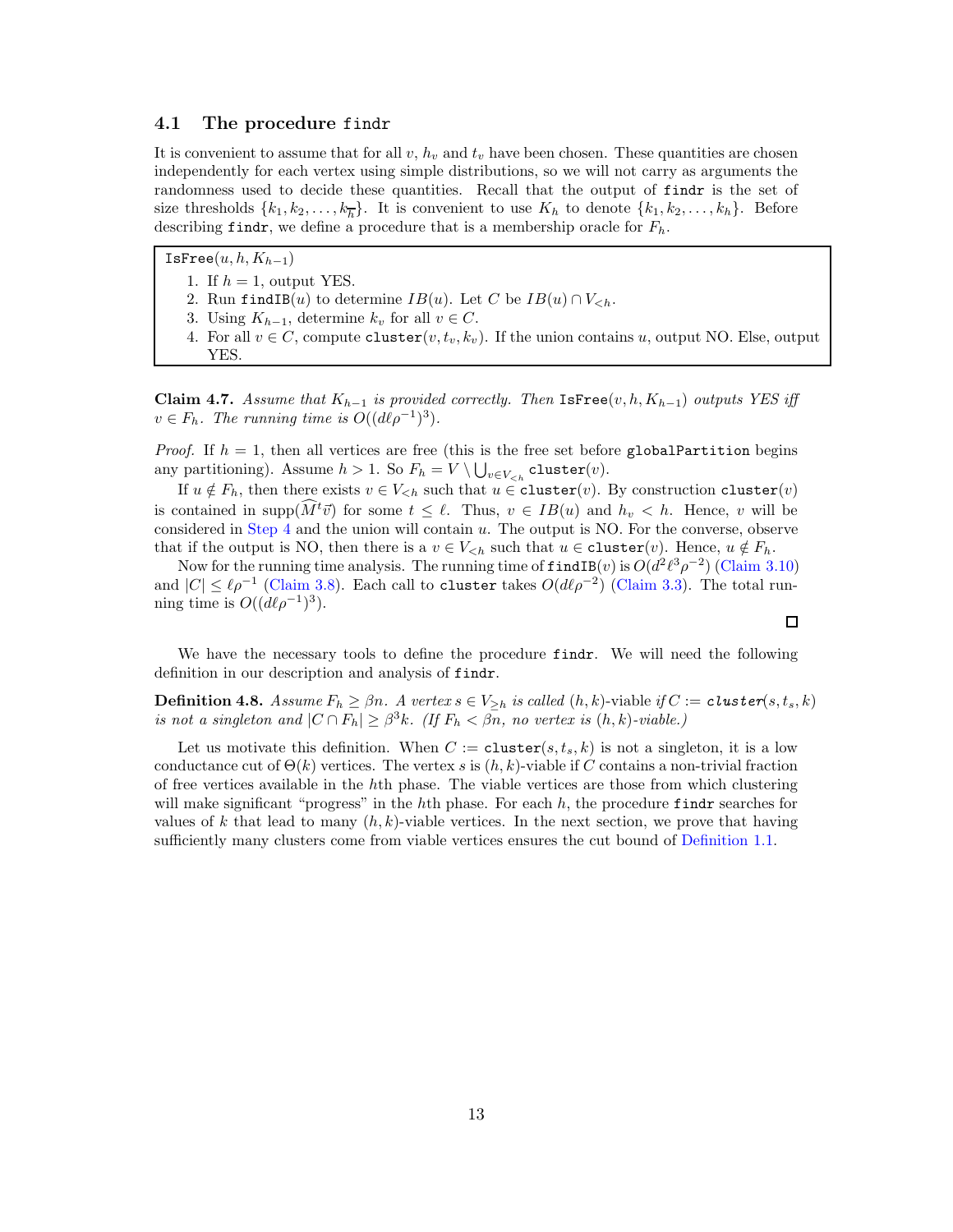### 4.1 The procedure `findr`

It is convenient to assume that for all $v$, $h_v$ and $t_v$ have been chosen. These quantities are chosen independently for each vertex using simple distributions, so we will not carry as arguments the randomness used to decide these quantities. Recall that the output of `findr` is the set of size thresholds $\{k_1, k_2, \ldots, k_{\overline{h}}\}$. It is convenient to use $K_h$ to denote $\{k_1, k_2, \ldots, k_h\}$. Before describing `findr`, we define a procedure that is a membership oracle for $F_h$.

> `IsFree`$(u, h, K_{h-1})$
>
> 1. If $h = 1$, output YES.
> 2. Run `findIB`$(u)$ to determine $IB(u)$. Let $C$ be $IB(u) \cap V_{<h}$.
> 3. Using $K_{h-1}$, determine $k_v$ for all $v \in C$.
> 4. For all $v \in C$, compute `cluster`$(v, t_v, k_v)$. If the union contains $u$, output NO. Else, output YES.

**Claim 4.7.** *Assume that $K_{h-1}$ is provided correctly. Then* `IsFree`$(v, h, K_{h-1})$ *outputs YES iff $v \in F_h$. The running time is $O((d\ell\rho^{-1})^3)$.*

*Proof.* If $h = 1$, then all vertices are free (this is the free set before `globalPartition` begins any partitioning). Assume $h > 1$. So $F_h = V \setminus \bigcup_{v \in V_{<h}} \texttt{cluster}(v)$.

If $u \notin F_h$, then there exists $v \in V_{<h}$ such that $u \in \texttt{cluster}(v)$. By construction `cluster`$(v)$ is contained in $\text{supp}(\widehat{M}^t \vec{v})$ for some $t \leq \ell$. Thus, $v \in IB(u)$ and $h_v < h$. Hence, $v$ will be considered in Step 4 and the union will contain $u$. The output is NO. For the converse, observe that if the output is NO, then there is a $v \in V_{<h}$ such that $u \in \texttt{cluster}(v)$. Hence, $u \notin F_h$.

Now for the running time analysis. The running time of `findIB`$(v)$ is $O(d^2\ell^3\rho^{-2})$ (Claim 3.10) and $|C| \leq \ell\rho^{-1}$ (Claim 3.8). Each call to `cluster` takes $O(d\ell\rho^{-2})$ (Claim 3.3). The total running time is $O((d\ell\rho^{-1})^3)$. □

We have the necessary tools to define the procedure `findr`. We will need the following definition in our description and analysis of `findr`.

**Definition 4.8.** *Assume $F_h \geq \beta n$. A vertex $s \in V_{\geq h}$ is called* $(h, k)$-viable *if $C :=$ `cluster`$(s, t_s, k)$ is not a singleton and $|C \cap F_h| \geq \beta^3 k$. (If $F_h < \beta n$, no vertex is $(h, k)$-viable.)*

Let us motivate this definition. When $C :=$ `cluster`$(s, t_s, k)$ is not a singleton, it is a low conductance cut of $\Theta(k)$ vertices. The vertex $s$ is $(h, k)$-viable if $C$ contains a non-trivial fraction of free vertices available in the $h$th phase. The viable vertices are those from which clustering will make significant "progress" in the $h$th phase. For each $h$, the procedure `findr` searches for values of $k$ that lead to many $(h, k)$-viable vertices. In the next section, we prove that having sufficiently many clusters come from viable vertices ensures the cut bound of Definition 1.1.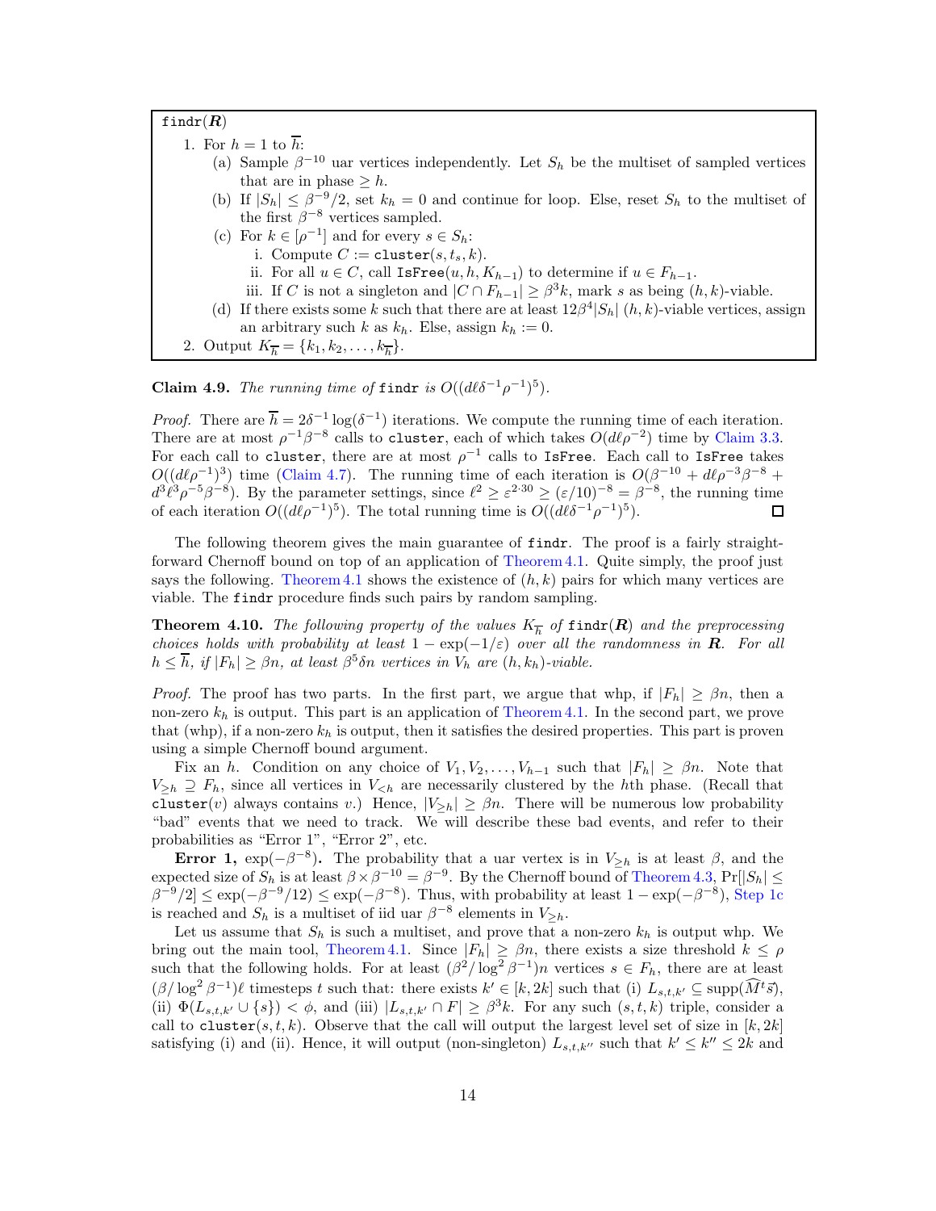```
findr(R)
  1. For h = 1 to h̄:
     (a) Sample β^{-10} uar vertices independently. Let S_h be the multiset of sampled vertices
         that are in phase ≥ h.
     (b) If |S_h| ≤ β^{-9}/2, set k_h = 0 and continue for loop. Else, reset S_h to the multiset of
         the first β^{-8} vertices sampled.
     (c) For k ∈ [ρ^{-1}] and for every s ∈ S_h:
          i. Compute C := cluster(s, t_s, k).
         ii. For all u ∈ C, call IsFree(u, h, K_{h-1}) to determine if u ∈ F_{h-1}.
        iii. If C is not a singleton and |C ∩ F_{h-1}| ≥ β^3 k, mark s as being (h, k)-viable.
     (d) If there exists some k such that there are at least 12β^4|S_h| (h, k)-viable vertices, assign
         an arbitrary such k as k_h. Else, assign k_h := 0.
  2. Output K_h̄ = {k_1, k_2, ..., k_h̄}.
```

**Claim 4.9.** *The running time of* `findr` *is* $O((d\ell\delta^{-1}\rho^{-1})^5)$.

*Proof.* There are $\overline{h} = 2\delta^{-1}\log(\delta^{-1})$ iterations. We compute the running time of each iteration. There are at most $\rho^{-1}\beta^{-8}$ calls to `cluster`, each of which takes $O(d\ell\rho^{-2})$ time by Claim 3.3. For each call to `cluster`, there are at most $\rho^{-1}$ calls to `IsFree`. Each call to `IsFree` takes $O((d\ell\rho^{-1})^3)$ time (Claim 4.7). The running time of each iteration is $O(\beta^{-10} + d\ell\rho^{-3}\beta^{-8} + d^3\ell^3\rho^{-5}\beta^{-8})$. By the parameter settings, since $\ell^2 \geq \varepsilon^{2\cdot 30} \geq (\varepsilon/10)^{-8} = \beta^{-8}$, the running time of each iteration $O((d\ell\rho^{-1})^5)$. The total running time is $O((d\ell\delta^{-1}\rho^{-1})^5)$. $\square$

The following theorem gives the main guarantee of `findr`. The proof is a fairly straightforward Chernoff bound on top of an application of Theorem 4.1. Quite simply, the proof just says the following. Theorem 4.1 shows the existence of $(h,k)$ pairs for which many vertices are viable. The `findr` procedure finds such pairs by random sampling.

**Theorem 4.10.** *The following property of the values $K_{\overline{h}}$ of* `findr`$(\boldsymbol{R})$ *and the preprocessing choices holds with probability at least $1 - \exp(-1/\varepsilon)$ over all the randomness in $\boldsymbol{R}$. For all $h \leq \overline{h}$, if $|F_h| \geq \beta n$, at least $\beta^5\delta n$ vertices in $V_h$ are $(h, k_h)$-viable.*

*Proof.* The proof has two parts. In the first part, we argue that whp, if $|F_h| \geq \beta n$, then a non-zero $k_h$ is output. This part is an application of Theorem 4.1. In the second part, we prove that (whp), if a non-zero $k_h$ is output, then it satisfies the desired properties. This part is proven using a simple Chernoff bound argument.

Fix an $h$. Condition on any choice of $V_1, V_2, \ldots, V_{h-1}$ such that $|F_h| \geq \beta n$. Note that $V_{\geq h} \supseteq F_h$, since all vertices in $V_{<h}$ are necessarily clustered by the $h$th phase. (Recall that `cluster`$(v)$ always contains $v$.) Hence, $|V_{\geq h}| \geq \beta n$. There will be numerous low probability "bad" events that we need to track. We will describe these bad events, and refer to their probabilities as "Error 1", "Error 2", etc.

**Error 1, $\exp(-\beta^{-8})$.** The probability that a uar vertex is in $V_{\geq h}$ is at least $\beta$, and the expected size of $S_h$ is at least $\beta \times \beta^{-10} = \beta^{-9}$. By the Chernoff bound of Theorem 4.3, $\Pr[|S_h| \leq \beta^{-9}/2] \leq \exp(-\beta^{-9}/12) \leq \exp(-\beta^{-8})$. Thus, with probability at least $1 - \exp(-\beta^{-8})$, Step 1c is reached and $S_h$ is a multiset of iid uar $\beta^{-8}$ elements in $V_{\geq h}$.

Let us assume that $S_h$ is such a multiset, and prove that a non-zero $k_h$ is output whp. We bring out the main tool, Theorem 4.1. Since $|F_h| \geq \beta n$, there exists a size threshold $k \leq \rho$ such that the following holds. For at least $(\beta^2/\log^2\beta^{-1})n$ vertices $s \in F_h$, there are at least $(\beta/\log^2\beta^{-1})\ell$ timesteps $t$ such that: there exists $k' \in [k, 2k]$ such that (i) $L_{s,t,k'} \subseteq \text{supp}(\widehat{M}^t\vec{s})$, (ii) $\Phi(L_{s,t,k'} \cup \{s\}) < \phi$, and (iii) $|L_{s,t,k'} \cap F| \geq \beta^3 k$. For any such $(s,t,k)$ triple, consider a call to `cluster`$(s,t,k)$. Observe that the call will output the largest level set of size in $[k, 2k]$ satisfying (i) and (ii). Hence, it will output (non-singleton) $L_{s,t,k''}$ such that $k' \leq k'' \leq 2k$ and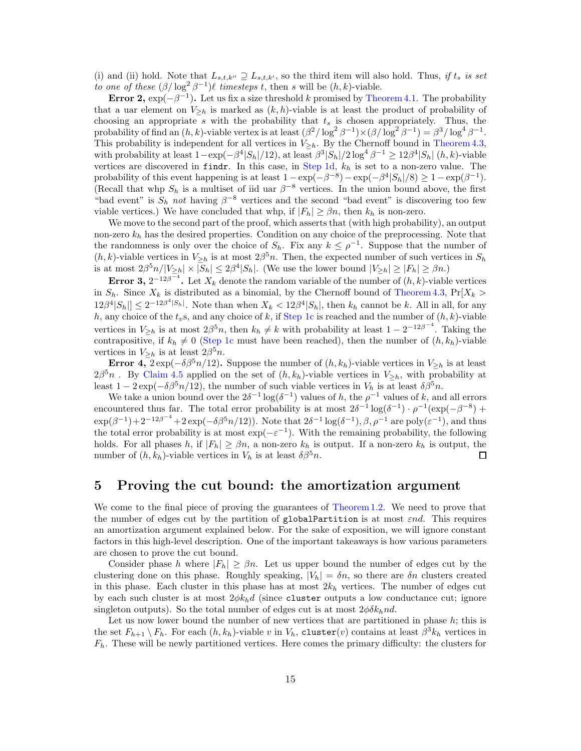(i) and (ii) hold. Note that $L_{s,t,k''} \supseteq L_{s,t,k'}$, so the third item will also hold. Thus, *if $t_s$ is set to one of these $(\beta/\log^2 \beta^{-1})\ell$ timesteps $t$*, then $s$ will be $(h,k)$-viable.

**Error 2, $\exp(-\beta^{-1})$.** Let us fix a size threshold $k$ promised by Theorem 4.1. The probability that a uar element on $V_{\geq h}$ is marked as $(k,h)$-viable is at least the product of probability of choosing an appropriate $s$ with the probability that $t_s$ is chosen appropriately. Thus, the probability of find an $(h,k)$-viable vertex is at least $(\beta^2/\log^2 \beta^{-1}) \times (\beta/\log^2 \beta^{-1}) = \beta^3/\log^4 \beta^{-1}$. This probability is independent for all vertices in $V_{\geq h}$. By the Chernoff bound in Theorem 4.3, with probability at least $1-\exp(-\beta^4|S_h|/12)$, at least $\beta^3|S_h|/2\log^4\beta^{-1} \geq 12\beta^4|S_h|$ $(h,k)$-viable vertices are discovered in `findr`. In this case, in Step 1d, $k_h$ is set to a non-zero value. The probability of this event happening is at least $1-\exp(-\beta^{-8}) - \exp(-\beta^4|S_h|/8) \geq 1-\exp(\beta^{-1})$. (Recall that whp $S_h$ is a multiset of iid uar $\beta^{-8}$ vertices. In the union bound above, the first "bad event" is $S_h$ *not* having $\beta^{-8}$ vertices and the second "bad event" is discovering too few viable vertices.) We have concluded that whp, if $|F_h| \geq \beta n$, then $k_h$ is non-zero.

We move to the second part of the proof, which asserts that (with high probability), an output non-zero $k_h$ has the desired properties. Condition on any choice of the preprocessing. Note that the randomness is only over the choice of $S_h$. Fix any $k \leq \rho^{-1}$. Suppose that the number of $(h,k)$-viable vertices in $V_{\geq h}$ is at most $2\beta^5 n$. Then, the expected number of such vertices in $S_h$ is at most $2\beta^5 n/|V_{\geq h}| \times |S_h| \leq 2\beta^4|S_h|$. (We use the lower bound $|V_{\geq h}| \geq |F_h| \geq \beta n$.)

**Error 3, $2^{-12\beta^{-4}}$.** Let $X_k$ denote the random variable of the number of $(h,k)$-viable vertices in $S_h$. Since $X_k$ is distributed as a binomial, by the Chernoff bound of Theorem 4.3, $\Pr[X_k > 12\beta^4|S_h|] \leq 2^{-12\beta^4|S_h|}$. Note than when $X_k < 12\beta^4|S_h|$, then $k_h$ cannot be $k$. All in all, for any $h$, any choice of the $t_v$s, and any choice of $k$, if Step 1c is reached and the number of $(h,k)$-viable vertices in $V_{\geq h}$ is at most $2\beta^5 n$, then $k_h \neq k$ with probability at least $1-2^{-12\beta^{-4}}$. Taking the contrapositive, if $k_h \neq 0$ (Step 1c must have been reached), then the number of $(h,k_h)$-viable vertices in $V_{\geq h}$ is at least $2\beta^5 n$.

**Error 4, $2\exp(-\delta\beta^5 n/12)$.** Suppose the number of $(h,k_h)$-viable vertices in $V_{\geq h}$ is at least $2\beta^5 n$ . By Claim 4.5 applied on the set of $(h,k_h)$-viable vertices in $V_{\geq h}$, with probability at least $1-2\exp(-\delta\beta^5 n/12)$, the number of such viable vertices in $V_h$ is at least $\delta\beta^5 n$.

We take a union bound over the $2\delta^{-1}\log(\delta^{-1})$ values of $h$, the $\rho^{-1}$ values of $k$, and all errors encountered thus far. The total error probability is at most $2\delta^{-1}\log(\delta^{-1}) \cdot \rho^{-1}(\exp(-\beta^{-8}) + \exp(\beta^{-1}) + 2^{-12\beta^{-4}} + 2\exp(-\delta\beta^5 n/12))$. Note that $2\delta^{-1}\log(\delta^{-1}), \beta, \rho^{-1}$ are poly$(\varepsilon^{-1})$, and thus the total error probability is at most $\exp(-\varepsilon^{-1})$. With the remaining probability, the following holds. For all phases $h$, if $|F_h| \geq \beta n$, a non-zero $k_h$ is output. If a non-zero $k_h$ is output, the number of $(h,k_h)$-viable vertices in $V_h$ is at least $\delta\beta^5 n$. □

## 5 Proving the cut bound: the amortization argument

We come to the final piece of proving the guarantees of Theorem 1.2. We need to prove that the number of edges cut by the partition of `globalPartition` is at most $\varepsilon nd$. This requires an amortization argument explained below. For the sake of exposition, we will ignore constant factors in this high-level description. One of the important takeaways is how various parameters are chosen to prove the cut bound.

Consider phase $h$ where $|F_h| \geq \beta n$. Let us upper bound the number of edges cut by the clustering done on this phase. Roughly speaking, $|V_h| = \delta n$, so there are $\delta n$ clusters created in this phase. Each cluster in this phase has at most $2k_h$ vertices. The number of edges cut by each such cluster is at most $2\phi k_h d$ (since `cluster` outputs a low conductance cut; ignore singleton outputs). So the total number of edges cut is at most $2\phi\delta k_h nd$.

Let us now lower bound the number of new vertices that are partitioned in phase $h$; this is the set $F_{h+1} \setminus F_h$. For each $(h,k_h)$-viable $v$ in $V_h$, `cluster`$(v)$ contains at least $\beta^3 k_h$ vertices in $F_h$. These will be newly partitioned vertices. Here comes the primary difficulty: the clusters for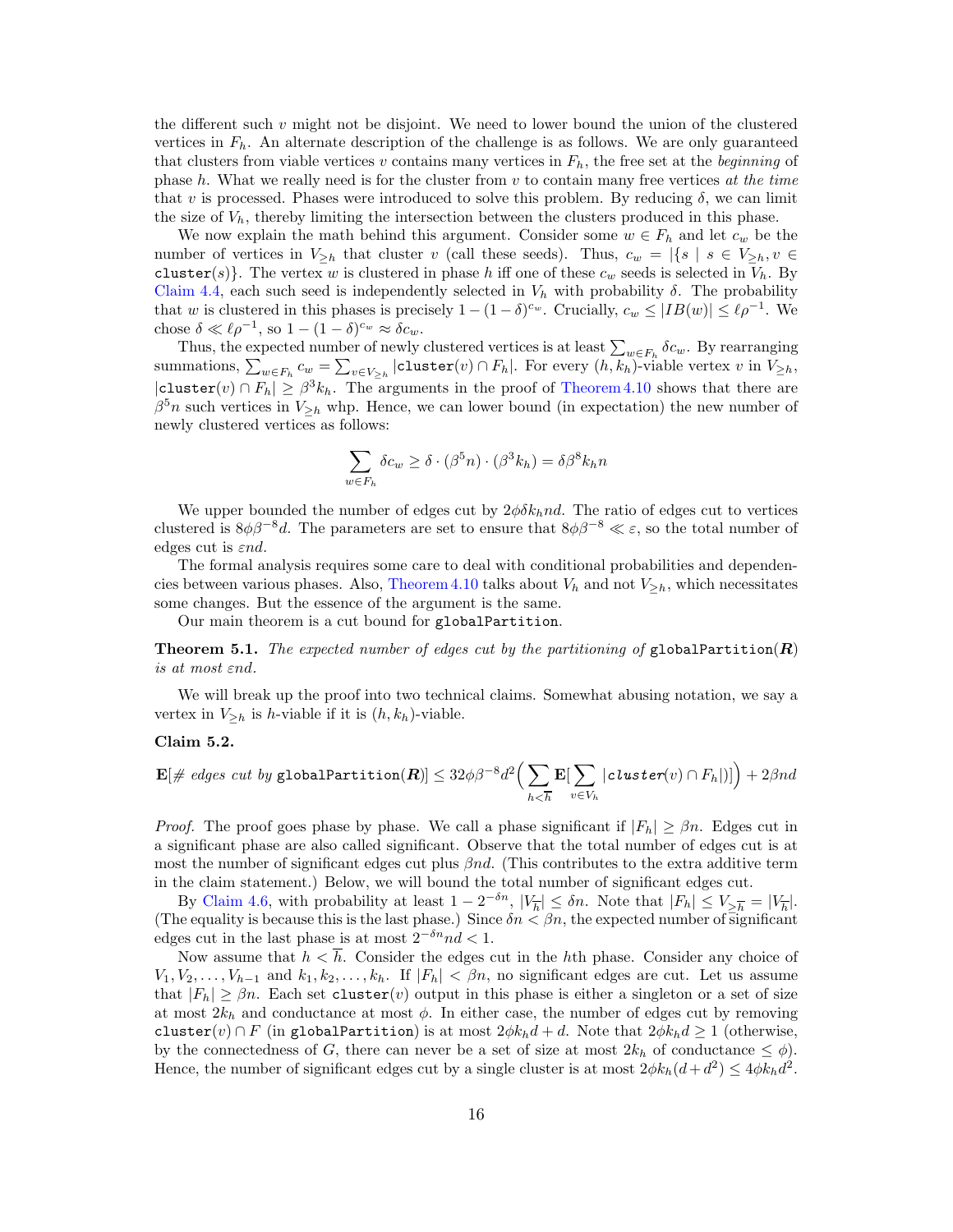the different such $v$ might not be disjoint. We need to lower bound the union of the clustered vertices in $F_h$. An alternate description of the challenge is as follows. We are only guaranteed that clusters from viable vertices $v$ contains many vertices in $F_h$, the free set at the *beginning* of phase $h$. What we really need is for the cluster from $v$ to contain many free vertices *at the time* that $v$ is processed. Phases were introduced to solve this problem. By reducing $\delta$, we can limit the size of $V_h$, thereby limiting the intersection between the clusters produced in this phase.

We now explain the math behind this argument. Consider some $w \in F_h$ and let $c_w$ be the number of vertices in $V_{\geq h}$ that cluster $v$ (call these seeds). Thus, $c_w = |\{s \mid s \in V_{\geq h}, v \in \texttt{cluster}(s)\}$. The vertex $w$ is clustered in phase $h$ iff one of these $c_w$ seeds is selected in $V_h$. By Claim 4.4, each such seed is independently selected in $V_h$ with probability $\delta$. The probability that $w$ is clustered in this phases is precisely $1-(1-\delta)^{c_w}$. Crucially, $c_w \leq |IB(w)| \leq \ell\rho^{-1}$. We chose $\delta \ll \ell\rho^{-1}$, so $1-(1-\delta)^{c_w} \approx \delta c_w$.

Thus, the expected number of newly clustered vertices is at least $\sum_{w \in F_h} \delta c_w$. By rearranging summations, $\sum_{w \in F_h} c_w = \sum_{v \in V_{\geq h}} |\texttt{cluster}(v) \cap F_h|$. For every $(h, k_h)$-viable vertex $v$ in $V_{\geq h}$, $|\texttt{cluster}(v) \cap F_h| \geq \beta^3 k_h$. The arguments in the proof of Theorem 4.10 shows that there are $\beta^5 n$ such vertices in $V_{\geq h}$ whp. Hence, we can lower bound (in expectation) the new number of newly clustered vertices as follows:

$$\sum_{w \in F_h} \delta c_w \geq \delta \cdot (\beta^5 n) \cdot (\beta^3 k_h) = \delta\beta^8 k_h n$$

We upper bounded the number of edges cut by $2\phi\delta k_h nd$. The ratio of edges cut to vertices clustered is $8\phi\beta^{-8}d$. The parameters are set to ensure that $8\phi\beta^{-8} \ll \varepsilon$, so the total number of edges cut is $\varepsilon nd$.

The formal analysis requires some care to deal with conditional probabilities and dependencies between various phases. Also, Theorem 4.10 talks about $V_h$ and not $V_{\geq h}$, which necessitates some changes. But the essence of the argument is the same.

Our main theorem is a cut bound for `globalPartition`.

**Theorem 5.1.** *The expected number of edges cut by the partitioning of* `globalPartition`$(\boldsymbol{R})$ *is at most* $\varepsilon nd$.

We will break up the proof into two technical claims. Somewhat abusing notation, we say a vertex in $V_{\geq h}$ is $h$-viable if it is $(h, k_h)$-viable.

**Claim 5.2.**

$$\mathbf{E}[\#\ \textit{edges cut by}\ \texttt{globalPartition}(\boldsymbol{R})] \leq 32\phi\beta^{-8}d^2\Big(\sum_{h<\overline{h}} \mathbf{E}[\sum_{v \in V_h} |\texttt{cluster}(v) \cap F_h|]\Big) + 2\beta nd$$

*Proof.* The proof goes phase by phase. We call a phase significant if $|F_h| \geq \beta n$. Edges cut in a significant phase are also called significant. Observe that the total number of edges cut is at most the number of significant edges cut plus $\beta nd$. (This contributes to the extra additive term in the claim statement.) Below, we will bound the total number of significant edges cut.

By Claim 4.6, with probability at least $1 - 2^{-\delta n}$, $|V_{\overline{h}}| \leq \delta n$. Note that $|F_h| \leq V_{\geq \overline{h}} = |V_{\overline{h}}|$. (The equality is because this is the last phase.) Since $\delta n < \beta n$, the expected number of significant edges cut in the last phase is at most $2^{-\delta n} nd < 1$.

Now assume that $h < \overline{h}$. Consider the edges cut in the $h$th phase. Consider any choice of $V_1, V_2, \ldots, V_{h-1}$ and $k_1, k_2, \ldots, k_h$. If $|F_h| < \beta n$, no significant edges are cut. Let us assume that $|F_h| \geq \beta n$. Each set `cluster`$(v)$ output in this phase is either a singleton or a set of size at most $2k_h$ and conductance at most $\phi$. In either case, the number of edges cut by removing `cluster`$(v) \cap F$ (in `globalPartition`) is at most $2\phi k_h d + d$. Note that $2\phi k_h d \geq 1$ (otherwise, by the connectedness of $G$, there can never be a set of size at most $2k_h$ of conductance $\leq \phi$). Hence, the number of significant edges cut by a single cluster is at most $2\phi k_h(d + d^2) \leq 4\phi k_h d^2$.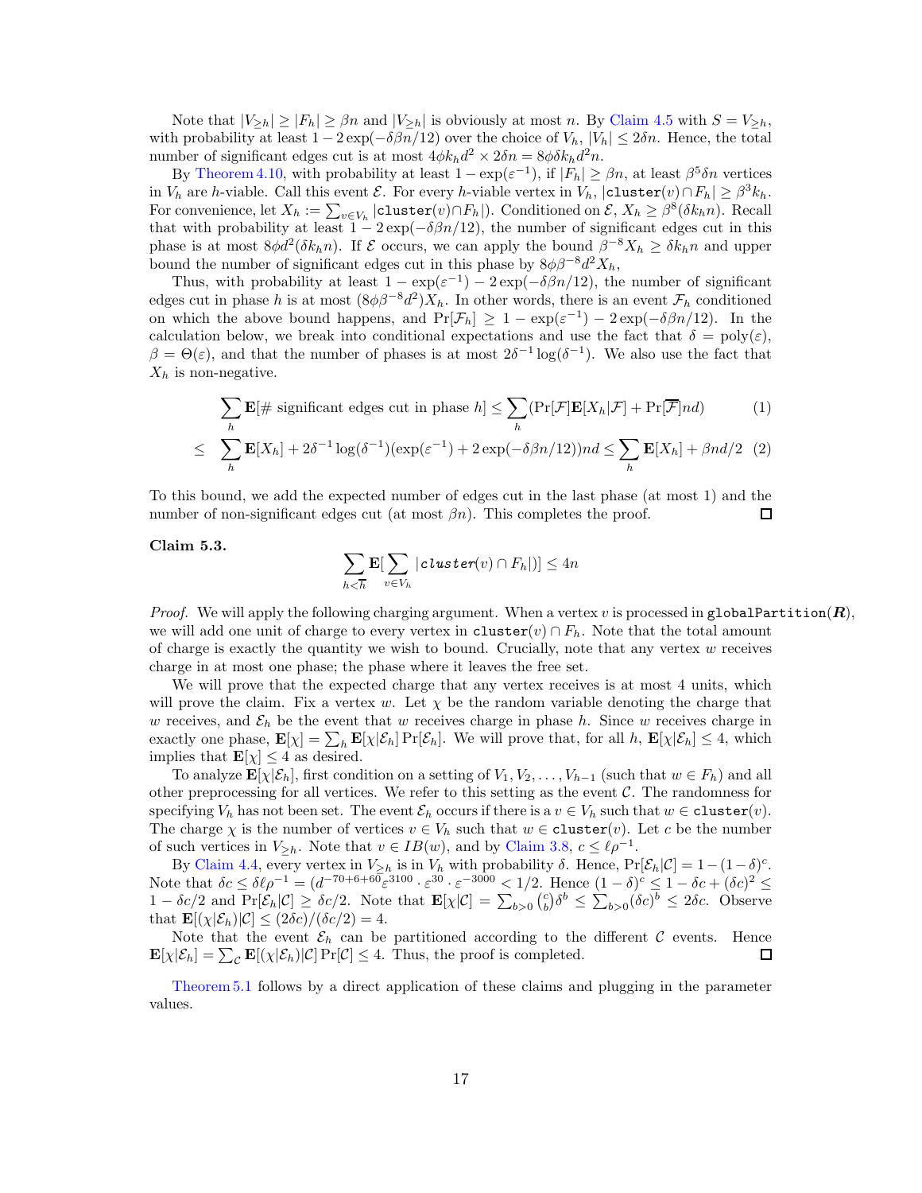Note that $|V_{\geq h}| \geq |F_h| \geq \beta n$ and $|V_{\geq h}|$ is obviously at most $n$. By Claim 4.5 with $S = V_{\geq h}$, with probability at least $1 - 2\exp(-\delta\beta n/12)$ over the choice of $V_h$, $|V_h| \leq 2\delta n$. Hence, the total number of significant edges cut is at most $4\phi k_h d^2 \times 2\delta n = 8\phi\delta k_h d^2 n$.

By Theorem 4.10, with probability at least $1 - \exp(\varepsilon^{-1})$, if $|F_h| \geq \beta n$, at least $\beta^5 \delta n$ vertices in $V_h$ are $h$-viable. Call this event $\mathcal{E}$. For every $h$-viable vertex in $V_h$, $|\texttt{cluster}(v) \cap F_h| \geq \beta^3 k_h$. For convenience, let $X_h := \sum_{v \in V_h} |\texttt{cluster}(v) \cap F_h|$). Conditioned on $\mathcal{E}$, $X_h \geq \beta^8(\delta k_h n)$. Recall that with probability at least $1 - 2\exp(-\delta\beta n/12)$, the number of significant edges cut in this phase is at most $8\phi d^2(\delta k_h n)$. If $\mathcal{E}$ occurs, we can apply the bound $\beta^{-8} X_h \geq \delta k_h n$ and upper bound the number of significant edges cut in this phase by $8\phi\beta^{-8} d^2 X_h$,

Thus, with probability at least $1 - \exp(\varepsilon^{-1}) - 2\exp(-\delta\beta n/12)$, the number of significant edges cut in phase $h$ is at most $(8\phi\beta^{-8}d^2)X_h$. In other words, there is an event $\mathcal{F}_h$ conditioned on which the above bound happens, and $\Pr[\mathcal{F}_h] \geq 1 - \exp(\varepsilon^{-1}) - 2\exp(-\delta\beta n/12)$. In the calculation below, we break into conditional expectations and use the fact that $\delta = \mathrm{poly}(\varepsilon)$, $\beta = \Theta(\varepsilon)$, and that the number of phases is at most $2\delta^{-1}\log(\delta^{-1})$. We also use the fact that $X_h$ is non-negative.

$$\sum_h \mathbf{E}[\# \text{ significant edges cut in phase } h] \leq \sum_h (\Pr[\mathcal{F}]\mathbf{E}[X_h|\mathcal{F}] + \Pr[\overline{\mathcal{F}}]nd) \tag{1}$$

$$\leq \sum_h \mathbf{E}[X_h] + 2\delta^{-1}\log(\delta^{-1})(\exp(\varepsilon^{-1}) + 2\exp(-\delta\beta n/12))nd \leq \sum_h \mathbf{E}[X_h] + \beta n d/2 \tag{2}$$

To this bound, we add the expected number of edges cut in the last phase (at most 1) and the number of non-significant edges cut (at most $\beta n$). This completes the proof. ◻

**Claim 5.3.**

$$\sum_{h < \overline{h}} \mathbf{E}[\sum_{v \in V_h} |\textit{cluster}(v) \cap F_h|)] \leq 4n$$

*Proof.* We will apply the following charging argument. When a vertex $v$ is processed in $\texttt{globalPartition}(\boldsymbol{R})$, we will add one unit of charge to every vertex in $\texttt{cluster}(v) \cap F_h$. Note that the total amount of charge is exactly the quantity we wish to bound. Crucially, note that any vertex $w$ receives charge in at most one phase; the phase where it leaves the free set.

We will prove that the expected charge that any vertex receives is at most 4 units, which will prove the claim. Fix a vertex $w$. Let $\chi$ be the random variable denoting the charge that $w$ receives, and $\mathcal{E}_h$ be the event that $w$ receives charge in phase $h$. Since $w$ receives charge in exactly one phase, $\mathbf{E}[\chi] = \sum_h \mathbf{E}[\chi|\mathcal{E}_h]\Pr[\mathcal{E}_h]$. We will prove that, for all $h$, $\mathbf{E}[\chi|\mathcal{E}_h] \leq 4$, which implies that $\mathbf{E}[\chi] \leq 4$ as desired.

To analyze $\mathbf{E}[\chi|\mathcal{E}_h]$, first condition on a setting of $V_1, V_2, \ldots, V_{h-1}$ (such that $w \in F_h$) and all other preprocessing for all vertices. We refer to this setting as the event $\mathcal{C}$. The randomness for specifying $V_h$ has not been set. The event $\mathcal{E}_h$ occurs if there is a $v \in V_h$ such that $w \in \texttt{cluster}(v)$. The charge $\chi$ is the number of vertices $v \in V_h$ such that $w \in \texttt{cluster}(v)$. Let $c$ be the number of such vertices in $V_{\geq h}$. Note that $v \in IB(w)$, and by Claim 3.8, $c \leq \ell\rho^{-1}$.

By Claim 4.4, every vertex in $V_{\geq h}$ is in $V_h$ with probability $\delta$. Hence, $\Pr[\mathcal{E}_h|\mathcal{C}] = 1 - (1-\delta)^c$. Note that $\delta c \leq \delta\ell\rho^{-1} = (d^{-70+6+60}\varepsilon^{3100} \cdot \varepsilon^{30} \cdot \varepsilon^{-3000} < 1/2$. Hence $(1-\delta)^c \leq 1 - \delta c + (\delta c)^2 \leq 1 - \delta c/2$ and $\Pr[\mathcal{E}_h|\mathcal{C}] \geq \delta c/2$. Note that $\mathbf{E}[\chi|\mathcal{C}] = \sum_{b>0}\binom{c}{b}\delta^b \leq \sum_{b>0}(\delta c)^b \leq 2\delta c$. Observe that $\mathbf{E}[(\chi|\mathcal{E}_h)|\mathcal{C}] \leq (2\delta c)/(\delta c/2) = 4$.

Note that the event $\mathcal{E}_h$ can be partitioned according to the different $\mathcal{C}$ events. Hence $\mathbf{E}[\chi|\mathcal{E}_h] = \sum_{\mathcal{C}} \mathbf{E}[(\chi|\mathcal{E}_h)|\mathcal{C}]\Pr[\mathcal{C}] \leq 4$. Thus, the proof is completed. ◻

Theorem 5.1 follows by a direct application of these claims and plugging in the parameter values.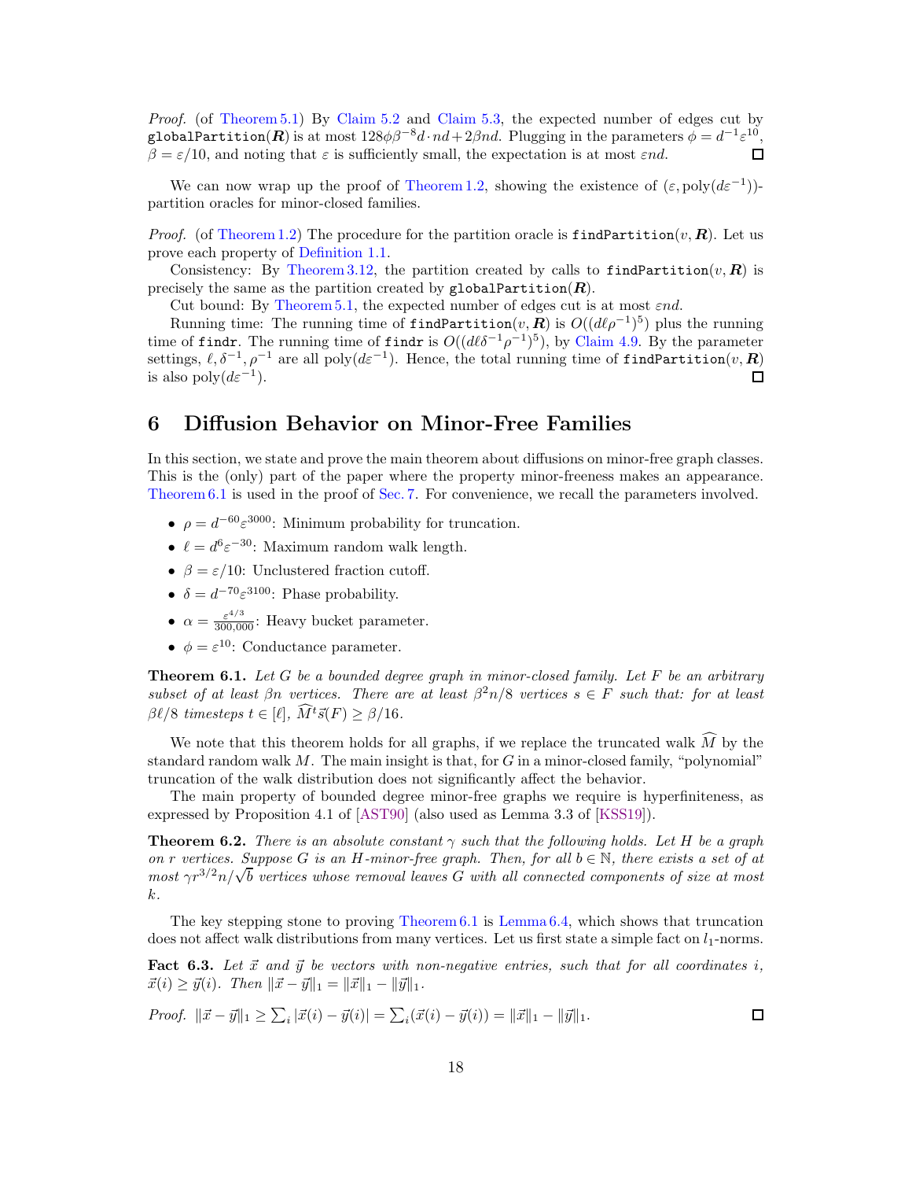*Proof.* (of Theorem 5.1) By Claim 5.2 and Claim 5.3, the expected number of edges cut by `globalPartition`($\boldsymbol{R}$) is at most $128\phi\beta^{-8}d \cdot nd + 2\beta nd$. Plugging in the parameters $\phi = d^{-1}\varepsilon^{10}$, $\beta = \varepsilon/10$, and noting that $\varepsilon$ is sufficiently small, the expectation is at most $\varepsilon nd$. □

We can now wrap up the proof of Theorem 1.2, showing the existence of $(\varepsilon, \text{poly}(d\varepsilon^{-1}))$-partition oracles for minor-closed families.

*Proof.* (of Theorem 1.2) The procedure for the partition oracle is `findPartition`($v, \boldsymbol{R}$). Let us prove each property of Definition 1.1.

Consistency: By Theorem 3.12, the partition created by calls to `findPartition`($v, \boldsymbol{R}$) is precisely the same as the partition created by `globalPartition`($\boldsymbol{R}$).

Cut bound: By Theorem 5.1, the expected number of edges cut is at most $\varepsilon nd$.

Running time: The running time of `findPartition`($v, \boldsymbol{R}$) is $O((d\ell\rho^{-1})^5)$ plus the running time of `findr`. The running time of `findr` is $O((d\ell\delta^{-1}\rho^{-1})^5)$, by Claim 4.9. By the parameter settings, $\ell, \delta^{-1}, \rho^{-1}$ are all $\text{poly}(d\varepsilon^{-1})$. Hence, the total running time of `findPartition`($v, \boldsymbol{R}$) is also $\text{poly}(d\varepsilon^{-1})$. □

# 6 Diffusion Behavior on Minor-Free Families

In this section, we state and prove the main theorem about diffusions on minor-free graph classes. This is the (only) part of the paper where the property minor-freeness makes an appearance. Theorem 6.1 is used in the proof of Sec. 7. For convenience, we recall the parameters involved.

- $\rho = d^{-60}\varepsilon^{3000}$: Minimum probability for truncation.
- $\ell = d^6\varepsilon^{-30}$: Maximum random walk length.
- $\beta = \varepsilon/10$: Unclustered fraction cutoff.
- $\delta = d^{-70}\varepsilon^{3100}$: Phase probability.
- $\alpha = \frac{\varepsilon^{4/3}}{300{,}000}$: Heavy bucket parameter.
- $\phi = \varepsilon^{10}$: Conductance parameter.

**Theorem 6.1.** *Let $G$ be a bounded degree graph in minor-closed family. Let $F$ be an arbitrary subset of at least $\beta n$ vertices. There are at least $\beta^2 n/8$ vertices $s \in F$ such that: for at least $\beta\ell/8$ timesteps $t \in [\ell]$, $\widehat{M}^t\vec{s}(F) \geq \beta/16$.*

We note that this theorem holds for all graphs, if we replace the truncated walk $\widehat{M}$ by the standard random walk $M$. The main insight is that, for $G$ in a minor-closed family, "polynomial" truncation of the walk distribution does not significantly affect the behavior.

The main property of bounded degree minor-free graphs we require is hyperfiniteness, as expressed by Proposition 4.1 of [AST90] (also used as Lemma 3.3 of [KSS19]).

**Theorem 6.2.** *There is an absolute constant $\gamma$ such that the following holds. Let $H$ be a graph on $r$ vertices. Suppose $G$ is an $H$-minor-free graph. Then, for all $b \in \mathbb{N}$, there exists a set of at most $\gamma r^{3/2} n/\sqrt{b}$ vertices whose removal leaves $G$ with all connected components of size at most $k$.*

The key stepping stone to proving Theorem 6.1 is Lemma 6.4, which shows that truncation does not affect walk distributions from many vertices. Let us first state a simple fact on $l_1$-norms.

**Fact 6.3.** *Let $\vec{x}$ and $\vec{y}$ be vectors with non-negative entries, such that for all coordinates $i$, $\vec{x}(i) \geq \vec{y}(i)$. Then $\|\vec{x} - \vec{y}\|_1 = \|\vec{x}\|_1 - \|\vec{y}\|_1$.*

*Proof.* $\|\vec{x} - \vec{y}\|_1 \geq \sum_i |\vec{x}(i) - \vec{y}(i)| = \sum_i (\vec{x}(i) - \vec{y}(i)) = \|\vec{x}\|_1 - \|\vec{y}\|_1$. □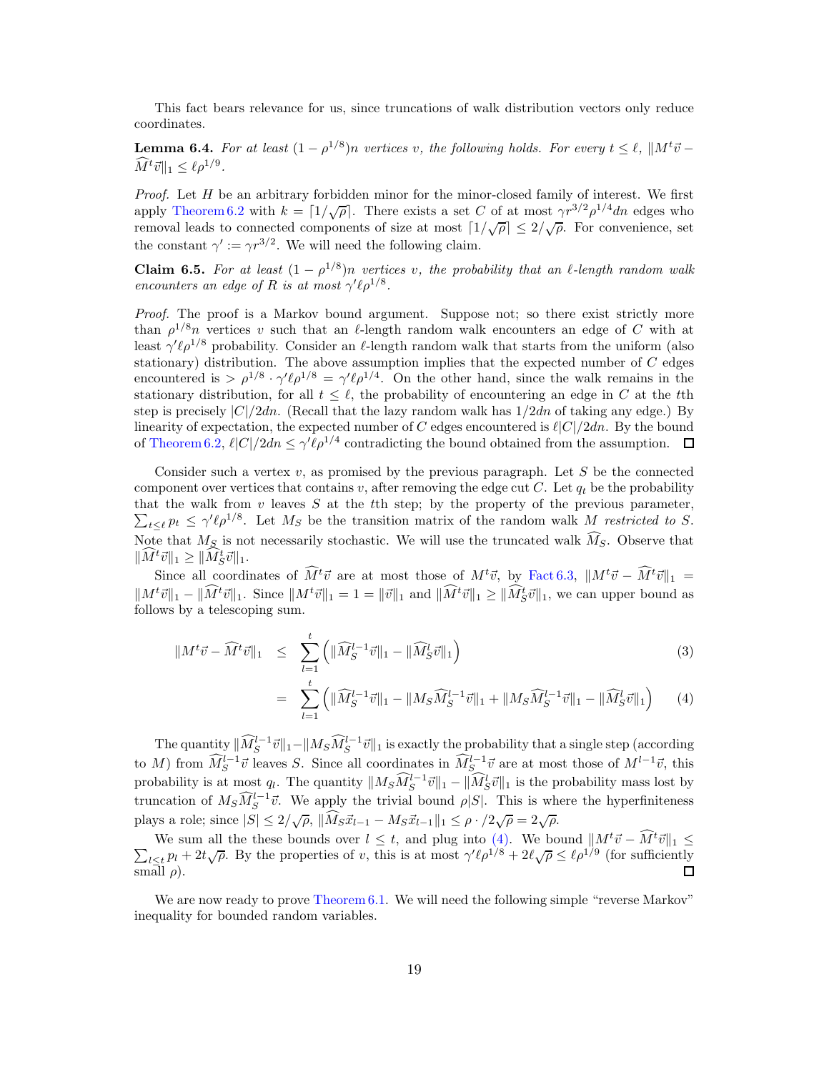This fact bears relevance for us, since truncations of walk distribution vectors only reduce coordinates.

**Lemma 6.4.** *For at least $(1-\rho^{1/8})n$ vertices $v$, the following holds. For every $t \leq \ell$, $\|M^t\vec{v} - \widehat{M}^t\vec{v}\|_1 \leq \ell\rho^{1/9}$.*

*Proof.* Let $H$ be an arbitrary forbidden minor for the minor-closed family of interest. We first apply Theorem 6.2 with $k = \lceil 1/\sqrt{\rho} \rceil$. There exists a set $C$ of at most $\gamma r^{3/2}\rho^{1/4}dn$ edges who removal leads to connected components of size at most $\lceil 1/\sqrt{\rho} \rceil \leq 2/\sqrt{\rho}$. For convenience, set the constant $\gamma' := \gamma r^{3/2}$. We will need the following claim.

**Claim 6.5.** *For at least $(1-\rho^{1/8})n$ vertices $v$, the probability that an $\ell$-length random walk encounters an edge of $R$ is at most $\gamma'\ell\rho^{1/8}$.*

*Proof.* The proof is a Markov bound argument. Suppose not; so there exist strictly more than $\rho^{1/8}n$ vertices $v$ such that an $\ell$-length random walk encounters an edge of $C$ with at least $\gamma'\ell\rho^{1/8}$ probability. Consider an $\ell$-length random walk that starts from the uniform (also stationary) distribution. The above assumption implies that the expected number of $C$ edges encountered is $> \rho^{1/8} \cdot \gamma'\ell\rho^{1/8} = \gamma'\ell\rho^{1/4}$. On the other hand, since the walk remains in the stationary distribution, for all $t \leq \ell$, the probability of encountering an edge in $C$ at the $t$th step is precisely $|C|/2dn$. (Recall that the lazy random walk has $1/2dn$ of taking any edge.) By linearity of expectation, the expected number of $C$ edges encountered is $\ell|C|/2dn$. By the bound of Theorem 6.2, $\ell|C|/2dn \leq \gamma'\ell\rho^{1/4}$ contradicting the bound obtained from the assumption. $\square$

Consider such a vertex $v$, as promised by the previous paragraph. Let $S$ be the connected component over vertices that contains $v$, after removing the edge cut $C$. Let $q_t$ be the probability that the walk from $v$ leaves $S$ at the $t$th step; by the property of the previous parameter, $\sum_{t\leq\ell} p_t \leq \gamma'\ell\rho^{1/8}$. Let $M_S$ be the transition matrix of the random walk $M$ *restricted to $S$*. Note that $M_S$ is not necessarily stochastic. We will use the truncated walk $\widehat{M}_S$. Observe that $\|\widehat{M}^t\vec{v}\|_1 \geq \|\widehat{M}_S^t\vec{v}\|_1$.

Since all coordinates of $\widehat{M}^t\vec{v}$ are at most those of $M^t\vec{v}$, by Fact 6.3, $\|M^t\vec{v} - \widehat{M}^t\vec{v}\|_1 = \|M^t\vec{v}\|_1 - \|\widehat{M}^t\vec{v}\|_1$. Since $\|M^t\vec{v}\|_1 = 1 = \|\vec{v}\|_1$ and $\|\widehat{M}^t\vec{v}\|_1 \geq \|\widehat{M}_S^t\vec{v}\|_1$, we can upper bound as follows by a telescoping sum.

$$\|M^t\vec{v} - \widehat{M}^t\vec{v}\|_1 \leq \sum_{l=1}^{t}\left(\|\widehat{M}_S^{l-1}\vec{v}\|_1 - \|\widehat{M}_S^{l}\vec{v}\|_1\right) \tag{3}$$

$$= \sum_{l=1}^{t}\left(\|\widehat{M}_S^{l-1}\vec{v}\|_1 - \|M_S\widehat{M}_S^{l-1}\vec{v}\|_1 + \|M_S\widehat{M}_S^{l-1}\vec{v}\|_1 - \|\widehat{M}_S^{l}\vec{v}\|_1\right) \tag{4}$$

The quantity $\|\widehat{M}_S^{l-1}\vec{v}\|_1 - \|M_S\widehat{M}_S^{l-1}\vec{v}\|_1$ is exactly the probability that a single step (according to $M$) from $\widehat{M}_S^{l-1}\vec{v}$ leaves $S$. Since all coordinates in $\widehat{M}_S^{l-1}\vec{v}$ are at most those of $M^{l-1}\vec{v}$, this probability is at most $q_l$. The quantity $\|M_S\widehat{M}_S^{l-1}\vec{v}\|_1 - \|\widehat{M}_S^{l}\vec{v}\|_1$ is the probability mass lost by truncation of $M_S\widehat{M}_S^{l-1}\vec{v}$. We apply the trivial bound $\rho|S|$. This is where the hyperfiniteness plays a role; since $|S| \leq 2/\sqrt{\rho}$, $\|\widehat{M}_S\vec{x}_{l-1} - M_S\vec{x}_{l-1}\|_1 \leq \rho \cdot /2\sqrt{\rho} = 2\sqrt{\rho}$.

We sum all the these bounds over $l \leq t$, and plug into (4). We bound $\|M^t\vec{v} - \widehat{M}^t\vec{v}\|_1 \leq \sum_{l\leq t} p_l + 2t\sqrt{\rho}$. By the properties of $v$, this is at most $\gamma'\ell\rho^{1/8} + 2\ell\sqrt{\rho} \leq \ell\rho^{1/9}$ (for sufficiently small $\rho$). $\square$

We are now ready to prove Theorem 6.1. We will need the following simple "reverse Markov" inequality for bounded random variables.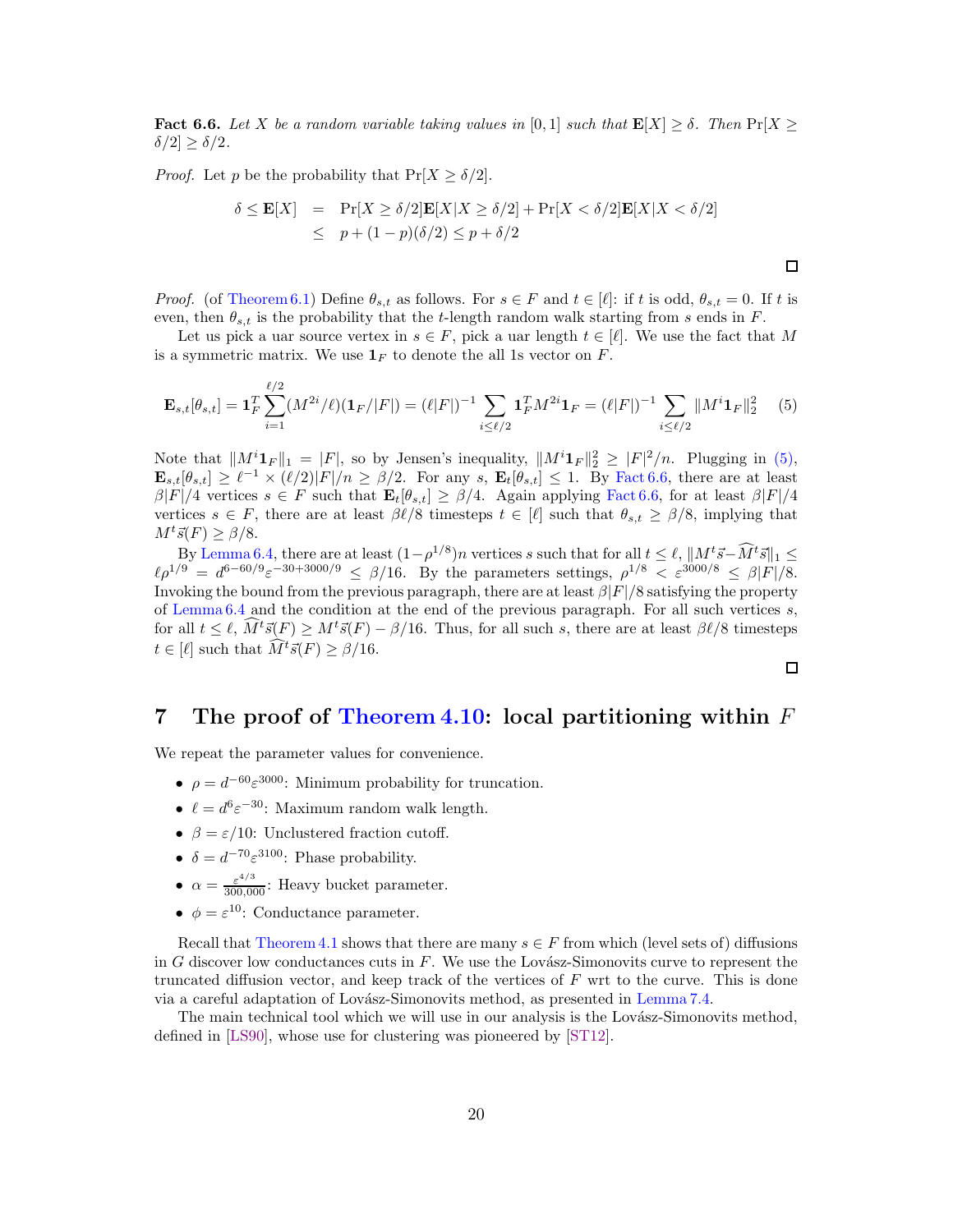**Fact 6.6.** *Let $X$ be a random variable taking values in $[0,1]$ such that $\mathbf{E}[X] \geq \delta$. Then $\Pr[X \geq \delta/2] \geq \delta/2$.*

*Proof.* Let $p$ be the probability that $\Pr[X \geq \delta/2]$.

$$
\begin{aligned}
\delta \leq \mathbf{E}[X] &= \Pr[X \geq \delta/2]\mathbf{E}[X|X \geq \delta/2] + \Pr[X < \delta/2]\mathbf{E}[X|X < \delta/2] \\
&\leq p + (1-p)(\delta/2) \leq p + \delta/2
\end{aligned}
$$

□

*Proof.* (of Theorem 6.1) Define $\theta_{s,t}$ as follows. For $s \in F$ and $t \in [\ell]$: if $t$ is odd, $\theta_{s,t} = 0$. If $t$ is even, then $\theta_{s,t}$ is the probability that the $t$-length random walk starting from $s$ ends in $F$.

Let us pick a uar source vertex in $s \in F$, pick a uar length $t \in [\ell]$. We use the fact that $M$ is a symmetric matrix. We use $\mathbf{1}_F$ to denote the all 1s vector on $F$.

$$
\mathbf{E}_{s,t}[\theta_{s,t}] = \mathbf{1}_F^T \sum_{i=1}^{\ell/2} (M^{2i}/\ell)(\mathbf{1}_F/|F|) = (\ell|F|)^{-1} \sum_{i \leq \ell/2} \mathbf{1}_F^T M^{2i} \mathbf{1}_F = (\ell|F|)^{-1} \sum_{i \leq \ell/2} \|M^i \mathbf{1}_F\|_2^2 \tag{5}
$$

Note that $\|M^i \mathbf{1}_F\|_1 = |F|$, so by Jensen's inequality, $\|M^i \mathbf{1}_F\|_2^2 \geq |F|^2/n$. Plugging in (5), $\mathbf{E}_{s,t}[\theta_{s,t}] \geq \ell^{-1} \times (\ell/2)|F|/n \geq \beta/2$. For any $s$, $\mathbf{E}_t[\theta_{s,t}] \leq 1$. By Fact 6.6, there are at least $\beta|F|/4$ vertices $s \in F$ such that $\mathbf{E}_t[\theta_{s,t}] \geq \beta/4$. Again applying Fact 6.6, for at least $\beta|F|/4$ vertices $s \in F$, there are at least $\beta\ell/8$ timesteps $t \in [\ell]$ such that $\theta_{s,t} \geq \beta/8$, implying that $M^t\vec{s}(F) \geq \beta/8$.

By Lemma 6.4, there are at least $(1-\rho^{1/8})n$ vertices $s$ such that for all $t \leq \ell$, $\|M^t\vec{s} - \widehat{M}^t\vec{s}\|_1 \leq \ell\rho^{1/9} = d^{6-60/9}\varepsilon^{-30+3000/9} \leq \beta/16$. By the parameters settings, $\rho^{1/8} < \varepsilon^{3000/8} \leq \beta|F|/8$. Invoking the bound from the previous paragraph, there are at least $\beta|F|/8$ satisfying the property of Lemma 6.4 and the condition at the end of the previous paragraph. For all such vertices $s$, for all $t \leq \ell$, $\widehat{M}^t\vec{s}(F) \geq M^t\vec{s}(F) - \beta/16$. Thus, for all such $s$, there are at least $\beta\ell/8$ timesteps $t \in [\ell]$ such that $\widehat{M}^t\vec{s}(F) \geq \beta/16$.

□

# 7 The proof of Theorem 4.10: local partitioning within $F$

We repeat the parameter values for convenience.

- $\rho = d^{-60}\varepsilon^{3000}$: Minimum probability for truncation.
- $\ell = d^6\varepsilon^{-30}$: Maximum random walk length.
- $\beta = \varepsilon/10$: Unclustered fraction cutoff.
- $\delta = d^{-70}\varepsilon^{3100}$: Phase probability.
- $\alpha = \frac{\varepsilon^{4/3}}{300{,}000}$: Heavy bucket parameter.
- $\phi = \varepsilon^{10}$: Conductance parameter.

Recall that Theorem 4.1 shows that there are many $s \in F$ from which (level sets of) diffusions in $G$ discover low conductances cuts in $F$. We use the Lovász-Simonovits curve to represent the truncated diffusion vector, and keep track of the vertices of $F$ wrt to the curve. This is done via a careful adaptation of Lovász-Simonovits method, as presented in Lemma 7.4.

The main technical tool which we will use in our analysis is the Lovász-Simonovits method, defined in [LS90], whose use for clustering was pioneered by [ST12].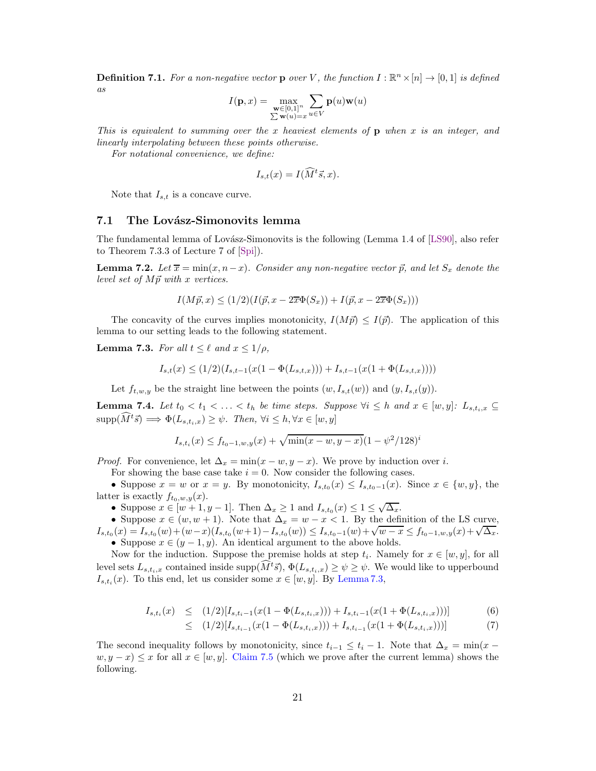**Definition 7.1.** *For a non-negative vector* $\mathbf{p}$ *over* $V$*, the function* $I : \mathbb{R}^n \times [n] \to [0,1]$ *is defined as*

$$I(\mathbf{p}, x) = \max_{\substack{\mathbf{w} \in [0,1]^n \\ \sum \mathbf{w}(u) = x}} \sum_{u \in V} \mathbf{p}(u)\mathbf{w}(u)$$

*This is equivalent to summing over the* $x$ *heaviest elements of* $\mathbf{p}$ *when* $x$ *is an integer, and linearly interpolating between these points otherwise.*

*For notational convenience, we define:*

$$I_{s,t}(x) = I(\widehat{M}^t \vec{s}, x).$$

Note that $I_{s,t}$ is a concave curve.

## 7.1 The Lovász-Simonovits lemma

The fundamental lemma of Lovász-Simonovits is the following (Lemma 1.4 of [LS90], also refer to Theorem 7.3.3 of Lecture 7 of [Spi]).

**Lemma 7.2.** *Let* $\overline{x} = \min(x, n-x)$*. Consider any non-negative vector* $\vec{p}$*, and let* $S_x$ *denote the level set of* $M\vec{p}$ *with* $x$ *vertices.*

$$I(M\vec{p}, x) \le (1/2)(I(\vec{p}, x - 2\overline{x}\Phi(S_x)) + I(\vec{p}, x - 2\overline{x}\Phi(S_x)))$$

The concavity of the curves implies monotonicity, $I(M\vec{p}) \le I(\vec{p})$. The application of this lemma to our setting leads to the following statement.

**Lemma 7.3.** *For all* $t \le \ell$ *and* $x \le 1/\rho$*,*

$$I_{s,t}(x) \le (1/2)(I_{s,t-1}(x(1 - \Phi(L_{s,t,x}))) + I_{s,t-1}(x(1 + \Phi(L_{s,t,x}))))$$

Let $f_{t,w,y}$ be the straight line between the points $(w, I_{s,t}(w))$ and $(y, I_{s,t}(y))$.

**Lemma 7.4.** *Let* $t_0 < t_1 < \ldots < t_h$ *be time steps. Suppose* $\forall i \le h$ *and* $x \in [w,y]$*:* $L_{s,t_i,x} \subseteq \text{supp}(\widehat{M}^t \vec{s}) \implies \Phi(L_{s,t_i,x}) \ge \psi$*. Then,* $\forall i \le h, \forall x \in [w,y]$

$$I_{s,t_i}(x) \le f_{t_0-1,w,y}(x) + \sqrt{\min(x-w, y-x)}(1 - \psi^2/128)^i$$

*Proof.* For convenience, let $\Delta_x = \min(x-w, y-x)$. We prove by induction over $i$.

For showing the base case take $i = 0$. Now consider the following cases.

- Suppose $x = w$ or $x = y$. By monotonicity, $I_{s,t_0}(x) \le I_{s,t_0-1}(x)$. Since $x \in \{w, y\}$, the latter is exactly $f_{t_0,w,y}(x)$.
- Suppose $x \in [w+1, y-1]$. Then $\Delta_x \ge 1$ and $I_{s,t_0}(x) \le 1 \le \sqrt{\Delta_x}$.
- Suppose $x \in (w, w+1)$. Note that $\Delta_x = w - x < 1$. By the definition of the LS curve, $I_{s,t_0}(x) = I_{s,t_0}(w) + (w-x)(I_{s,t_0}(w+1) - I_{s,t_0}(w)) \le I_{s,t_0-1}(w) + \sqrt{w-x} \le f_{t_0-1,w,y}(x) + \sqrt{\Delta_x}$.
- Suppose $x \in (y-1, y)$. An identical argument to the above holds.

Now for the induction. Suppose the premise holds at step $t_i$. Namely for $x \in [w,y]$, for all level sets $L_{s,t_i,x}$ contained inside $\text{supp}(\widehat{M}^t \vec{s})$, $\Phi(L_{s,t_i,x}) \ge \psi \ge \psi$. We would like to upperbound $I_{s,t_i}(x)$. To this end, let us consider some $x \in [w,y]$. By Lemma 7.3,

$$\begin{aligned}
I_{s,t_i}(x) &\le (1/2)[I_{s,t_i-1}(x(1 - \Phi(L_{s,t_i,x}))) + I_{s,t_i-1}(x(1 + \Phi(L_{s,t_i,x})))] &(6)\\
&\le (1/2)[I_{s,t_{i-1}}(x(1 - \Phi(L_{s,t_i,x}))) + I_{s,t_{i-1}}(x(1 + \Phi(L_{s,t_i,x})))] &(7)
\end{aligned}$$

The second inequality follows by monotonicity, since $t_{i-1} \le t_i - 1$. Note that $\Delta_x = \min(x - w, y - x) \le x$ for all $x \in [w,y]$. Claim 7.5 (which we prove after the current lemma) shows the following.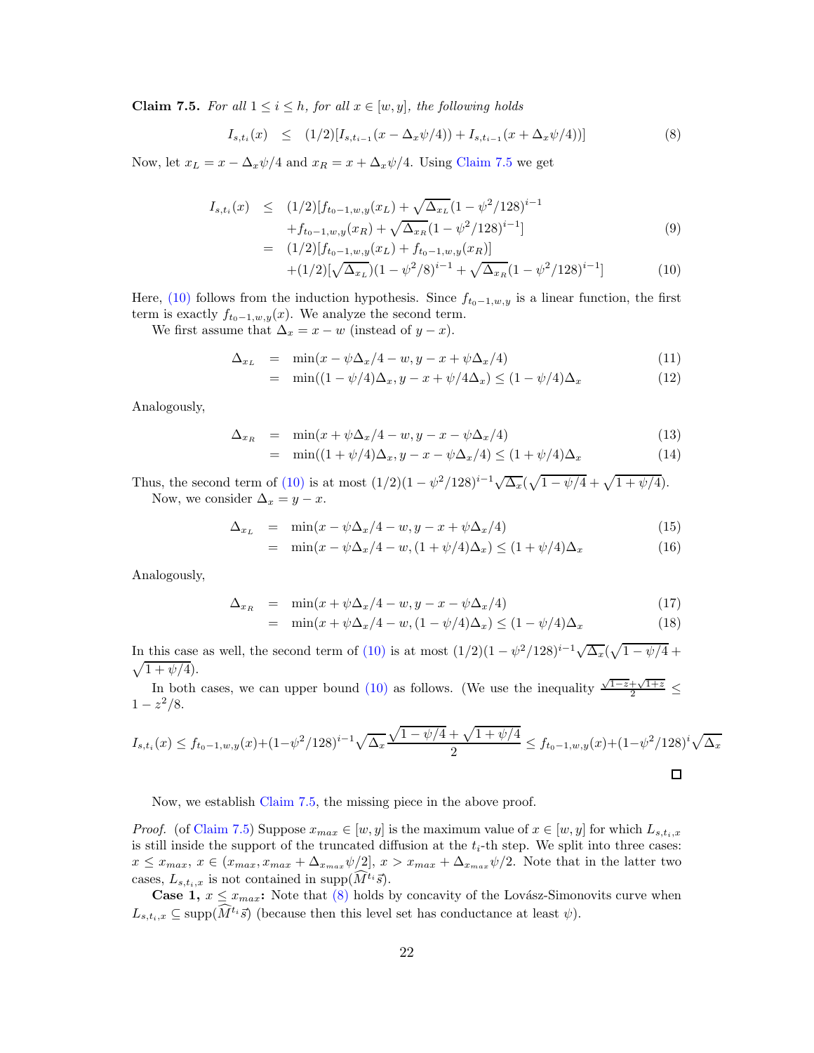**Claim 7.5.** *For all $1 \le i \le h$, for all $x \in [w, y]$, the following holds*

$$I_{s,t_i}(x) \quad \le \quad (1/2)[I_{s,t_{i-1}}(x - \Delta_x\psi/4)) + I_{s,t_{i-1}}(x + \Delta_x\psi/4))] \tag{8}$$

Now, let $x_L = x - \Delta_x\psi/4$ and $x_R = x + \Delta_x\psi/4$. Using Claim 7.5 we get

$$\begin{aligned} I_{s,t_i}(x) \quad &\le \quad (1/2)[f_{t_0-1,w,y}(x_L) + \sqrt{\Delta_{x_L}}(1 - \psi^2/128)^{i-1} \\ &\qquad + f_{t_0-1,w,y}(x_R) + \sqrt{\Delta_{x_R}}(1 - \psi^2/128)^{i-1}] \qquad (9) \\ &= \quad (1/2)[f_{t_0-1,w,y}(x_L) + f_{t_0-1,w,y}(x_R)] \\ &\qquad + (1/2)[\sqrt{\Delta_{x_L}})(1 - \psi^2/8)^{i-1} + \sqrt{\Delta_{x_R}}(1 - \psi^2/128)^{i-1}] \qquad (10) \end{aligned}$$

Here, (10) follows from the induction hypothesis. Since $f_{t_0-1,w,y}$ is a linear function, the first term is exactly $f_{t_0-1,w,y}(x)$. We analyze the second term.

We first assume that $\Delta_x = x - w$ (instead of $y - x$).

$$\begin{aligned} \Delta_{x_L} \quad &= \quad \min(x - \psi\Delta_x/4 - w, y - x + \psi\Delta_x/4) \qquad (11) \\ &= \quad \min((1 - \psi/4)\Delta_x, y - x + \psi/4\Delta_x) \le (1 - \psi/4)\Delta_x \qquad (12) \end{aligned}$$

Analogously,

$$\begin{aligned} \Delta_{x_R} \quad &= \quad \min(x + \psi\Delta_x/4 - w, y - x - \psi\Delta_x/4) \qquad (13) \\ &= \quad \min((1 + \psi/4)\Delta_x, y - x - \psi\Delta_x/4) \le (1 + \psi/4)\Delta_x \qquad (14) \end{aligned}$$

Thus, the second term of (10) is at most $(1/2)(1 - \psi^2/128)^{i-1}\sqrt{\Delta_x}(\sqrt{1 - \psi/4} + \sqrt{1 + \psi/4})$.

Now, we consider $\Delta_x = y - x$.

$$\begin{aligned} \Delta_{x_L} \quad &= \quad \min(x - \psi\Delta_x/4 - w, y - x + \psi\Delta_x/4) \qquad (15) \\ &= \quad \min(x - \psi\Delta_x/4 - w, (1 + \psi/4)\Delta_x) \le (1 + \psi/4)\Delta_x \qquad (16) \end{aligned}$$

Analogously,

$$\begin{aligned} \Delta_{x_R} \quad &= \quad \min(x + \psi\Delta_x/4 - w, y - x - \psi\Delta_x/4) \qquad (17) \\ &= \quad \min(x + \psi\Delta_x/4 - w, (1 - \psi/4)\Delta_x) \le (1 - \psi/4)\Delta_x \qquad (18) \end{aligned}$$

In this case as well, the second term of (10) is at most $(1/2)(1 - \psi^2/128)^{i-1}\sqrt{\Delta_x}(\sqrt{1 - \psi/4} + \sqrt{1 + \psi/4})$.

In both cases, we can upper bound (10) as follows. (We use the inequality $\frac{\sqrt{1-z}+\sqrt{1+z}}{2} \le 1 - z^2/8$.

$$I_{s,t_i}(x) \le f_{t_0-1,w,y}(x) + (1 - \psi^2/128)^{i-1}\sqrt{\Delta_x}\frac{\sqrt{1 - \psi/4} + \sqrt{1 + \psi/4}}{2} \le f_{t_0-1,w,y}(x) + (1 - \psi^2/128)^{i}\sqrt{\Delta_x}$$

□

Now, we establish Claim 7.5, the missing piece in the above proof.

*Proof.* (of Claim 7.5) Suppose $x_{max} \in [w, y]$ is the maximum value of $x \in [w, y]$ for which $L_{s,t_i,x}$ is still inside the support of the truncated diffusion at the $t_i$-th step. We split into three cases: $x \le x_{max}$, $x \in (x_{max}, x_{max} + \Delta_{x_{max}}\psi/2]$, $x > x_{max} + \Delta_{x_{max}}\psi/2$. Note that in the latter two cases, $L_{s,t_i,x}$ is not contained in $\text{supp}(\widehat{M}^{t_i}\vec{s})$.

**Case 1, $x \le x_{max}$:** Note that (8) holds by concavity of the Lovász-Simonovits curve when $L_{s,t_i,x} \subseteq \text{supp}(\widehat{M}^{t_i}\vec{s})$ (because then this level set has conductance at least $\psi$).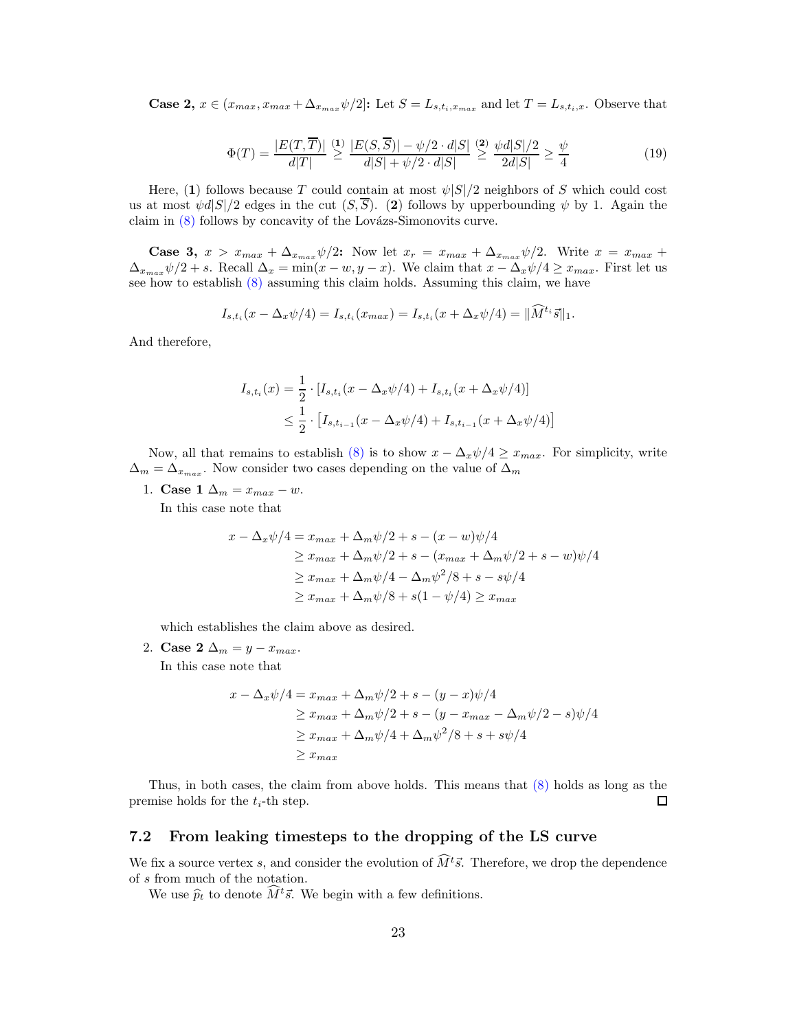**Case 2, $x \in (x_{max}, x_{max} + \Delta_{x_{max}}\psi/2]$:** Let $S = L_{s,t_i,x_{max}}$ and let $T = L_{s,t_i,x}$. Observe that

$$\Phi(T) = \frac{|E(T,\overline{T})|}{d|T|} \overset{(\mathbf{1})}{\geq} \frac{|E(S,\overline{S})| - \psi/2 \cdot d|S|}{d|S| + \psi/2 \cdot d|S|} \overset{(\mathbf{2})}{\geq} \frac{\psi d|S|/2}{2d|S|} \geq \frac{\psi}{4} \tag{19}$$

Here, $(\mathbf{1})$ follows because $T$ could contain at most $\psi|S|/2$ neighbors of $S$ which could cost us at most $\psi d|S|/2$ edges in the cut $(S, \overline{S})$. $(\mathbf{2})$ follows by upperbounding $\psi$ by 1. Again the claim in (8) follows by concavity of the Lovázs-Simonovits curve.

**Case 3, $x > x_{max} + \Delta_{x_{max}}\psi/2$:** Now let $x_r = x_{max} + \Delta_{x_{max}}\psi/2$. Write $x = x_{max} + \Delta_{x_{max}}\psi/2 + s$. Recall $\Delta_x = \min(x - w, y - x)$. We claim that $x - \Delta_x\psi/4 \geq x_{max}$. First let us see how to establish (8) assuming this claim holds. Assuming this claim, we have

$$I_{s,t_i}(x - \Delta_x\psi/4) = I_{s,t_i}(x_{max}) = I_{s,t_i}(x + \Delta_x\psi/4) = \|\widehat{M}^{t_i}\vec{s}\|_1.$$

And therefore,

$$\begin{aligned}
I_{s,t_i}(x) &= \frac{1}{2} \cdot [I_{s,t_i}(x - \Delta_x\psi/4) + I_{s,t_i}(x + \Delta_x\psi/4)] \\
&\leq \frac{1}{2} \cdot \left[I_{s,t_{i-1}}(x - \Delta_x\psi/4) + I_{s,t_{i-1}}(x + \Delta_x\psi/4)\right]
\end{aligned}$$

Now, all that remains to establish (8) is to show $x - \Delta_x\psi/4 \geq x_{max}$. For simplicity, write $\Delta_m = \Delta_{x_{max}}$. Now consider two cases depending on the value of $\Delta_m$

1. **Case 1** $\Delta_m = x_{max} - w$.

   In this case note that

$$\begin{aligned}
x - \Delta_x\psi/4 &= x_{max} + \Delta_m\psi/2 + s - (x - w)\psi/4 \\
&\geq x_{max} + \Delta_m\psi/2 + s - (x_{max} + \Delta_m\psi/2 + s - w)\psi/4 \\
&\geq x_{max} + \Delta_m\psi/4 - \Delta_m\psi^2/8 + s - s\psi/4 \\
&\geq x_{max} + \Delta_m\psi/8 + s(1 - \psi/4) \geq x_{max}
\end{aligned}$$

   which establishes the claim above as desired.

2. **Case 2** $\Delta_m = y - x_{max}$.

   In this case note that

$$\begin{aligned}
x - \Delta_x\psi/4 &= x_{max} + \Delta_m\psi/2 + s - (y - x)\psi/4 \\
&\geq x_{max} + \Delta_m\psi/2 + s - (y - x_{max} - \Delta_m\psi/2 - s)\psi/4 \\
&\geq x_{max} + \Delta_m\psi/4 + \Delta_m\psi^2/8 + s + s\psi/4 \\
&\geq x_{max}
\end{aligned}$$

Thus, in both cases, the claim from above holds. This means that (8) holds as long as the premise holds for the $t_i$-th step. $\square$

### 7.2 From leaking timesteps to the dropping of the LS curve

We fix a source vertex $s$, and consider the evolution of $\widehat{M}^t\vec{s}$. Therefore, we drop the dependence of $s$ from much of the notation.

We use $\widehat{p}_t$ to denote $\widehat{M}^t\vec{s}$. We begin with a few definitions.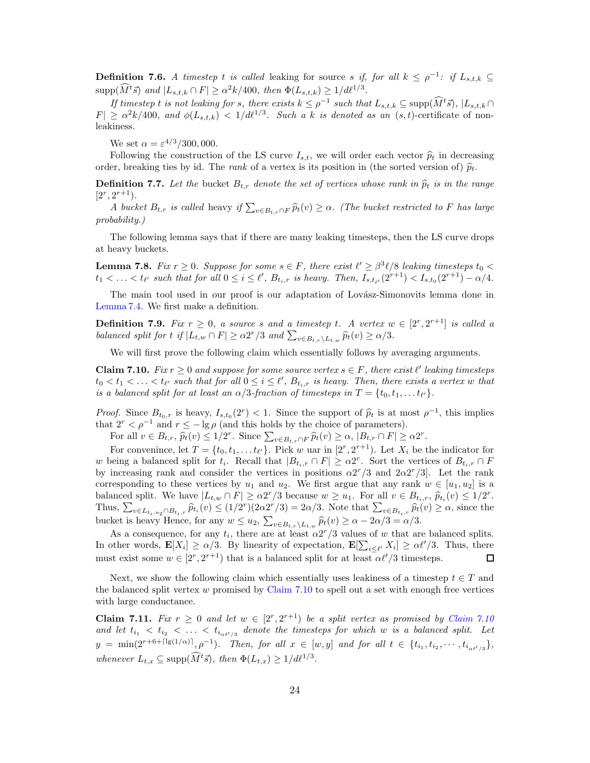**Definition 7.6.** *A timestep $t$ is called* leaking *for source $s$ if, for all $k \leq \rho^{-1}$: if $L_{s,t,k} \subseteq \text{supp}(\widehat{M}^t\vec{s})$ and $|L_{s,t,k} \cap F| \geq \alpha^2 k/400$, then $\Phi(L_{s,t,k}) \geq 1/d\ell^{1/3}$.*

*If timestep $t$ is not leaking for $s$, there exists $k \leq \rho^{-1}$ such that $L_{s,t,k} \subseteq \text{supp}(\widehat{M}^t\vec{s})$, $|L_{s,t,k} \cap F| \geq \alpha^2 k/400$, and $\phi(L_{s,t,k}) < 1/d\ell^{1/3}$. Such a $k$ is denoted as an $(s,t)$-*certificate of non-leakiness.

We set $\alpha = \varepsilon^{4/3}/300{,}000$.

Following the construction of the LS curve $I_{s,t}$, we will order each vector $\widehat{p}_t$ in decreasing order, breaking ties by id. The *rank* of a vertex is its position in (the sorted version of) $\widehat{p}_t$.

**Definition 7.7.** *Let the* bucket *$B_{t,r}$ denote the set of vertices whose rank in $\widehat{p}_t$ is in the range $[2^r, 2^{r+1})$.*

*A bucket $B_{t,r}$ is called* heavy *if $\sum_{v \in B_{t,r} \cap F} \widehat{p}_t(v) \geq \alpha$. (The bucket restricted to $F$ has large probability.)*

The following lemma says that if there are many leaking timesteps, then the LS curve drops at heavy buckets.

**Lemma 7.8.** *Fix $r \geq 0$. Suppose for some $s \in F$, there exist $\ell' \geq \beta^3\ell/8$ leaking timesteps $t_0 < t_1 < \ldots < t_{\ell'}$ such that for all $0 \leq i \leq \ell'$, $B_{t_i,r}$ is heavy. Then, $I_{s,t_{\ell'}}(2^{r+1}) < I_{s,t_0}(2^{r+1}) - \alpha/4$.*

The main tool used in our proof is our adaptation of Lovász-Simonovits lemma done in Lemma 7.4. We first make a definition.

**Definition 7.9.** *Fix $r \geq 0$, a source $s$ and a timestep $t$. A vertex $w \in [2^r, 2^{r+1}]$ is called a balanced split for $t$ if $|L_{t,w} \cap F| \geq \alpha 2^r/3$ and $\sum_{v \in B_{t,r} \setminus L_{t,w}} \widehat{p}_t(v) \geq \alpha/3$.*

We will first prove the following claim which essentially follows by averaging arguments.

**Claim 7.10.** *Fix $r \geq 0$ and suppose for some source vertex $s \in F$, there exist $\ell'$ leaking timesteps $t_0 < t_1 < \ldots < t_{\ell'}$ such that for all $0 \leq i \leq \ell'$, $B_{t_i,r}$ is heavy. Then, there exists a vertex $w$ that is a balanced split for at least an $\alpha/3$-fraction of timesteps in $T = \{t_0, t_1, \ldots t_{\ell'}\}$.*

*Proof.* Since $B_{t_0,r}$ is heavy, $I_{s,t_0}(2^r) < 1$. Since the support of $\widehat{p}_t$ is at most $\rho^{-1}$, this implies that $2^r < \rho^{-1}$ and $r \leq -\lg \rho$ (and this holds by the choice of parameters).

For all $v \in B_{t,r}$, $\widehat{p}_t(v) \leq 1/2^r$. Since $\sum_{v \in B_{t,r} \cap F} \widehat{p}_t(v) \geq \alpha$, $|B_{t,r} \cap F| \geq \alpha 2^r$.

For convenince, let $T = \{t_0, t_1, \ldots t_{\ell'}\}$. Pick $w$ uar in $[2^r, 2^{r+1})$. Let $X_i$ be the indicator for $w$ being a balanced split for $t_i$. Recall that $|B_{t_i,r} \cap F| \geq \alpha 2^r$. Sort the vertices of $B_{t_i,r} \cap F$ by increasing rank and consider the vertices in positions $\alpha 2^r/3$ and $2\alpha 2^r/3$]. Let the rank corresponding to these vertices by $u_1$ and $u_2$. We first argue that any rank $w \in [u_1, u_2]$ is a balanced split. We have $|L_{t,w} \cap F| \geq \alpha 2^r/3$ because $w \geq u_1$. For all $v \in B_{t_i,r}$, $\widehat{p}_{t_i}(v) \leq 1/2^r$. Thus, $\sum_{v \in L_{t_i,u_2} \cap B_{t_i,r}} \widehat{p}_{t_i}(v) \leq (1/2^r)(2\alpha 2^r/3) = 2\alpha/3$. Note that $\sum_{v \in B_{t_i,r}} \widehat{p}_t(v) \geq \alpha$, since the bucket is heavy Hence, for any $w \leq u_2$, $\sum_{v \in B_{t,r} \setminus L_{t,w}} \widehat{p}_t(v) \geq \alpha - 2\alpha/3 = \alpha/3$.

As a consequence, for any $t_i$, there are at least $\alpha 2^r/3$ values of $w$ that are balanced splits. In other words, $\mathbf{E}[X_i] \geq \alpha/3$. By linearity of expectation, $\mathbf{E}[\sum_{i \leq \ell'} X_i] \geq \alpha\ell'/3$. Thus, there must exist some $w \in [2^r, 2^{r+1})$ that is a balanced split for at least $\alpha\ell'/3$ timesteps. $\square$

Next, we show the following claim which essentially uses leakiness of a timestep $t \in T$ and the balanced split vertex $w$ promised by Claim 7.10 to spell out a set with enough free vertices with large conductance.

**Claim 7.11.** *Fix $r \geq 0$ and let $w \in [2^r, 2^{r+1})$ be a split vertex as promised by Claim 7.10 and let $t_{i_1} < t_{i_2} < \ldots < t_{i_{\alpha\ell'/3}}$ denote the timesteps for which $w$ is a balanced split. Let $y = \min(2^{r+6+\lceil \lg(1/\alpha) \rceil}, \rho^{-1})$. Then, for all $x \in [w, y]$ and for all $t \in \{t_{i_1}, t_{i_2}, \cdots, t_{i_{\alpha\ell'/3}}\}$, whenever $L_{t,x} \subseteq \text{supp}(\widehat{M}^t\vec{s})$, then $\Phi(L_{t,x}) \geq 1/d\ell^{1/3}$.*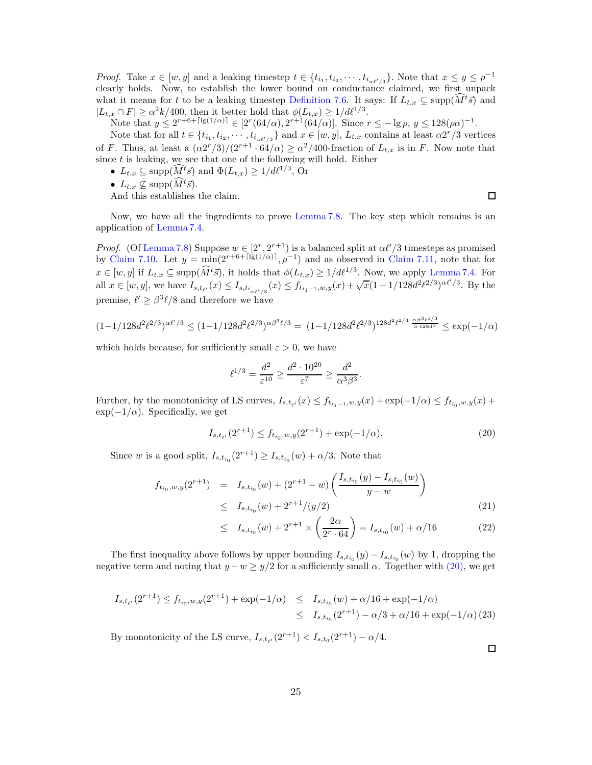*Proof.* Take $x \in [w, y]$ and a leaking timestep $t \in \{t_{i_1}, t_{i_2}, \cdots, t_{i_{\alpha\ell'/3}}\}$. Note that $x \le y \le \rho^{-1}$ clearly holds. Now, to establish the lower bound on conductance claimed, we first unpack what it means for $t$ to be a leaking timestep Definition 7.6. It says: If $L_{t,x} \subseteq \text{supp}(\widehat{M}^t \vec{s})$ and $|L_{t,x} \cap F| \ge \alpha^2 k/400$, then it better hold that $\phi(L_{t,x}) \ge 1/d\ell^{1/3}$.

Note that $y \le 2^{r+6+\lceil \lg(1/\alpha) \rceil} \in [2^r(64/\alpha), 2^{r+1}(64/\alpha)]$. Since $r \le -\lg \rho$, $y \le 128(\rho\alpha)^{-1}$.

Note that for all $t \in \{t_{i_1}, t_{i_2}, \cdots, t_{i_{\alpha\ell'/3}}\}$ and $x \in [w, y]$, $L_{t,x}$ contains at least $\alpha 2^r/3$ vertices of $F$. Thus, at least a $(\alpha 2^r/3)/(2^{r+1} \cdot 64/\alpha) \ge \alpha^2/400$-fraction of $L_{t,x}$ is in $F$. Now note that since $t$ is leaking, we see that one of the following will hold. Either

- $L_{t,x} \subseteq \text{supp}(\widehat{M}^t \vec{s})$ and $\Phi(L_{t,x}) \ge 1/d\ell^{1/3}$, Or
- $L_{t,x} \not\subseteq \text{supp}(\widehat{M}^t \vec{s})$.

And this establishes the claim. ◻

Now, we have all the ingredients to prove Lemma 7.8. The key step which remains is an application of Lemma 7.4.

*Proof.* (Of Lemma 7.8) Suppose $w \in [2^r, 2^{r+1})$ is a balanced split at $\alpha\ell'/3$ timesteps as promised by Claim 7.10. Let $y = \min(2^{r+6+\lceil \lg(1/\alpha) \rceil}, \rho^{-1})$ and as observed in Claim 7.11, note that for $x \in [w, y]$ if $L_{t,x} \subseteq \text{supp}(\widehat{M}^t \vec{s})$, it holds that $\phi(L_{t,x}) \ge 1/d\ell^{1/3}$. Now, we apply Lemma 7.4. For all $x \in [w, y]$, we have $I_{s,t_{\ell'}}(x) \le I_{s,t_{i_{\alpha\ell'/3}}}(x) \le f_{t_{i_1-1},w,y}(x) + \sqrt{x}(1 - 1/128d^2\ell^{2/3})^{\alpha\ell'/3}$. By the premise, $\ell' \ge \beta^3\ell/8$ and therefore we have

$$(1 - 1/128d^2\ell^{2/3})^{\alpha\ell'/3} \le (1 - 1/128d^2\ell^{2/3})^{\alpha\beta^3\ell/3} = (1 - 1/128d^2\ell^{2/3})^{128d^2\ell^{2/3} \cdot \frac{\alpha\beta^3\ell^{1/3}}{3 \cdot 128d^2}} \le \exp(-1/\alpha)$$

which holds because, for sufficiently small $\varepsilon > 0$, we have

$$\ell^{1/3} = \frac{d^2}{\varepsilon^{10}} \ge \frac{d^2 \cdot 10^{20}}{\varepsilon^7} \ge \frac{d^2}{\alpha^3\beta^3}.$$

Further, by the monotonicity of LS curves, $I_{s,t_{\ell'}}(x) \le f_{t_{i_1-1},w,y}(x) + \exp(-1/\alpha) \le f_{t_{i_0},w,y}(x) + \exp(-1/\alpha)$. Specifically, we get

$$I_{s,t_{\ell'}}(2^{r+1}) \le f_{t_{i_0},w,y}(2^{r+1}) + \exp(-1/\alpha). \tag{20}$$

Since $w$ is a good split, $I_{s,t_{i_0}}(2^{r+1}) \ge I_{s,t_{i_0}}(w) + \alpha/3$. Note that

$$\begin{aligned}
f_{t_{i_0},w,y}(2^{r+1}) &= I_{s,t_{i_0}}(w) + (2^{r+1} - w)\left(\frac{I_{s,t_{i_0}}(y) - I_{s,t_{i_0}}(w)}{y - w}\right) \\
&\le I_{s,t_{i_0}}(w) + 2^{r+1}/(y/2) \qquad (21)\\
&\le I_{s,t_{i_0}}(w) + 2^{r+1} \times \left(\frac{2\alpha}{2^r \cdot 64}\right) = I_{s,t_{i_0}}(w) + \alpha/16 \qquad (22)
\end{aligned}$$

The first inequality above follows by upper bounding $I_{s,t_{i_0}}(y) - I_{s,t_{i_0}}(w)$ by 1, dropping the negative term and noting that $y - w \ge y/2$ for a sufficiently small $\alpha$. Together with (20), we get

$$\begin{aligned}
I_{s,t_{\ell'}}(2^{r+1}) \le f_{t_{i_0},w,y}(2^{r+1}) + \exp(-1/\alpha) &\le I_{s,t_{i_0}}(w) + \alpha/16 + \exp(-1/\alpha) \\
&\le I_{s,t_{i_0}}(2^{r+1}) - \alpha/3 + \alpha/16 + \exp(-1/\alpha) \qquad (23)
\end{aligned}$$

By monotonicity of the LS curve, $I_{s,t_{\ell'}}(2^{r+1}) < I_{s,t_0}(2^{r+1}) - \alpha/4$. ◻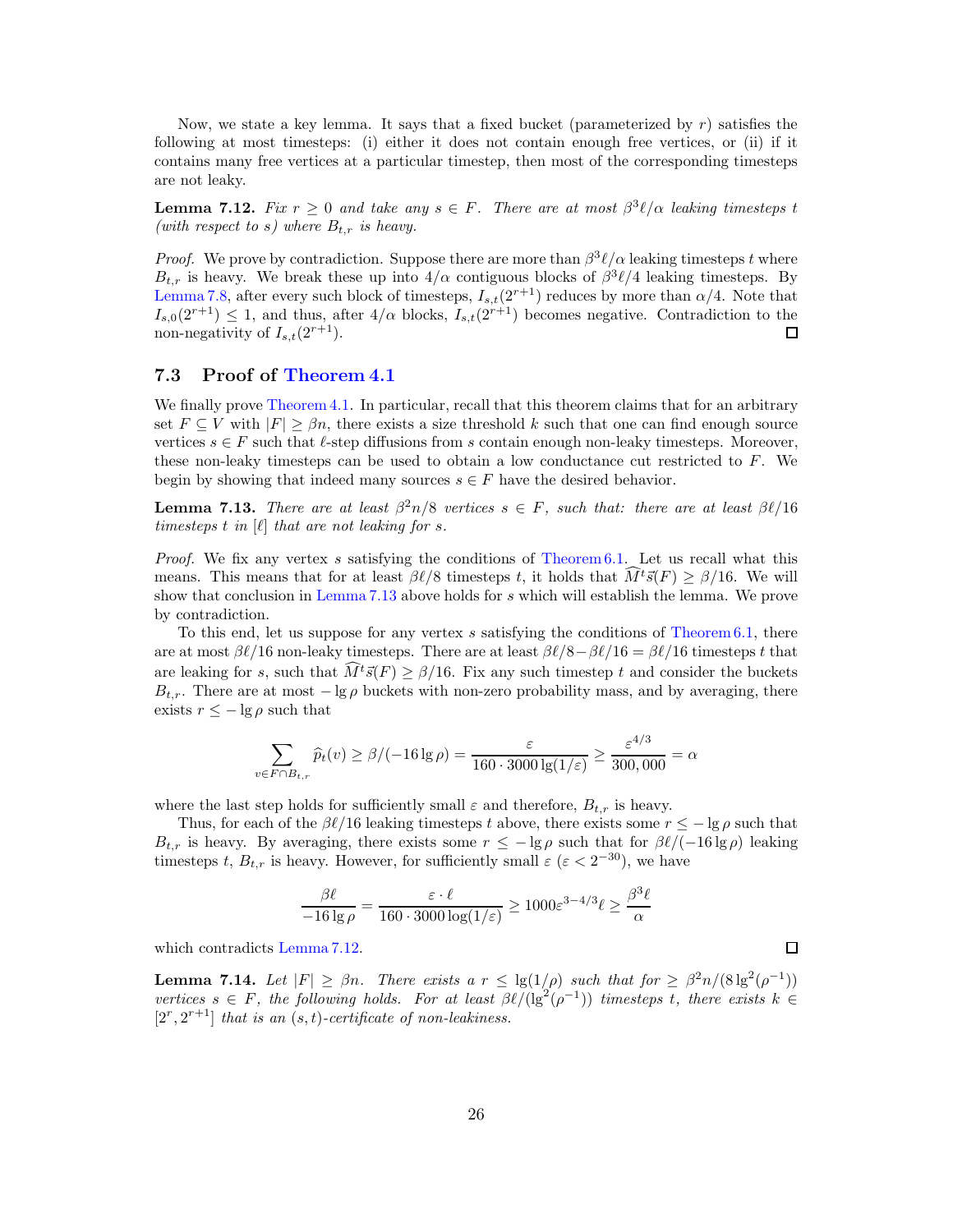Now, we state a key lemma. It says that a fixed bucket (parameterized by $r$) satisfies the following at most timesteps: (i) either it does not contain enough free vertices, or (ii) if it contains many free vertices at a particular timestep, then most of the corresponding timesteps are not leaky.

**Lemma 7.12.** *Fix $r \geq 0$ and take any $s \in F$. There are at most $\beta^3\ell/\alpha$ leaking timesteps $t$ (with respect to $s$) where $B_{t,r}$ is heavy.*

*Proof.* We prove by contradiction. Suppose there are more than $\beta^3\ell/\alpha$ leaking timesteps $t$ where $B_{t,r}$ is heavy. We break these up into $4/\alpha$ contiguous blocks of $\beta^3\ell/4$ leaking timesteps. By Lemma 7.8, after every such block of timesteps, $I_{s,t}(2^{r+1})$ reduces by more than $\alpha/4$. Note that $I_{s,0}(2^{r+1}) \leq 1$, and thus, after $4/\alpha$ blocks, $I_{s,t}(2^{r+1})$ becomes negative. Contradiction to the non-negativity of $I_{s,t}(2^{r+1})$. ∎

### 7.3 Proof of Theorem 4.1

We finally prove Theorem 4.1. In particular, recall that this theorem claims that for an arbitrary set $F \subseteq V$ with $|F| \geq \beta n$, there exists a size threshold $k$ such that one can find enough source vertices $s \in F$ such that $\ell$-step diffusions from $s$ contain enough non-leaky timesteps. Moreover, these non-leaky timesteps can be used to obtain a low conductance cut restricted to $F$. We begin by showing that indeed many sources $s \in F$ have the desired behavior.

**Lemma 7.13.** *There are at least $\beta^2 n/8$ vertices $s \in F$, such that: there are at least $\beta\ell/16$ timesteps $t$ in $[\ell]$ that are not leaking for $s$.*

*Proof.* We fix any vertex $s$ satisfying the conditions of Theorem 6.1. Let us recall what this means. This means that for at least $\beta\ell/8$ timesteps $t$, it holds that $\widehat{M}^t\vec{s}(F) \geq \beta/16$. We will show that conclusion in Lemma 7.13 above holds for $s$ which will establish the lemma. We prove by contradiction.

To this end, let us suppose for any vertex $s$ satisfying the conditions of Theorem 6.1, there are at most $\beta\ell/16$ non-leaky timesteps. There are at least $\beta\ell/8 - \beta\ell/16 = \beta\ell/16$ timesteps $t$ that are leaking for $s$, such that $\widehat{M}^t\vec{s}(F) \geq \beta/16$. Fix any such timestep $t$ and consider the buckets $B_{t,r}$. There are at most $-\lg\rho$ buckets with non-zero probability mass, and by averaging, there exists $r \leq -\lg\rho$ such that

$$\sum_{v \in F \cap B_{t,r}} \widehat{p}_t(v) \geq \beta/(-16\lg\rho) = \frac{\varepsilon}{160 \cdot 3000 \lg(1/\varepsilon)} \geq \frac{\varepsilon^{4/3}}{300,000} = \alpha$$

where the last step holds for sufficiently small $\varepsilon$ and therefore, $B_{t,r}$ is heavy.

Thus, for each of the $\beta\ell/16$ leaking timesteps $t$ above, there exists some $r \leq -\lg\rho$ such that $B_{t,r}$ is heavy. By averaging, there exists some $r \leq -\lg\rho$ such that for $\beta\ell/(-16\lg\rho)$ leaking timesteps $t$, $B_{t,r}$ is heavy. However, for sufficiently small $\varepsilon$ ($\varepsilon < 2^{-30}$), we have

$$\frac{\beta\ell}{-16\lg\rho} = \frac{\varepsilon \cdot \ell}{160 \cdot 3000 \log(1/\varepsilon)} \geq 1000\varepsilon^{3-4/3}\ell \geq \frac{\beta^3\ell}{\alpha}$$

which contradicts Lemma 7.12. ∎

**Lemma 7.14.** *Let $|F| \geq \beta n$. There exists a $r \leq \lg(1/\rho)$ such that for $\geq \beta^2 n/(8\lg^2(\rho^{-1}))$ vertices $s \in F$, the following holds. For at least $\beta\ell/(\lg^2(\rho^{-1}))$ timesteps $t$, there exists $k \in [2^r, 2^{r+1}]$ that is an $(s,t)$-certificate of non-leakiness.*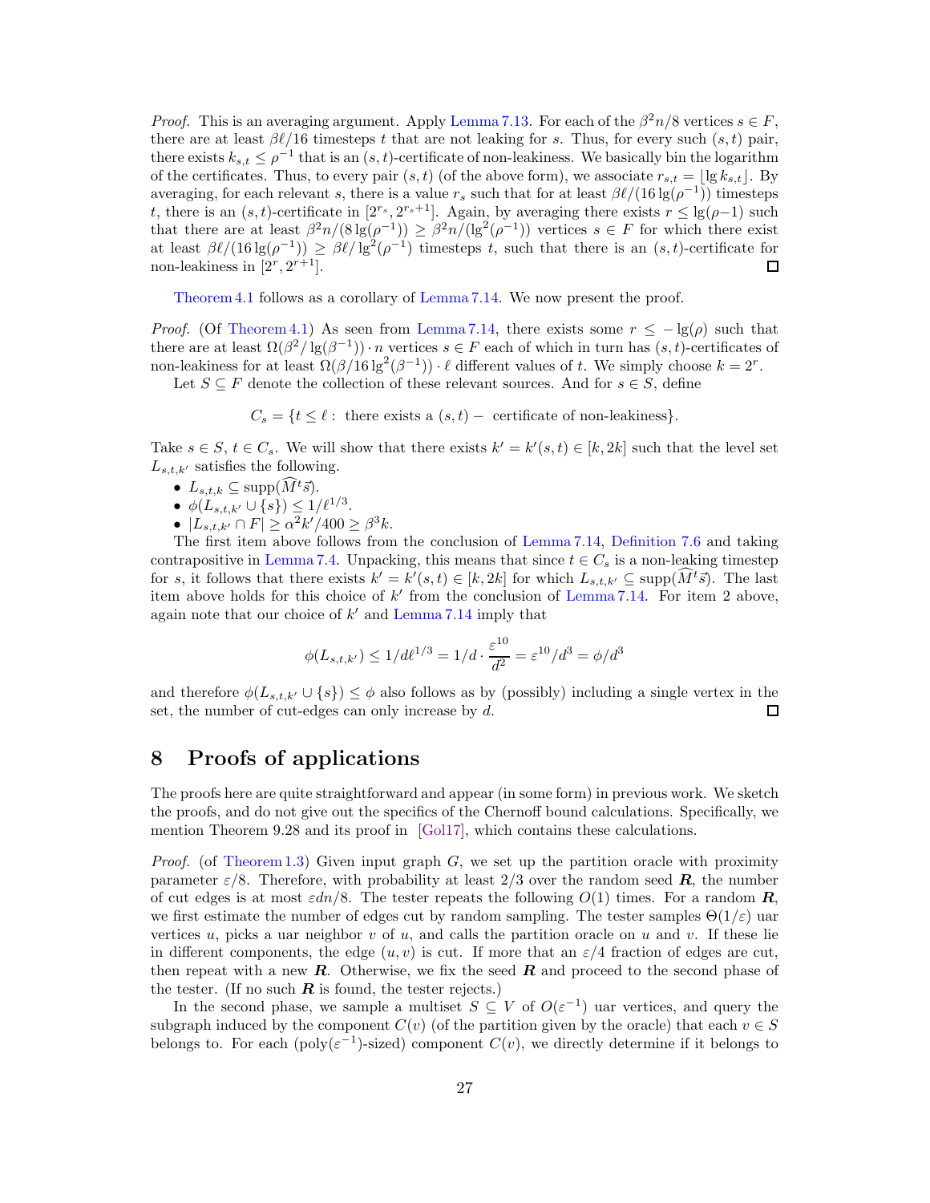*Proof.* This is an averaging argument. Apply Lemma 7.13. For each of the $\beta^2 n/8$ vertices $s \in F$, there are at least $\beta\ell/16$ timesteps $t$ that are not leaking for $s$. Thus, for every such $(s,t)$ pair, there exists $k_{s,t} \le \rho^{-1}$ that is an $(s,t)$-certificate of non-leakiness. We basically bin the logarithm of the certificates. Thus, to every pair $(s,t)$ (of the above form), we associate $r_{s,t} = \lfloor \lg k_{s,t} \rfloor$. By averaging, for each relevant $s$, there is a value $r_s$ such that for at least $\beta\ell/(16\lg(\rho^{-1}))$ timesteps $t$, there is an $(s,t)$-certificate in $[2^{r_s}, 2^{r_s+1}]$. Again, by averaging there exists $r \le \lg(\rho{-}1)$ such that there are at least $\beta^2 n/(8\lg(\rho^{-1})) \ge \beta^2 n/(\lg^2(\rho^{-1}))$ vertices $s \in F$ for which there exist at least $\beta\ell/(16\lg(\rho^{-1})) \ge \beta\ell/\lg^2(\rho^{-1})$ timesteps $t$, such that there is an $(s,t)$-certificate for non-leakiness in $[2^r, 2^{r+1}]$. ◻

Theorem 4.1 follows as a corollary of Lemma 7.14. We now present the proof.

*Proof.* (Of Theorem 4.1) As seen from Lemma 7.14, there exists some $r \le -\lg(\rho)$ such that there are at least $\Omega(\beta^2/\lg(\beta^{-1})) \cdot n$ vertices $s \in F$ each of which in turn has $(s,t)$-certificates of non-leakiness for at least $\Omega(\beta/16\lg^2(\beta^{-1})) \cdot \ell$ different values of $t$. We simply choose $k = 2^r$.

Let $S \subseteq F$ denote the collection of these relevant sources. And for $s \in S$, define

$$C_s = \{t \le \ell : \text{ there exists a } (s,t)- \text{ certificate of non-leakiness}\}.$$

Take $s \in S$, $t \in C_s$. We will show that there exists $k' = k'(s,t) \in [k, 2k]$ such that the level set $L_{s,t,k'}$ satisfies the following.

- $L_{s,t,k} \subseteq \text{supp}(\widehat{M}^t \vec{s})$.
- $\phi(L_{s,t,k'} \cup \{s\}) \le 1/\ell^{1/3}$.
- $|L_{s,t,k'} \cap F| \ge \alpha^2 k'/400 \ge \beta^3 k$.

The first item above follows from the conclusion of Lemma 7.14, Definition 7.6 and taking contrapositive in Lemma 7.4. Unpacking, this means that since $t \in C_s$ is a non-leaking timestep for $s$, it follows that there exists $k' = k'(s,t) \in [k, 2k]$ for which $L_{s,t,k'} \subseteq \text{supp}(\widehat{M}^t \vec{s})$. The last item above holds for this choice of $k'$ from the conclusion of Lemma 7.14. For item 2 above, again note that our choice of $k'$ and Lemma 7.14 imply that

$$\phi(L_{s,t,k'}) \le 1/d\ell^{1/3} = 1/d \cdot \frac{\varepsilon^{10}}{d^2} = \varepsilon^{10}/d^3 = \phi/d^3$$

and therefore $\phi(L_{s,t,k'} \cup \{s\}) \le \phi$ also follows as by (possibly) including a single vertex in the set, the number of cut-edges can only increase by $d$. ◻

# 8 Proofs of applications

The proofs here are quite straightforward and appear (in some form) in previous work. We sketch the proofs, and do not give out the specifics of the Chernoff bound calculations. Specifically, we mention Theorem 9.28 and its proof in [Gol17], which contains these calculations.

*Proof.* (of Theorem 1.3) Given input graph $G$, we set up the partition oracle with proximity parameter $\varepsilon/8$. Therefore, with probability at least 2/3 over the random seed $\boldsymbol{R}$, the number of cut edges is at most $\varepsilon dn/8$. The tester repeats the following $O(1)$ times. For a random $\boldsymbol{R}$, we first estimate the number of edges cut by random sampling. The tester samples $\Theta(1/\varepsilon)$ uar vertices $u$, picks a uar neighbor $v$ of $u$, and calls the partition oracle on $u$ and $v$. If these lie in different components, the edge $(u,v)$ is cut. If more that an $\varepsilon/4$ fraction of edges are cut, then repeat with a new $\boldsymbol{R}$. Otherwise, we fix the seed $\boldsymbol{R}$ and proceed to the second phase of the tester. (If no such $\boldsymbol{R}$ is found, the tester rejects.)

In the second phase, we sample a multiset $S \subseteq V$ of $O(\varepsilon^{-1})$ uar vertices, and query the subgraph induced by the component $C(v)$ (of the partition given by the oracle) that each $v \in S$ belongs to. For each ($\text{poly}(\varepsilon^{-1})$-sized) component $C(v)$, we directly determine if it belongs to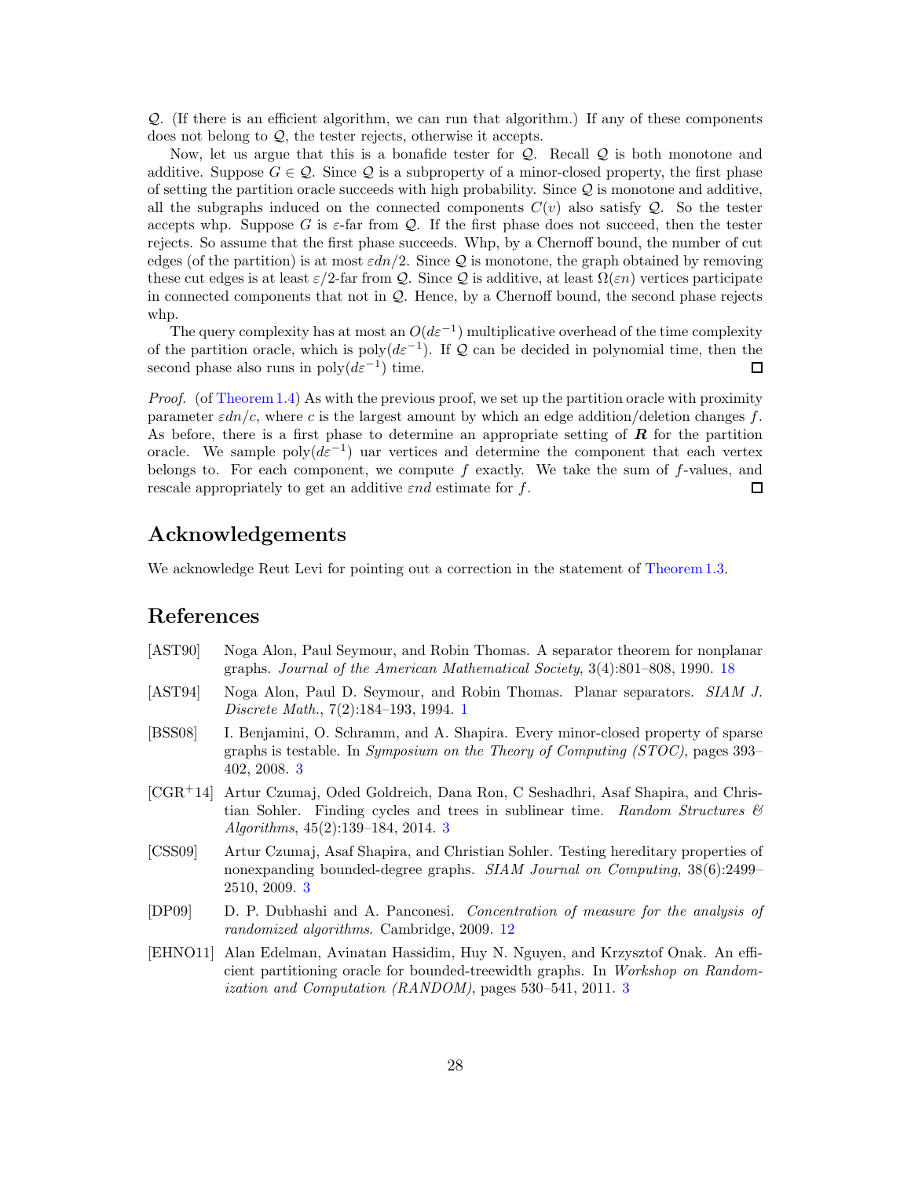$\mathcal{Q}$. (If there is an efficient algorithm, we can run that algorithm.) If any of these components does not belong to $\mathcal{Q}$, the tester rejects, otherwise it accepts.

Now, let us argue that this is a bonafide tester for $\mathcal{Q}$. Recall $\mathcal{Q}$ is both monotone and additive. Suppose $G \in \mathcal{Q}$. Since $\mathcal{Q}$ is a subproperty of a minor-closed property, the first phase of setting the partition oracle succeeds with high probability. Since $\mathcal{Q}$ is monotone and additive, all the subgraphs induced on the connected components $C(v)$ also satisfy $\mathcal{Q}$. So the tester accepts whp. Suppose $G$ is $\varepsilon$-far from $\mathcal{Q}$. If the first phase does not succeed, then the tester rejects. So assume that the first phase succeeds. Whp, by a Chernoff bound, the number of cut edges (of the partition) is at most $\varepsilon dn/2$. Since $\mathcal{Q}$ is monotone, the graph obtained by removing these cut edges is at least $\varepsilon/2$-far from $\mathcal{Q}$. Since $\mathcal{Q}$ is additive, at least $\Omega(\varepsilon n)$ vertices participate in connected components that not in $\mathcal{Q}$. Hence, by a Chernoff bound, the second phase rejects whp.

The query complexity has at most an $O(d\varepsilon^{-1})$ multiplicative overhead of the time complexity of the partition oracle, which is $\text{poly}(d\varepsilon^{-1})$. If $\mathcal{Q}$ can be decided in polynomial time, then the second phase also runs in $\text{poly}(d\varepsilon^{-1})$ time. ☐

*Proof.* (of Theorem 1.4) As with the previous proof, we set up the partition oracle with proximity parameter $\varepsilon dn/c$, where $c$ is the largest amount by which an edge addition/deletion changes $f$. As before, there is a first phase to determine an appropriate setting of $\boldsymbol{R}$ for the partition oracle. We sample $\text{poly}(d\varepsilon^{-1})$ uar vertices and determine the component that each vertex belongs to. For each component, we compute $f$ exactly. We take the sum of $f$-values, and rescale appropriately to get an additive $\varepsilon nd$ estimate for $f$. ☐

## Acknowledgements

We acknowledge Reut Levi for pointing out a correction in the statement of Theorem 1.3.

## References

[AST90] Noga Alon, Paul Seymour, and Robin Thomas. A separator theorem for nonplanar graphs. *Journal of the American Mathematical Society*, 3(4):801–808, 1990. 18

[AST94] Noga Alon, Paul D. Seymour, and Robin Thomas. Planar separators. *SIAM J. Discrete Math.*, 7(2):184–193, 1994. 1

[BSS08] I. Benjamini, O. Schramm, and A. Shapira. Every minor-closed property of sparse graphs is testable. In *Symposium on the Theory of Computing (STOC)*, pages 393–402, 2008. 3

[CGR+14] Artur Czumaj, Oded Goldreich, Dana Ron, C Seshadhri, Asaf Shapira, and Christian Sohler. Finding cycles and trees in sublinear time. *Random Structures & Algorithms*, 45(2):139–184, 2014. 3

[CSS09] Artur Czumaj, Asaf Shapira, and Christian Sohler. Testing hereditary properties of nonexpanding bounded-degree graphs. *SIAM Journal on Computing*, 38(6):2499–2510, 2009. 3

[DP09] D. P. Dubhashi and A. Panconesi. *Concentration of measure for the analysis of randomized algorithms*. Cambridge, 2009. 12

[EHNO11] Alan Edelman, Avinatan Hassidim, Huy N. Nguyen, and Krzysztof Onak. An efficient partitioning oracle for bounded-treewidth graphs. In *Workshop on Randomization and Computation (RANDOM)*, pages 530–541, 2011. 3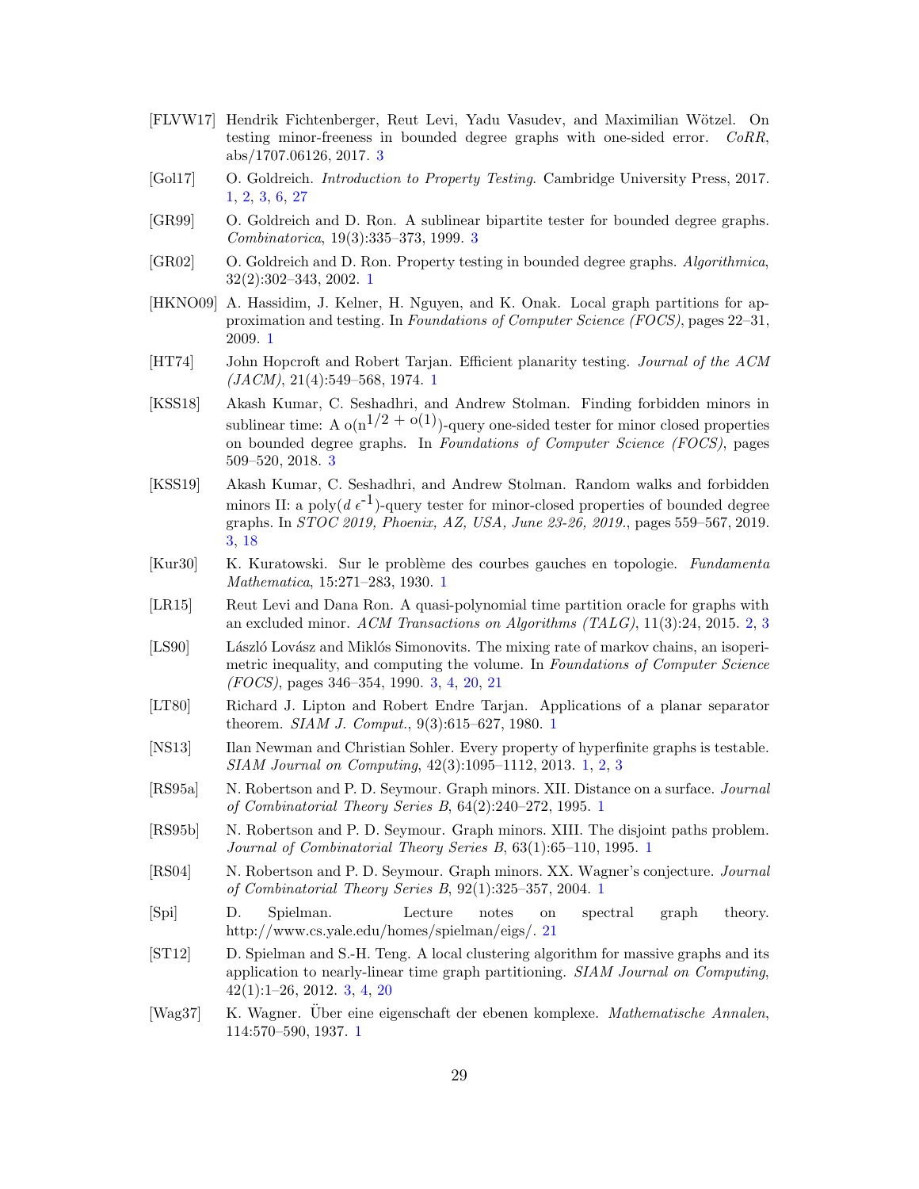[FLVW17] Hendrik Fichtenberger, Reut Levi, Yadu Vasudev, and Maximilian Wötzel. On testing minor-freeness in bounded degree graphs with one-sided error. *CoRR*, abs/1707.06126, 2017. 3

[Gol17] O. Goldreich. *Introduction to Property Testing*. Cambridge University Press, 2017. 1, 2, 3, 6, 27

[GR99] O. Goldreich and D. Ron. A sublinear bipartite tester for bounded degree graphs. *Combinatorica*, 19(3):335–373, 1999. 3

[GR02] O. Goldreich and D. Ron. Property testing in bounded degree graphs. *Algorithmica*, 32(2):302–343, 2002. 1

[HKNO09] A. Hassidim, J. Kelner, H. Nguyen, and K. Onak. Local graph partitions for approximation and testing. In *Foundations of Computer Science (FOCS)*, pages 22–31, 2009. 1

[HT74] John Hopcroft and Robert Tarjan. Efficient planarity testing. *Journal of the ACM (JACM)*, 21(4):549–568, 1974. 1

[KSS18] Akash Kumar, C. Seshadhri, and Andrew Stolman. Finding forbidden minors in sublinear time: A $o(n^{1/2 + o(1)})$-query one-sided tester for minor closed properties on bounded degree graphs. In *Foundations of Computer Science (FOCS)*, pages 509–520, 2018. 3

[KSS19] Akash Kumar, C. Seshadhri, and Andrew Stolman. Random walks and forbidden minors II: a poly($d\,\epsilon^{-1}$)-query tester for minor-closed properties of bounded degree graphs. In *STOC 2019, Phoenix, AZ, USA, June 23-26, 2019.*, pages 559–567, 2019. 3, 18

[Kur30] K. Kuratowski. Sur le problème des courbes gauches en topologie. *Fundamenta Mathematica*, 15:271–283, 1930. 1

[LR15] Reut Levi and Dana Ron. A quasi-polynomial time partition oracle for graphs with an excluded minor. *ACM Transactions on Algorithms (TALG)*, 11(3):24, 2015. 2, 3

[LS90] László Lovász and Miklós Simonovits. The mixing rate of markov chains, an isoperimetric inequality, and computing the volume. In *Foundations of Computer Science (FOCS)*, pages 346–354, 1990. 3, 4, 20, 21

[LT80] Richard J. Lipton and Robert Endre Tarjan. Applications of a planar separator theorem. *SIAM J. Comput.*, 9(3):615–627, 1980. 1

[NS13] Ilan Newman and Christian Sohler. Every property of hyperfinite graphs is testable. *SIAM Journal on Computing*, 42(3):1095–1112, 2013. 1, 2, 3

[RS95a] N. Robertson and P. D. Seymour. Graph minors. XII. Distance on a surface. *Journal of Combinatorial Theory Series B*, 64(2):240–272, 1995. 1

[RS95b] N. Robertson and P. D. Seymour. Graph minors. XIII. The disjoint paths problem. *Journal of Combinatorial Theory Series B*, 63(1):65–110, 1995. 1

[RS04] N. Robertson and P. D. Seymour. Graph minors. XX. Wagner's conjecture. *Journal of Combinatorial Theory Series B*, 92(1):325–357, 2004. 1

[Spi] D. Spielman. Lecture notes on spectral graph theory. http://www.cs.yale.edu/homes/spielman/eigs/. 21

[ST12] D. Spielman and S.-H. Teng. A local clustering algorithm for massive graphs and its application to nearly-linear time graph partitioning. *SIAM Journal on Computing*, 42(1):1–26, 2012. 3, 4, 20

[Wag37] K. Wagner. Über eine eigenschaft der ebenen komplexe. *Mathematische Annalen*, 114:570–590, 1937. 1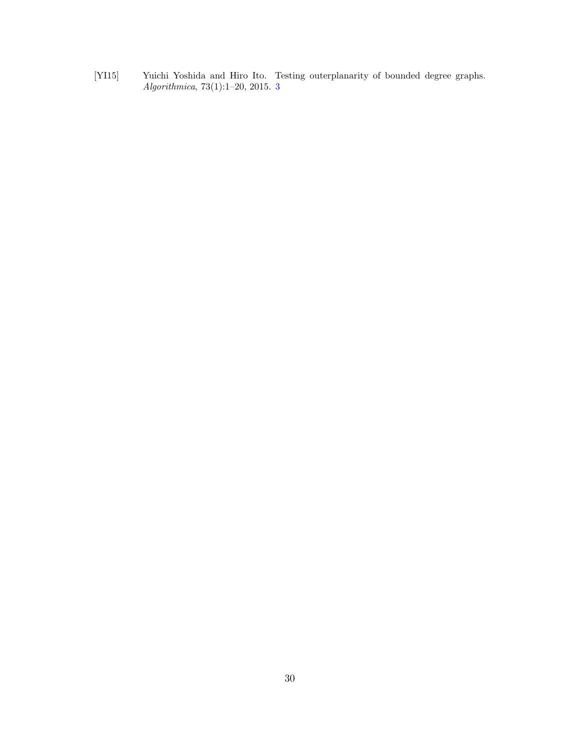[YI15] Yuichi Yoshida and Hiro Ito. Testing outerplanarity of bounded degree graphs. *Algorithmica*, 73(1):1–20, 2015. 3